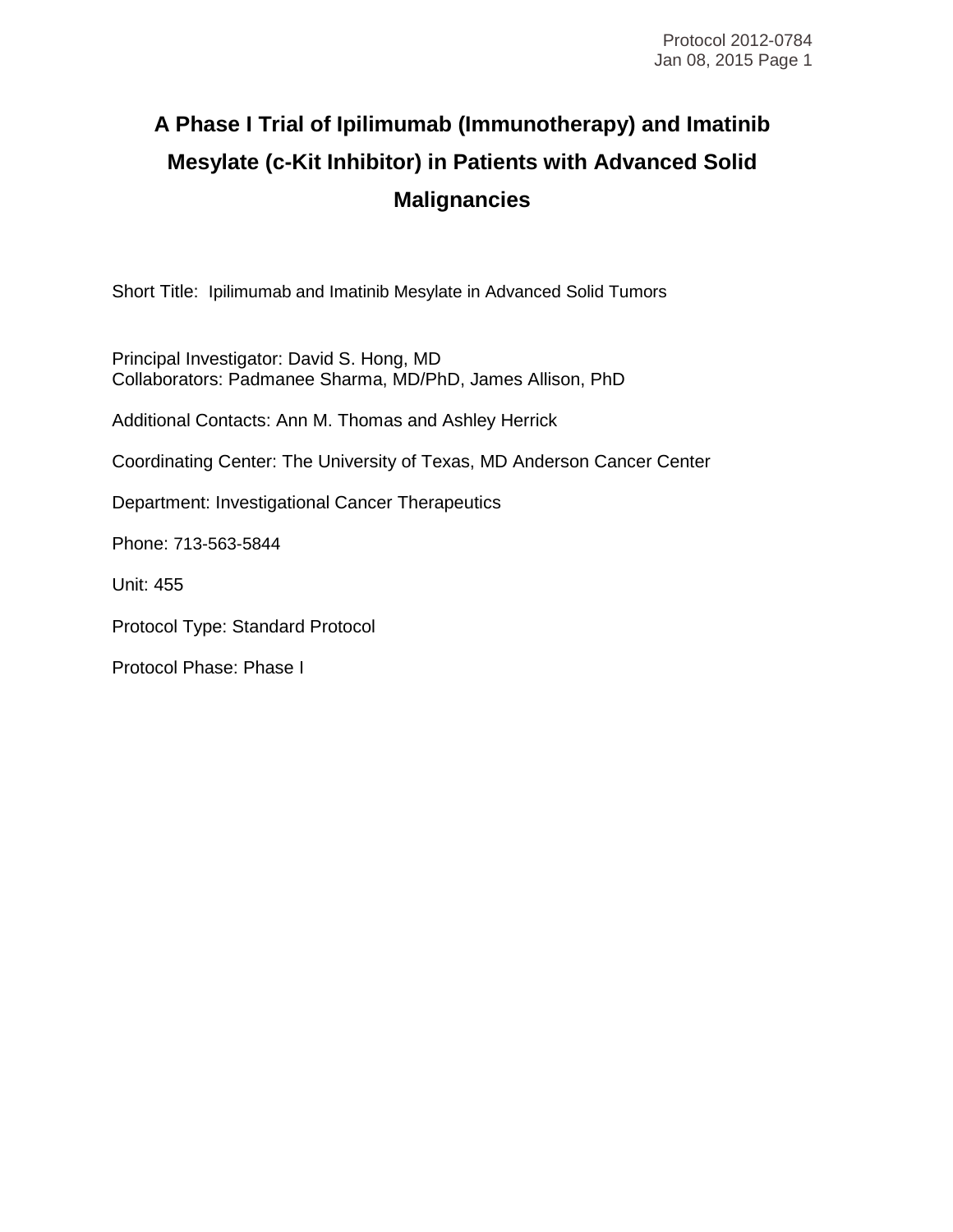# A Phase I Trial of Ipilimumab (Immunotherapy) and Imatinib Mesylate (c-Kit Inhibitor) in Patients with Advanced Solid Malignancies

Short Title: Ipilimumab and Imatinib Mesylate in Advanced Solid Tumors

Principal Investigator: David S. Hong, MD
Collaborators: Padmanee Sharma, MD/PhD, James Allison, PhD

Additional Contacts: Ann M. Thomas and Ashley Herrick

Coordinating Center: The University of Texas, MD Anderson Cancer Center

Department: Investigational Cancer Therapeutics

Phone: 713-563-5844

Unit: 455

Protocol Type: Standard Protocol

Protocol Phase: Phase I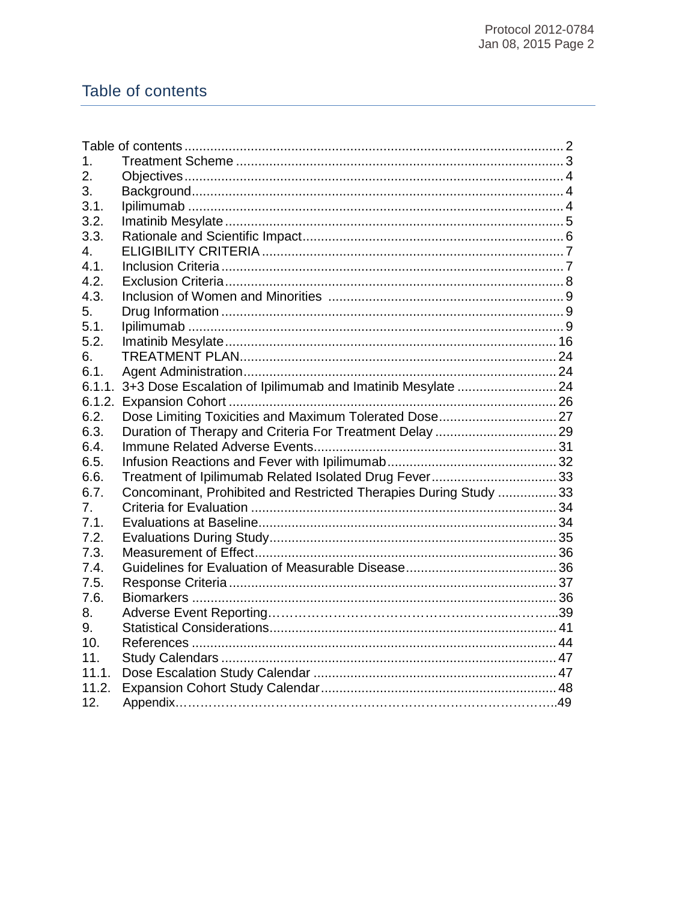## Table of contents

| | | |
|---|---|---|
| Table of contents | | 2 |
| 1. | Treatment Scheme | 3 |
| 2. | Objectives | 4 |
| 3. | Background | 4 |
| 3.1. | Ipilimumab | 4 |
| 3.2. | Imatinib Mesylate | 5 |
| 3.3. | Rationale and Scientific Impact | 6 |
| 4. | ELIGIBILITY CRITERIA | 7 |
| 4.1. | Inclusion Criteria | 7 |
| 4.2. | Exclusion Criteria | 8 |
| 4.3. | Inclusion of Women and Minorities | 9 |
| 5. | Drug Information | 9 |
| 5.1. | Ipilimumab | 9 |
| 5.2. | Imatinib Mesylate | 16 |
| 6. | TREATMENT PLAN | 24 |
| 6.1. | Agent Administration | 24 |
| 6.1.1. | 3+3 Dose Escalation of Ipilimumab and Imatinib Mesylate | 24 |
| 6.1.2. | Expansion Cohort | 26 |
| 6.2. | Dose Limiting Toxicities and Maximum Tolerated Dose | 27 |
| 6.3. | Duration of Therapy and Criteria For Treatment Delay | 29 |
| 6.4. | Immune Related Adverse Events | 31 |
| 6.5. | Infusion Reactions and Fever with Ipilimumab | 32 |
| 6.6. | Treatment of Ipilimumab Related Isolated Drug Fever | 33 |
| 6.7. | Concominant, Prohibited and Restricted Therapies During Study | 33 |
| 7. | Criteria for Evaluation | 34 |
| 7.1. | Evaluations at Baseline | 34 |
| 7.2. | Evaluations During Study | 35 |
| 7.3. | Measurement of Effect | 36 |
| 7.4. | Guidelines for Evaluation of Measurable Disease | 36 |
| 7.5. | Response Criteria | 37 |
| 7.6. | Biomarkers | 36 |
| 8. | Adverse Event Reporting | 39 |
| 9. | Statistical Considerations | 41 |
| 10. | References | 44 |
| 11. | Study Calendars | 47 |
| 11.1. | Dose Escalation Study Calendar | 47 |
| 11.2. | Expansion Cohort Study Calendar | 48 |
| 12. | Appendix | 49 |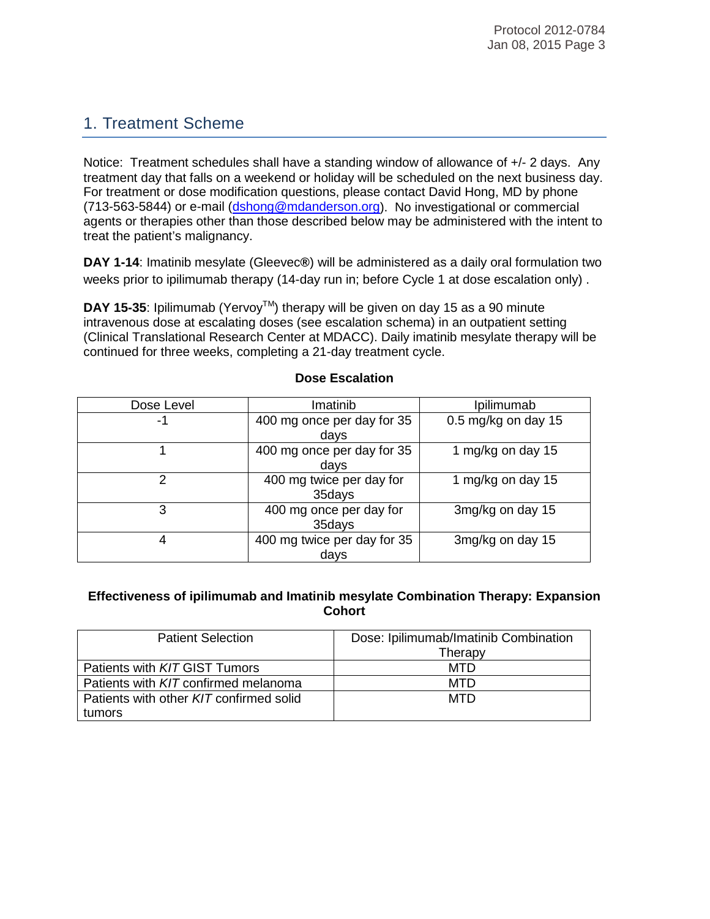# 1. Treatment Scheme

Notice: Treatment schedules shall have a standing window of allowance of +/- 2 days. Any treatment day that falls on a weekend or holiday will be scheduled on the next business day. For treatment or dose modification questions, please contact David Hong, MD by phone (713-563-5844) or e-mail (dshong@mdanderson.org). No investigational or commercial agents or therapies other than those described below may be administered with the intent to treat the patient's malignancy.

**DAY 1-14**: Imatinib mesylate (Gleevec®) will be administered as a daily oral formulation two weeks prior to ipilimumab therapy (14-day run in; before Cycle 1 at dose escalation only) .

**DAY 15-35**: Ipilimumab (Yervoy™) therapy will be given on day 15 as a 90 minute intravenous dose at escalating doses (see escalation schema) in an outpatient setting (Clinical Translational Research Center at MDACC). Daily imatinib mesylate therapy will be continued for three weeks, completing a 21-day treatment cycle.

**Dose Escalation**

| Dose Level | Imatinib | Ipilimumab |
|---|---|---|
| -1 | 400 mg once per day for 35 days | 0.5 mg/kg on day 15 |
| 1 | 400 mg once per day for 35 days | 1 mg/kg on day 15 |
| 2 | 400 mg twice per day for 35days | 1 mg/kg on day 15 |
| 3 | 400 mg once per day for 35days | 3mg/kg on day 15 |
| 4 | 400 mg twice per day for 35 days | 3mg/kg on day 15 |

**Effectiveness of ipilimumab and Imatinib mesylate Combination Therapy: Expansion Cohort**

| Patient Selection | Dose: Ipilimumab/Imatinib Combination Therapy |
|---|---|
| Patients with *KIT* GIST Tumors | MTD |
| Patients with *KIT* confirmed melanoma | MTD |
| Patients with other *KIT* confirmed solid tumors | MTD |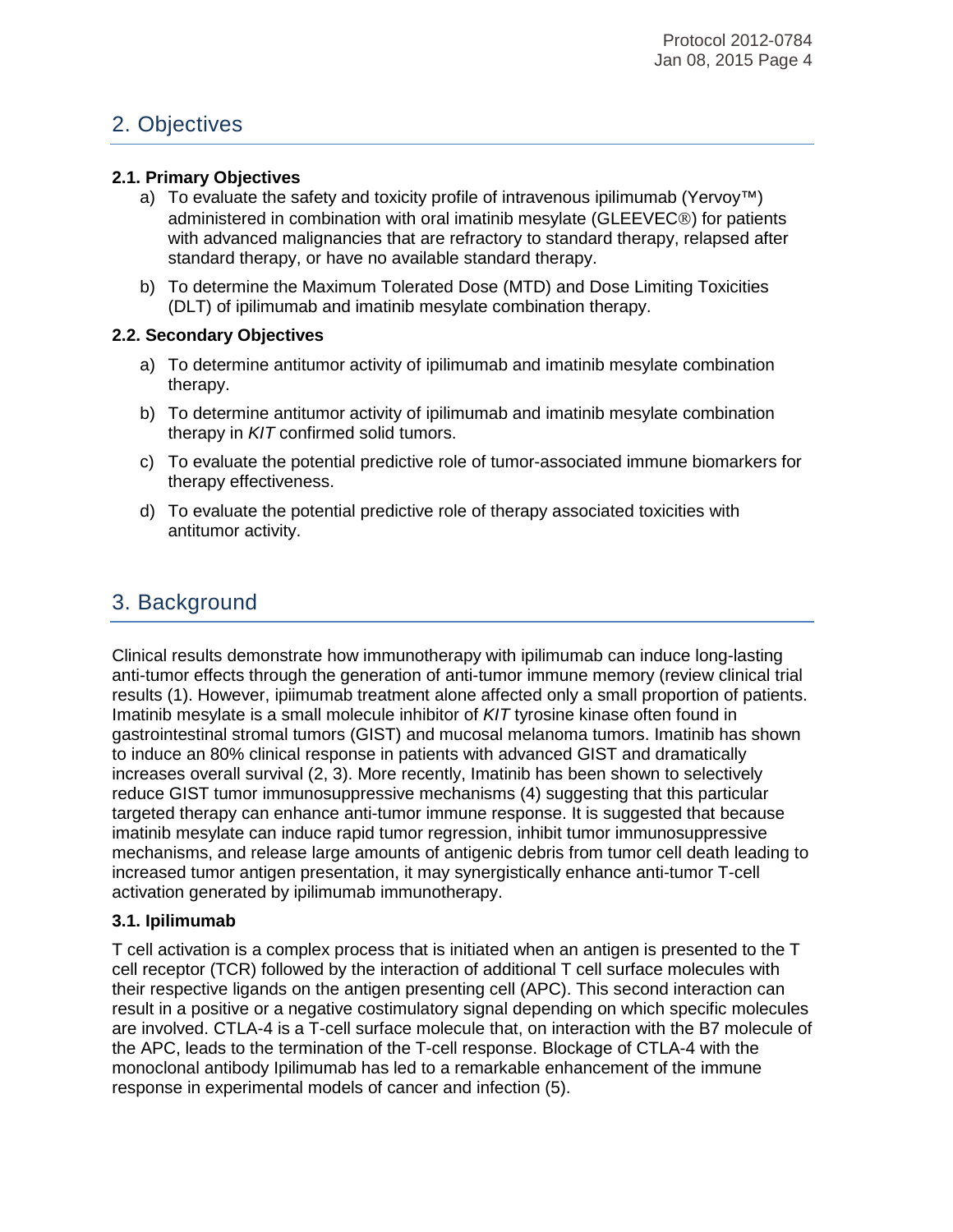## 2. Objectives

### 2.1. Primary Objectives

a) To evaluate the safety and toxicity profile of intravenous ipilimumab (Yervoy™) administered in combination with oral imatinib mesylate (GLEEVEC®) for patients with advanced malignancies that are refractory to standard therapy, relapsed after standard therapy, or have no available standard therapy.

b) To determine the Maximum Tolerated Dose (MTD) and Dose Limiting Toxicities (DLT) of ipilimumab and imatinib mesylate combination therapy.

### 2.2. Secondary Objectives

a) To determine antitumor activity of ipilimumab and imatinib mesylate combination therapy.

b) To determine antitumor activity of ipilimumab and imatinib mesylate combination therapy in *KIT* confirmed solid tumors.

c) To evaluate the potential predictive role of tumor-associated immune biomarkers for therapy effectiveness.

d) To evaluate the potential predictive role of therapy associated toxicities with antitumor activity.

## 3. Background

Clinical results demonstrate how immunotherapy with ipilimumab can induce long-lasting anti-tumor effects through the generation of anti-tumor immune memory (review clinical trial results (1). However, ipiimumab treatment alone affected only a small proportion of patients. Imatinib mesylate is a small molecule inhibitor of *KIT* tyrosine kinase often found in gastrointestinal stromal tumors (GIST) and mucosal melanoma tumors. Imatinib has shown to induce an 80% clinical response in patients with advanced GIST and dramatically increases overall survival (2, 3). More recently, Imatinib has been shown to selectively reduce GIST tumor immunosuppressive mechanisms (4) suggesting that this particular targeted therapy can enhance anti-tumor immune response. It is suggested that because imatinib mesylate can induce rapid tumor regression, inhibit tumor immunosuppressive mechanisms, and release large amounts of antigenic debris from tumor cell death leading to increased tumor antigen presentation, it may synergistically enhance anti-tumor T-cell activation generated by ipilimumab immunotherapy.

### 3.1. Ipilimumab

T cell activation is a complex process that is initiated when an antigen is presented to the T cell receptor (TCR) followed by the interaction of additional T cell surface molecules with their respective ligands on the antigen presenting cell (APC). This second interaction can result in a positive or a negative costimulatory signal depending on which specific molecules are involved. CTLA-4 is a T-cell surface molecule that, on interaction with the B7 molecule of the APC, leads to the termination of the T-cell response. Blockage of CTLA-4 with the monoclonal antibody Ipilimumab has led to a remarkable enhancement of the immune response in experimental models of cancer and infection (5).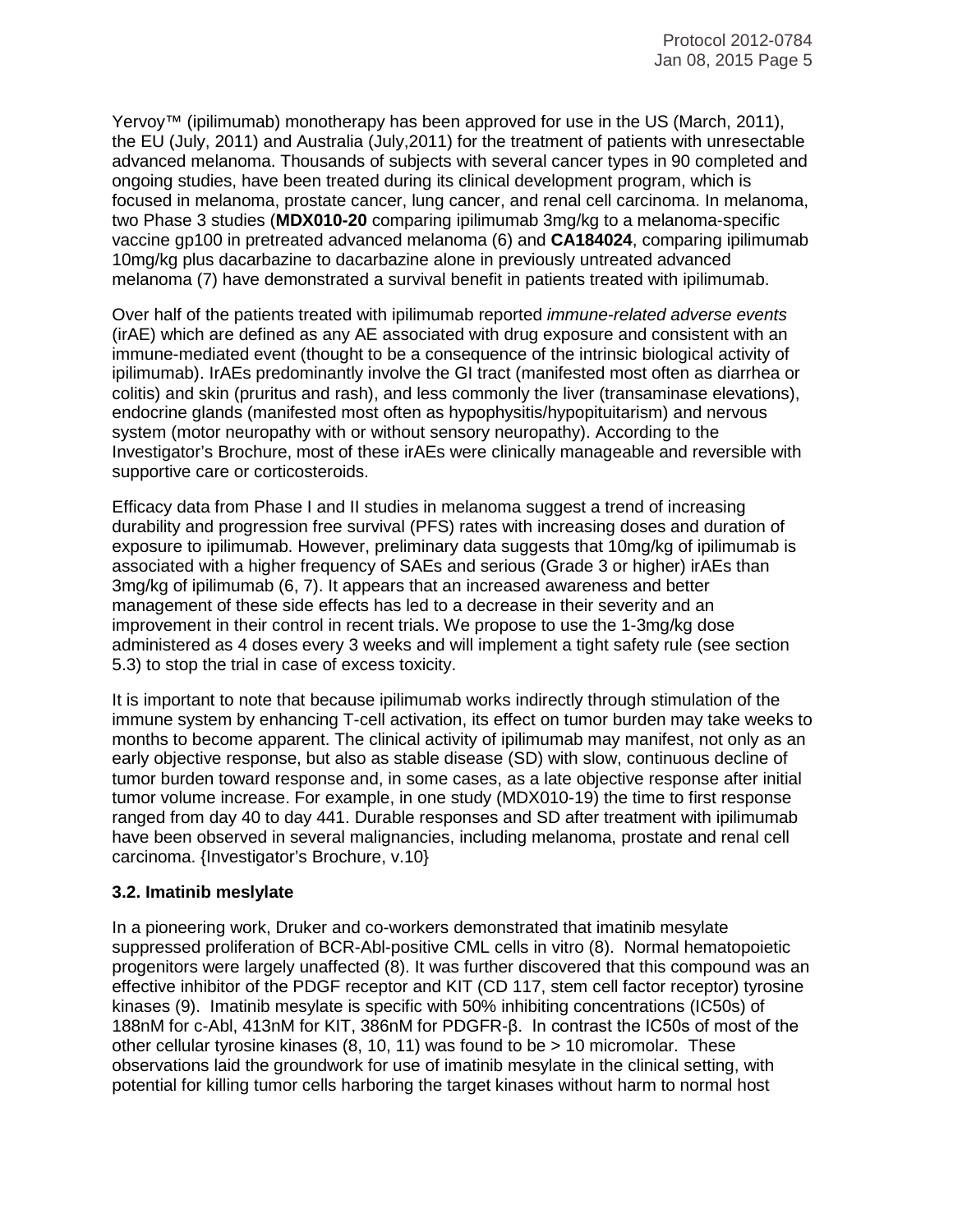Yervoy™ (ipilimumab) monotherapy has been approved for use in the US (March, 2011), the EU (July, 2011) and Australia (July,2011) for the treatment of patients with unresectable advanced melanoma. Thousands of subjects with several cancer types in 90 completed and ongoing studies, have been treated during its clinical development program, which is focused in melanoma, prostate cancer, lung cancer, and renal cell carcinoma. In melanoma, two Phase 3 studies (**MDX010-20** comparing ipilimumab 3mg/kg to a melanoma-specific vaccine gp100 in pretreated advanced melanoma (6) and **CA184024**, comparing ipilimumab 10mg/kg plus dacarbazine to dacarbazine alone in previously untreated advanced melanoma (7) have demonstrated a survival benefit in patients treated with ipilimumab.

Over half of the patients treated with ipilimumab reported *immune-related adverse events* (irAE) which are defined as any AE associated with drug exposure and consistent with an immune-mediated event (thought to be a consequence of the intrinsic biological activity of ipilimumab). IrAEs predominantly involve the GI tract (manifested most often as diarrhea or colitis) and skin (pruritus and rash), and less commonly the liver (transaminase elevations), endocrine glands (manifested most often as hypophysitis/hypopituitarism) and nervous system (motor neuropathy with or without sensory neuropathy). According to the Investigator's Brochure, most of these irAEs were clinically manageable and reversible with supportive care or corticosteroids.

Efficacy data from Phase I and II studies in melanoma suggest a trend of increasing durability and progression free survival (PFS) rates with increasing doses and duration of exposure to ipilimumab. However, preliminary data suggests that 10mg/kg of ipilimumab is associated with a higher frequency of SAEs and serious (Grade 3 or higher) irAEs than 3mg/kg of ipilimumab (6, 7). It appears that an increased awareness and better management of these side effects has led to a decrease in their severity and an improvement in their control in recent trials. We propose to use the 1-3mg/kg dose administered as 4 doses every 3 weeks and will implement a tight safety rule (see section 5.3) to stop the trial in case of excess toxicity.

It is important to note that because ipilimumab works indirectly through stimulation of the immune system by enhancing T-cell activation, its effect on tumor burden may take weeks to months to become apparent. The clinical activity of ipilimumab may manifest, not only as an early objective response, but also as stable disease (SD) with slow, continuous decline of tumor burden toward response and, in some cases, as a late objective response after initial tumor volume increase. For example, in one study (MDX010-19) the time to first response ranged from day 40 to day 441. Durable responses and SD after treatment with ipilimumab have been observed in several malignancies, including melanoma, prostate and renal cell carcinoma. {Investigator's Brochure, v.10}

### 3.2. Imatinib meslylate

In a pioneering work, Druker and co-workers demonstrated that imatinib mesylate suppressed proliferation of BCR-Abl-positive CML cells in vitro (8). Normal hematopoietic progenitors were largely unaffected (8). It was further discovered that this compound was an effective inhibitor of the PDGF receptor and KIT (CD 117, stem cell factor receptor) tyrosine kinases (9). Imatinib mesylate is specific with 50% inhibiting concentrations (IC50s) of 188nM for c-Abl, 413nM for KIT, 386nM for PDGFR-β. In contrast the IC50s of most of the other cellular tyrosine kinases (8, 10, 11) was found to be > 10 micromolar. These observations laid the groundwork for use of imatinib mesylate in the clinical setting, with potential for killing tumor cells harboring the target kinases without harm to normal host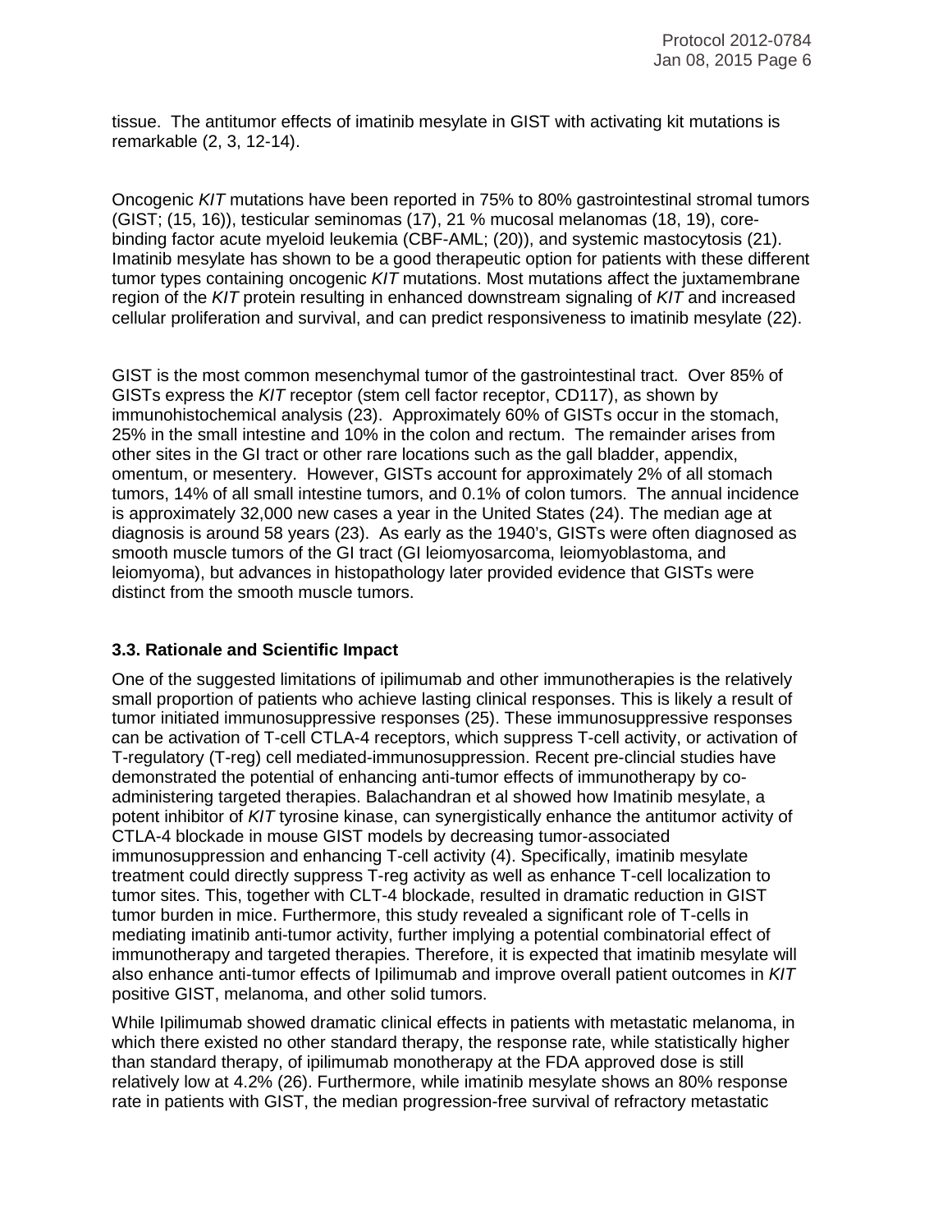tissue. The antitumor effects of imatinib mesylate in GIST with activating kit mutations is remarkable (2, 3, 12-14).

Oncogenic *KIT* mutations have been reported in 75% to 80% gastrointestinal stromal tumors (GIST; (15, 16)), testicular seminomas (17), 21 % mucosal melanomas (18, 19), core-binding factor acute myeloid leukemia (CBF-AML; (20)), and systemic mastocytosis (21). Imatinib mesylate has shown to be a good therapeutic option for patients with these different tumor types containing oncogenic *KIT* mutations. Most mutations affect the juxtamembrane region of the *KIT* protein resulting in enhanced downstream signaling of *KIT* and increased cellular proliferation and survival, and can predict responsiveness to imatinib mesylate (22).

GIST is the most common mesenchymal tumor of the gastrointestinal tract. Over 85% of GISTs express the *KIT* receptor (stem cell factor receptor, CD117), as shown by immunohistochemical analysis (23). Approximately 60% of GISTs occur in the stomach, 25% in the small intestine and 10% in the colon and rectum. The remainder arises from other sites in the GI tract or other rare locations such as the gall bladder, appendix, omentum, or mesentery. However, GISTs account for approximately 2% of all stomach tumors, 14% of all small intestine tumors, and 0.1% of colon tumors. The annual incidence is approximately 32,000 new cases a year in the United States (24). The median age at diagnosis is around 58 years (23). As early as the 1940's, GISTs were often diagnosed as smooth muscle tumors of the GI tract (GI leiomyosarcoma, leiomyoblastoma, and leiomyoma), but advances in histopathology later provided evidence that GISTs were distinct from the smooth muscle tumors.

### 3.3. Rationale and Scientific Impact

One of the suggested limitations of ipilimumab and other immunotherapies is the relatively small proportion of patients who achieve lasting clinical responses. This is likely a result of tumor initiated immunosuppressive responses (25). These immunosuppressive responses can be activation of T-cell CTLA-4 receptors, which suppress T-cell activity, or activation of T-regulatory (T-reg) cell mediated-immunosuppression. Recent pre-clincial studies have demonstrated the potential of enhancing anti-tumor effects of immunotherapy by co-administering targeted therapies. Balachandran et al showed how Imatinib mesylate, a potent inhibitor of *KIT* tyrosine kinase, can synergistically enhance the antitumor activity of CTLA-4 blockade in mouse GIST models by decreasing tumor-associated immunosuppression and enhancing T-cell activity (4). Specifically, imatinib mesylate treatment could directly suppress T-reg activity as well as enhance T-cell localization to tumor sites. This, together with CLT-4 blockade, resulted in dramatic reduction in GIST tumor burden in mice. Furthermore, this study revealed a significant role of T-cells in mediating imatinib anti-tumor activity, further implying a potential combinatorial effect of immunotherapy and targeted therapies. Therefore, it is expected that imatinib mesylate will also enhance anti-tumor effects of Ipilimumab and improve overall patient outcomes in *KIT* positive GIST, melanoma, and other solid tumors.

While Ipilimumab showed dramatic clinical effects in patients with metastatic melanoma, in which there existed no other standard therapy, the response rate, while statistically higher than standard therapy, of ipilimumab monotherapy at the FDA approved dose is still relatively low at 4.2% (26). Furthermore, while imatinib mesylate shows an 80% response rate in patients with GIST, the median progression-free survival of refractory metastatic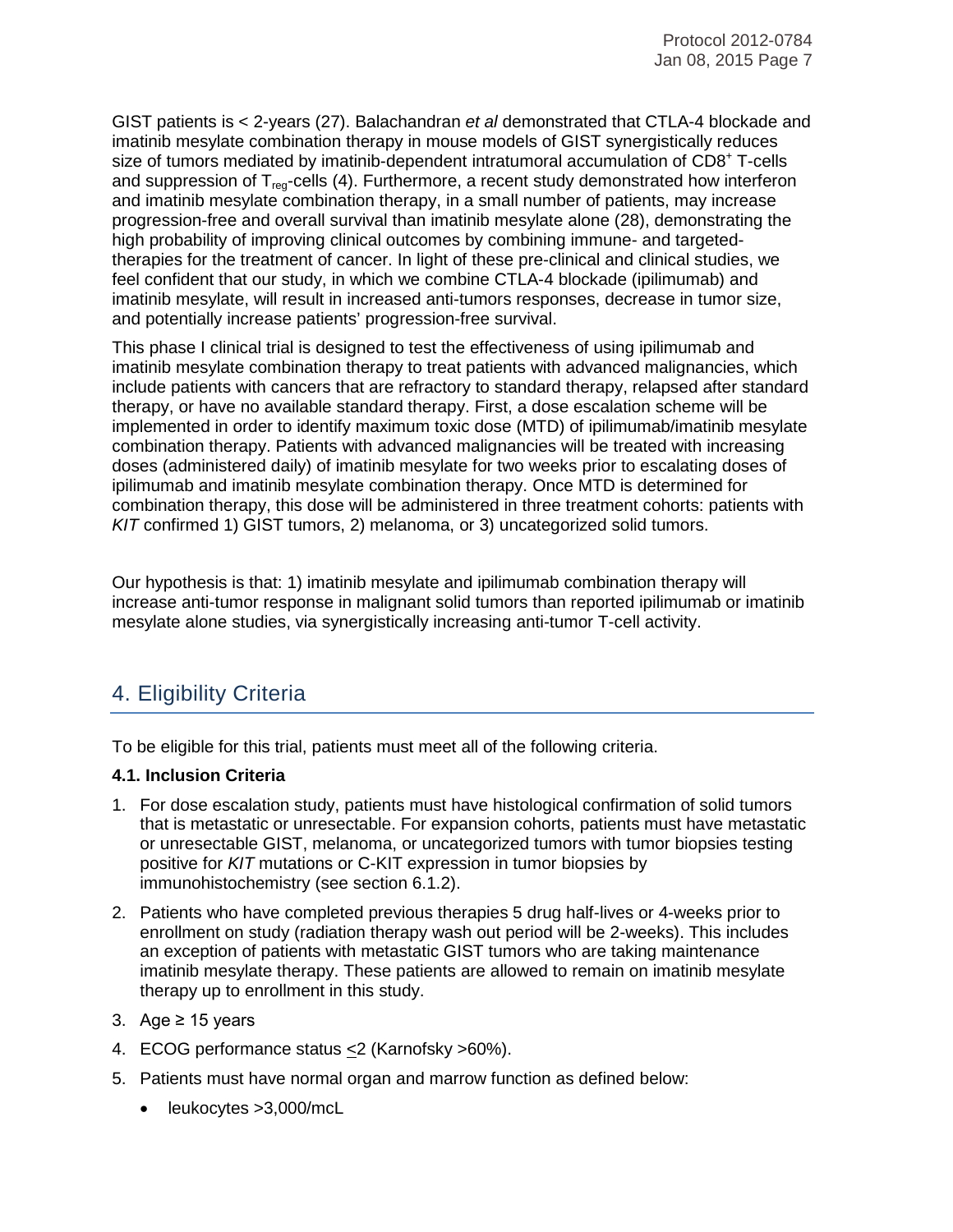GIST patients is < 2-years (27). Balachandran *et al* demonstrated that CTLA-4 blockade and imatinib mesylate combination therapy in mouse models of GIST synergistically reduces size of tumors mediated by imatinib-dependent intratumoral accumulation of $CD8^+$ T-cells and suppression of $T_{reg}$-cells (4). Furthermore, a recent study demonstrated how interferon and imatinib mesylate combination therapy, in a small number of patients, may increase progression-free and overall survival than imatinib mesylate alone (28), demonstrating the high probability of improving clinical outcomes by combining immune- and targeted-therapies for the treatment of cancer. In light of these pre-clinical and clinical studies, we feel confident that our study, in which we combine CTLA-4 blockade (ipilimumab) and imatinib mesylate, will result in increased anti-tumors responses, decrease in tumor size, and potentially increase patients' progression-free survival.

This phase I clinical trial is designed to test the effectiveness of using ipilimumab and imatinib mesylate combination therapy to treat patients with advanced malignancies, which include patients with cancers that are refractory to standard therapy, relapsed after standard therapy, or have no available standard therapy. First, a dose escalation scheme will be implemented in order to identify maximum toxic dose (MTD) of ipilimumab/imatinib mesylate combination therapy. Patients with advanced malignancies will be treated with increasing doses (administered daily) of imatinib mesylate for two weeks prior to escalating doses of ipilimumab and imatinib mesylate combination therapy. Once MTD is determined for combination therapy, this dose will be administered in three treatment cohorts: patients with *KIT* confirmed 1) GIST tumors, 2) melanoma, or 3) uncategorized solid tumors.

Our hypothesis is that: 1) imatinib mesylate and ipilimumab combination therapy will increase anti-tumor response in malignant solid tumors than reported ipilimumab or imatinib mesylate alone studies, via synergistically increasing anti-tumor T-cell activity.

# 4. Eligibility Criteria

To be eligible for this trial, patients must meet all of the following criteria.

**4.1. Inclusion Criteria**

1. For dose escalation study, patients must have histological confirmation of solid tumors that is metastatic or unresectable. For expansion cohorts, patients must have metastatic or unresectable GIST, melanoma, or uncategorized tumors with tumor biopsies testing positive for *KIT* mutations or C-KIT expression in tumor biopsies by immunohistochemistry (see section 6.1.2).
2. Patients who have completed previous therapies 5 drug half-lives or 4-weeks prior to enrollment on study (radiation therapy wash out period will be 2-weeks). This includes an exception of patients with metastatic GIST tumors who are taking maintenance imatinib mesylate therapy. These patients are allowed to remain on imatinib mesylate therapy up to enrollment in this study.
3. Age ≥ 15 years
4. ECOG performance status ≤2 (Karnofsky >60%).
5. Patients must have normal organ and marrow function as defined below:
   - leukocytes >3,000/mcL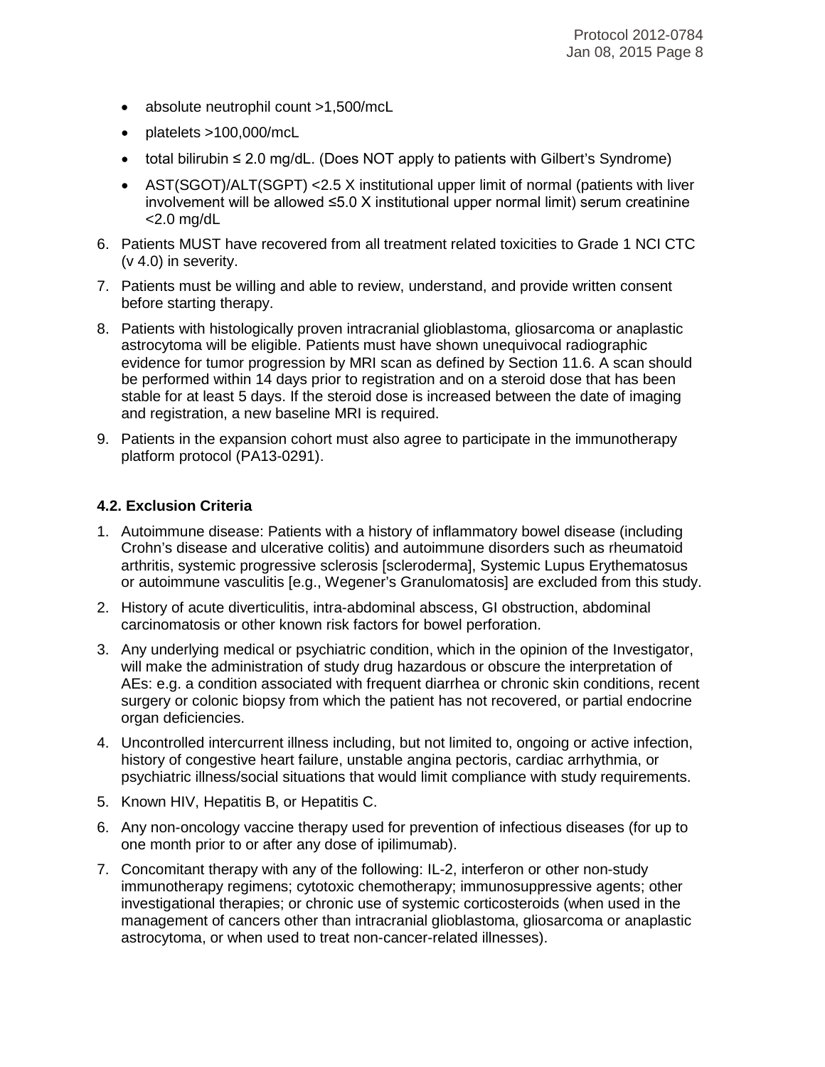- absolute neutrophil count >1,500/mcL
- platelets >100,000/mcL
- total bilirubin ≤ 2.0 mg/dL. (Does NOT apply to patients with Gilbert's Syndrome)
- AST(SGOT)/ALT(SGPT) <2.5 X institutional upper limit of normal (patients with liver involvement will be allowed ≤5.0 X institutional upper normal limit) serum creatinine <2.0 mg/dL

6. Patients MUST have recovered from all treatment related toxicities to Grade 1 NCI CTC (v 4.0) in severity.
7. Patients must be willing and able to review, understand, and provide written consent before starting therapy.
8. Patients with histologically proven intracranial glioblastoma, gliosarcoma or anaplastic astrocytoma will be eligible. Patients must have shown unequivocal radiographic evidence for tumor progression by MRI scan as defined by Section 11.6. A scan should be performed within 14 days prior to registration and on a steroid dose that has been stable for at least 5 days. If the steroid dose is increased between the date of imaging and registration, a new baseline MRI is required.
9. Patients in the expansion cohort must also agree to participate in the immunotherapy platform protocol (PA13-0291).

#### 4.2. Exclusion Criteria

1. Autoimmune disease: Patients with a history of inflammatory bowel disease (including Crohn's disease and ulcerative colitis) and autoimmune disorders such as rheumatoid arthritis, systemic progressive sclerosis [scleroderma], Systemic Lupus Erythematosus or autoimmune vasculitis [e.g., Wegener's Granulomatosis] are excluded from this study.
2. History of acute diverticulitis, intra-abdominal abscess, GI obstruction, abdominal carcinomatosis or other known risk factors for bowel perforation.
3. Any underlying medical or psychiatric condition, which in the opinion of the Investigator, will make the administration of study drug hazardous or obscure the interpretation of AEs: e.g. a condition associated with frequent diarrhea or chronic skin conditions, recent surgery or colonic biopsy from which the patient has not recovered, or partial endocrine organ deficiencies.
4. Uncontrolled intercurrent illness including, but not limited to, ongoing or active infection, history of congestive heart failure, unstable angina pectoris, cardiac arrhythmia, or psychiatric illness/social situations that would limit compliance with study requirements.
5. Known HIV, Hepatitis B, or Hepatitis C.
6. Any non-oncology vaccine therapy used for prevention of infectious diseases (for up to one month prior to or after any dose of ipilimumab).
7. Concomitant therapy with any of the following: IL-2, interferon or other non-study immunotherapy regimens; cytotoxic chemotherapy; immunosuppressive agents; other investigational therapies; or chronic use of systemic corticosteroids (when used in the management of cancers other than intracranial glioblastoma, gliosarcoma or anaplastic astrocytoma, or when used to treat non-cancer-related illnesses).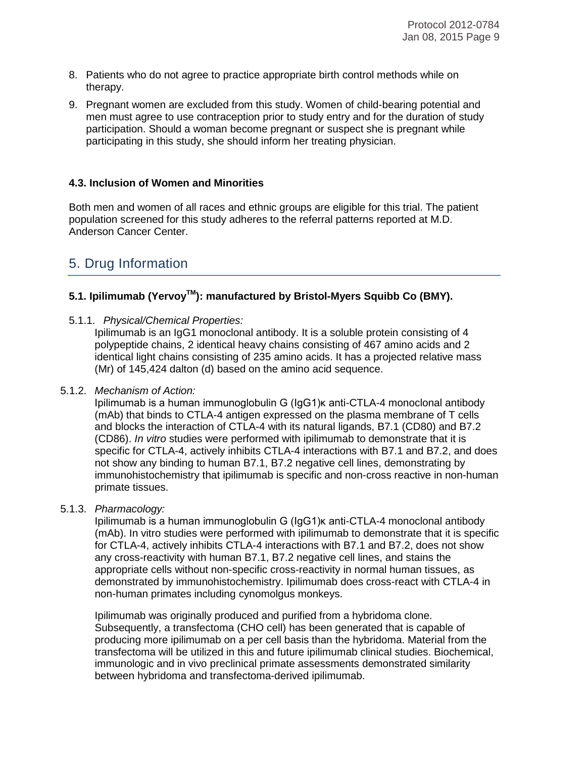8. Patients who do not agree to practice appropriate birth control methods while on therapy.
9. Pregnant women are excluded from this study. Women of child-bearing potential and men must agree to use contraception prior to study entry and for the duration of study participation. Should a woman become pregnant or suspect she is pregnant while participating in this study, she should inform her treating physician.

### 4.3. Inclusion of Women and Minorities

Both men and women of all races and ethnic groups are eligible for this trial. The patient population screened for this study adheres to the referral patterns reported at M.D. Anderson Cancer Center.

# 5. Drug Information

### 5.1. Ipilimumab (Yervoy™): manufactured by Bristol-Myers Squibb Co (BMY).

5.1.1. *Physical/Chemical Properties:*

Ipilimumab is an IgG1 monoclonal antibody. It is a soluble protein consisting of 4 polypeptide chains, 2 identical heavy chains consisting of 467 amino acids and 2 identical light chains consisting of 235 amino acids. It has a projected relative mass (Mr) of 145,424 dalton (d) based on the amino acid sequence.

5.1.2. *Mechanism of Action:*

Ipilimumab is a human immunoglobulin G (IgG1)κ anti-CTLA-4 monoclonal antibody (mAb) that binds to CTLA-4 antigen expressed on the plasma membrane of T cells and blocks the interaction of CTLA-4 with its natural ligands, B7.1 (CD80) and B7.2 (CD86). *In vitro* studies were performed with ipilimumab to demonstrate that it is specific for CTLA-4, actively inhibits CTLA-4 interactions with B7.1 and B7.2, and does not show any binding to human B7.1, B7.2 negative cell lines, demonstrating by immunohistochemistry that ipilimumab is specific and non-cross reactive in non-human primate tissues.

5.1.3. *Pharmacology:*

Ipilimumab is a human immunoglobulin G (IgG1)κ anti-CTLA-4 monoclonal antibody (mAb). In vitro studies were performed with ipilimumab to demonstrate that it is specific for CTLA-4, actively inhibits CTLA-4 interactions with B7.1 and B7.2, does not show any cross-reactivity with human B7.1, B7.2 negative cell lines, and stains the appropriate cells without non-specific cross-reactivity in normal human tissues, as demonstrated by immunohistochemistry. Ipilimumab does cross-react with CTLA-4 in non-human primates including cynomolgus monkeys.

Ipilimumab was originally produced and purified from a hybridoma clone. Subsequently, a transfectoma (CHO cell) has been generated that is capable of producing more ipilimumab on a per cell basis than the hybridoma. Material from the transfectoma will be utilized in this and future ipilimumab clinical studies. Biochemical, immunologic and in vivo preclinical primate assessments demonstrated similarity between hybridoma and transfectoma-derived ipilimumab.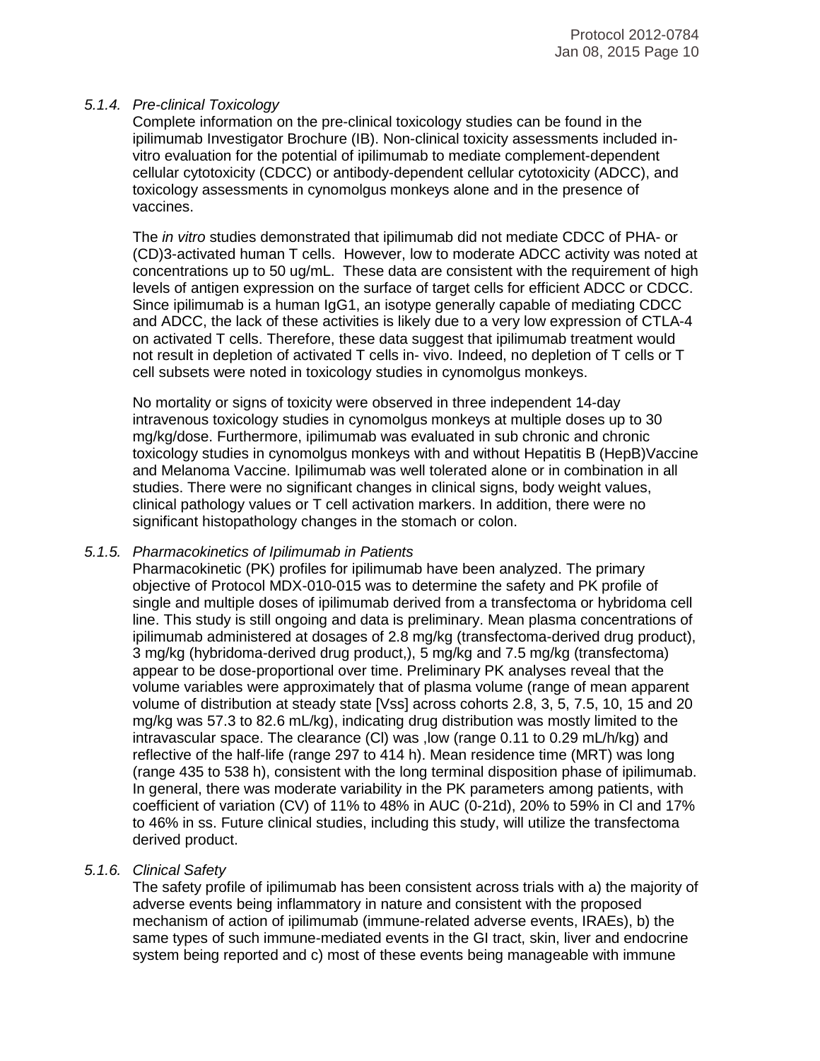### *5.1.4. Pre-clinical Toxicology*

Complete information on the pre-clinical toxicology studies can be found in the ipilimumab Investigator Brochure (IB). Non-clinical toxicity assessments included in-vitro evaluation for the potential of ipilimumab to mediate complement-dependent cellular cytotoxicity (CDCC) or antibody-dependent cellular cytotoxicity (ADCC), and toxicology assessments in cynomolgus monkeys alone and in the presence of vaccines.

The *in vitro* studies demonstrated that ipilimumab did not mediate CDCC of PHA- or (CD)3-activated human T cells. However, low to moderate ADCC activity was noted at concentrations up to 50 ug/mL. These data are consistent with the requirement of high levels of antigen expression on the surface of target cells for efficient ADCC or CDCC. Since ipilimumab is a human IgG1, an isotype generally capable of mediating CDCC and ADCC, the lack of these activities is likely due to a very low expression of CTLA-4 on activated T cells. Therefore, these data suggest that ipilimumab treatment would not result in depletion of activated T cells in- vivo. Indeed, no depletion of T cells or T cell subsets were noted in toxicology studies in cynomolgus monkeys.

No mortality or signs of toxicity were observed in three independent 14-day intravenous toxicology studies in cynomolgus monkeys at multiple doses up to 30 mg/kg/dose. Furthermore, ipilimumab was evaluated in sub chronic and chronic toxicology studies in cynomolgus monkeys with and without Hepatitis B (HepB)Vaccine and Melanoma Vaccine. Ipilimumab was well tolerated alone or in combination in all studies. There were no significant changes in clinical signs, body weight values, clinical pathology values or T cell activation markers. In addition, there were no significant histopathology changes in the stomach or colon.

### *5.1.5. Pharmacokinetics of Ipilimumab in Patients*

Pharmacokinetic (PK) profiles for ipilimumab have been analyzed. The primary objective of Protocol MDX-010-015 was to determine the safety and PK profile of single and multiple doses of ipilimumab derived from a transfectoma or hybridoma cell line. This study is still ongoing and data is preliminary. Mean plasma concentrations of ipilimumab administered at dosages of 2.8 mg/kg (transfectoma-derived drug product), 3 mg/kg (hybridoma-derived drug product,), 5 mg/kg and 7.5 mg/kg (transfectoma) appear to be dose-proportional over time. Preliminary PK analyses reveal that the volume variables were approximately that of plasma volume (range of mean apparent volume of distribution at steady state [Vss] across cohorts 2.8, 3, 5, 7.5, 10, 15 and 20 mg/kg was 57.3 to 82.6 mL/kg), indicating drug distribution was mostly limited to the intravascular space. The clearance (Cl) was ,low (range 0.11 to 0.29 mL/h/kg) and reflective of the half-life (range 297 to 414 h). Mean residence time (MRT) was long (range 435 to 538 h), consistent with the long terminal disposition phase of ipilimumab. In general, there was moderate variability in the PK parameters among patients, with coefficient of variation (CV) of 11% to 48% in AUC (0-21d), 20% to 59% in Cl and 17% to 46% in ss. Future clinical studies, including this study, will utilize the transfectoma derived product.

### *5.1.6. Clinical Safety*

The safety profile of ipilimumab has been consistent across trials with a) the majority of adverse events being inflammatory in nature and consistent with the proposed mechanism of action of ipilimumab (immune-related adverse events, IRAEs), b) the same types of such immune-mediated events in the GI tract, skin, liver and endocrine system being reported and c) most of these events being manageable with immune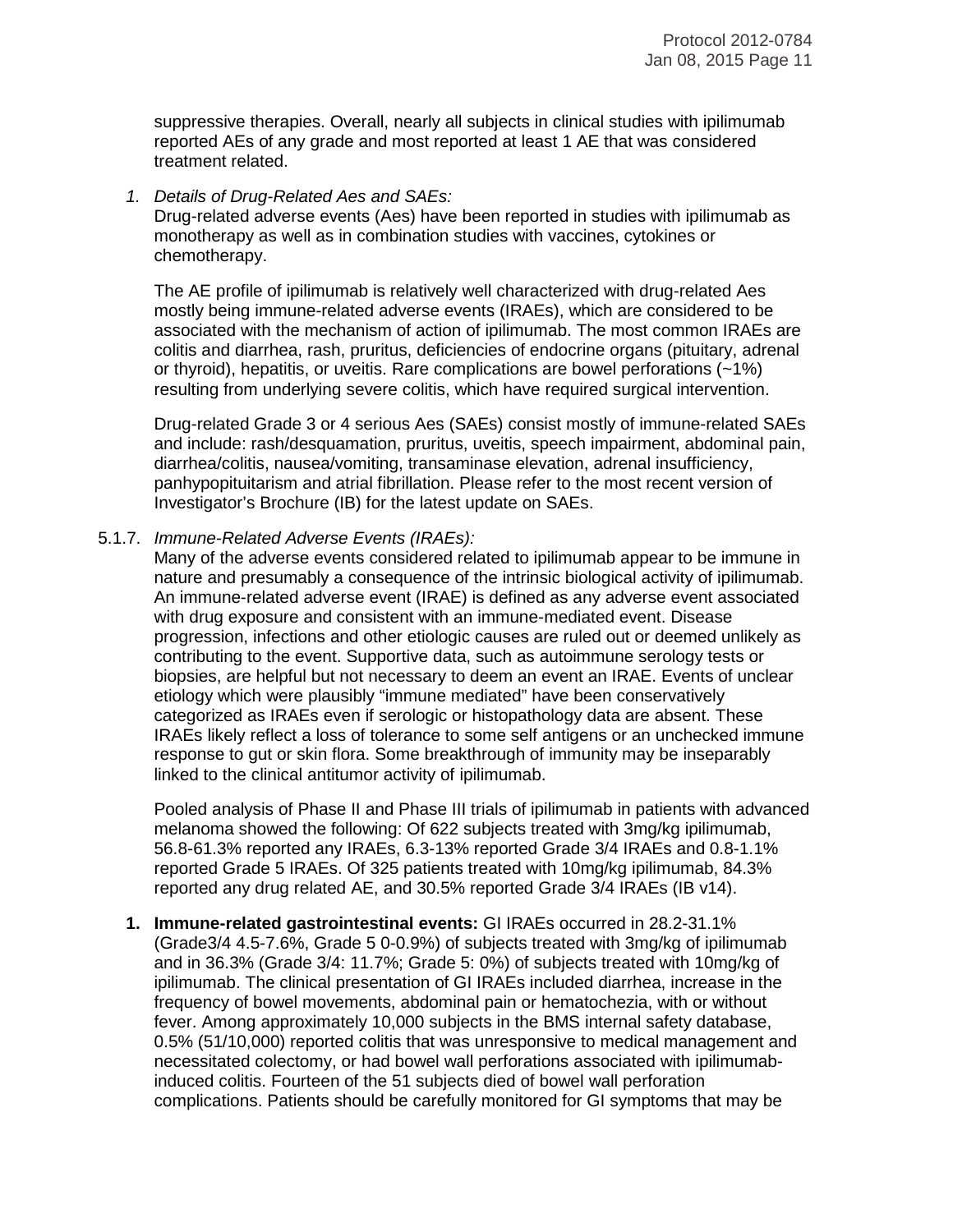suppressive therapies. Overall, nearly all subjects in clinical studies with ipilimumab reported AEs of any grade and most reported at least 1 AE that was considered treatment related.

1. *Details of Drug-Related Aes and SAEs:*
   Drug-related adverse events (Aes) have been reported in studies with ipilimumab as monotherapy as well as in combination studies with vaccines, cytokines or chemotherapy.

   The AE profile of ipilimumab is relatively well characterized with drug-related Aes mostly being immune-related adverse events (IRAEs), which are considered to be associated with the mechanism of action of ipilimumab. The most common IRAEs are colitis and diarrhea, rash, pruritus, deficiencies of endocrine organs (pituitary, adrenal or thyroid), hepatitis, or uveitis. Rare complications are bowel perforations (~1%) resulting from underlying severe colitis, which have required surgical intervention.

   Drug-related Grade 3 or 4 serious Aes (SAEs) consist mostly of immune-related SAEs and include: rash/desquamation, pruritus, uveitis, speech impairment, abdominal pain, diarrhea/colitis, nausea/vomiting, transaminase elevation, adrenal insufficiency, panhypopituitarism and atrial fibrillation. Please refer to the most recent version of Investigator's Brochure (IB) for the latest update on SAEs.

5.1.7. *Immune-Related Adverse Events (IRAEs):*

Many of the adverse events considered related to ipilimumab appear to be immune in nature and presumably a consequence of the intrinsic biological activity of ipilimumab. An immune-related adverse event (IRAE) is defined as any adverse event associated with drug exposure and consistent with an immune-mediated event. Disease progression, infections and other etiologic causes are ruled out or deemed unlikely as contributing to the event. Supportive data, such as autoimmune serology tests or biopsies, are helpful but not necessary to deem an event an IRAE. Events of unclear etiology which were plausibly "immune mediated" have been conservatively categorized as IRAEs even if serologic or histopathology data are absent. These IRAEs likely reflect a loss of tolerance to some self antigens or an unchecked immune response to gut or skin flora. Some breakthrough of immunity may be inseparably linked to the clinical antitumor activity of ipilimumab.

Pooled analysis of Phase II and Phase III trials of ipilimumab in patients with advanced melanoma showed the following: Of 622 subjects treated with 3mg/kg ipilimumab, 56.8-61.3% reported any IRAEs, 6.3-13% reported Grade 3/4 IRAEs and 0.8-1.1% reported Grade 5 IRAEs. Of 325 patients treated with 10mg/kg ipilimumab, 84.3% reported any drug related AE, and 30.5% reported Grade 3/4 IRAEs (IB v14).

1. **Immune-related gastrointestinal events:** GI IRAEs occurred in 28.2-31.1% (Grade3/4 4.5-7.6%, Grade 5 0-0.9%) of subjects treated with 3mg/kg of ipilimumab and in 36.3% (Grade 3/4: 11.7%; Grade 5: 0%) of subjects treated with 10mg/kg of ipilimumab. The clinical presentation of GI IRAEs included diarrhea, increase in the frequency of bowel movements, abdominal pain or hematochezia, with or without fever. Among approximately 10,000 subjects in the BMS internal safety database, 0.5% (51/10,000) reported colitis that was unresponsive to medical management and necessitated colectomy, or had bowel wall perforations associated with ipilimumab-induced colitis. Fourteen of the 51 subjects died of bowel wall perforation complications. Patients should be carefully monitored for GI symptoms that may be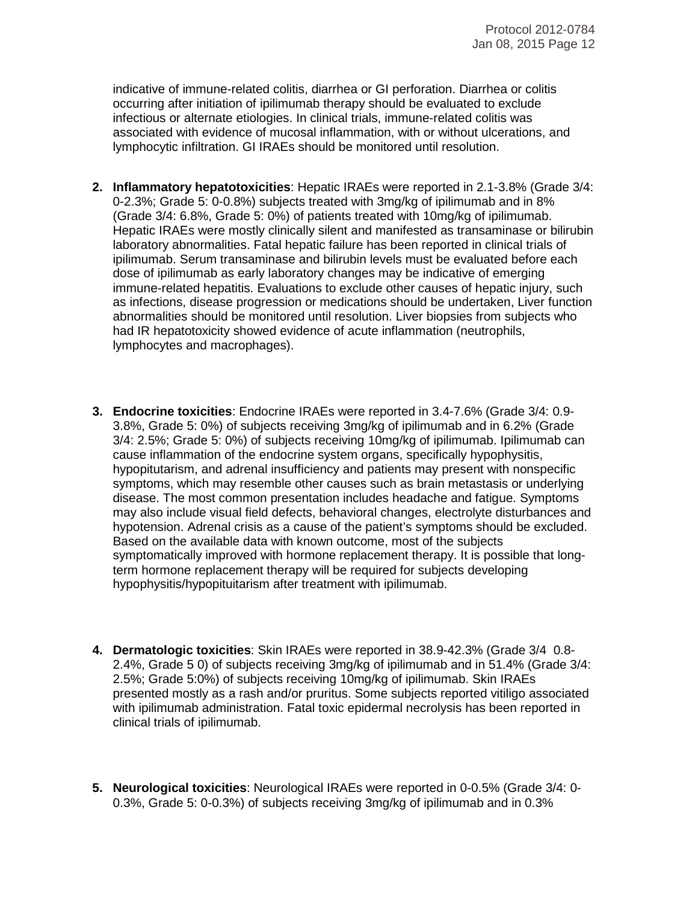indicative of immune-related colitis, diarrhea or GI perforation. Diarrhea or colitis occurring after initiation of ipilimumab therapy should be evaluated to exclude infectious or alternate etiologies. In clinical trials, immune-related colitis was associated with evidence of mucosal inflammation, with or without ulcerations, and lymphocytic infiltration. GI IRAEs should be monitored until resolution.

2. **Inflammatory hepatotoxicities**: Hepatic IRAEs were reported in 2.1-3.8% (Grade 3/4: 0-2.3%; Grade 5: 0-0.8%) subjects treated with 3mg/kg of ipilimumab and in 8% (Grade 3/4: 6.8%, Grade 5: 0%) of patients treated with 10mg/kg of ipilimumab. Hepatic IRAEs were mostly clinically silent and manifested as transaminase or bilirubin laboratory abnormalities. Fatal hepatic failure has been reported in clinical trials of ipilimumab. Serum transaminase and bilirubin levels must be evaluated before each dose of ipilimumab as early laboratory changes may be indicative of emerging immune-related hepatitis. Evaluations to exclude other causes of hepatic injury, such as infections, disease progression or medications should be undertaken, Liver function abnormalities should be monitored until resolution. Liver biopsies from subjects who had IR hepatotoxicity showed evidence of acute inflammation (neutrophils, lymphocytes and macrophages).

3. **Endocrine toxicities**: Endocrine IRAEs were reported in 3.4-7.6% (Grade 3/4: 0.9-3.8%, Grade 5: 0%) of subjects receiving 3mg/kg of ipilimumab and in 6.2% (Grade 3/4: 2.5%; Grade 5: 0%) of subjects receiving 10mg/kg of ipilimumab. Ipilimumab can cause inflammation of the endocrine system organs, specifically hypophysitis, hypopitutarism, and adrenal insufficiency and patients may present with nonspecific symptoms, which may resemble other causes such as brain metastasis or underlying disease. The most common presentation includes headache and fatigue. Symptoms may also include visual field defects, behavioral changes, electrolyte disturbances and hypotension. Adrenal crisis as a cause of the patient's symptoms should be excluded. Based on the available data with known outcome, most of the subjects symptomatically improved with hormone replacement therapy. It is possible that long-term hormone replacement therapy will be required for subjects developing hypophysitis/hypopituitarism after treatment with ipilimumab.

4. **Dermatologic toxicities**: Skin IRAEs were reported in 38.9-42.3% (Grade 3/4 0.8-2.4%, Grade 5 0) of subjects receiving 3mg/kg of ipilimumab and in 51.4% (Grade 3/4: 2.5%; Grade 5:0%) of subjects receiving 10mg/kg of ipilimumab. Skin IRAEs presented mostly as a rash and/or pruritus. Some subjects reported vitiligo associated with ipilimumab administration. Fatal toxic epidermal necrolysis has been reported in clinical trials of ipilimumab.

5. **Neurological toxicities**: Neurological IRAEs were reported in 0-0.5% (Grade 3/4: 0-0.3%, Grade 5: 0-0.3%) of subjects receiving 3mg/kg of ipilimumab and in 0.3%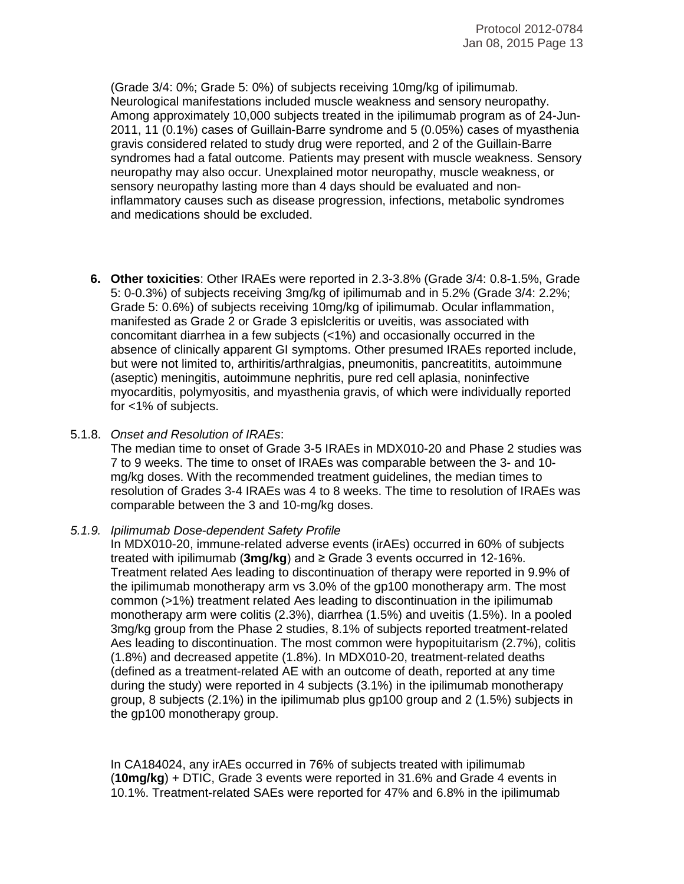(Grade 3/4: 0%; Grade 5: 0%) of subjects receiving 10mg/kg of ipilimumab. Neurological manifestations included muscle weakness and sensory neuropathy. Among approximately 10,000 subjects treated in the ipilimumab program as of 24-Jun-2011, 11 (0.1%) cases of Guillain-Barre syndrome and 5 (0.05%) cases of myasthenia gravis considered related to study drug were reported, and 2 of the Guillain-Barre syndromes had a fatal outcome. Patients may present with muscle weakness. Sensory neuropathy may also occur. Unexplained motor neuropathy, muscle weakness, or sensory neuropathy lasting more than 4 days should be evaluated and non-inflammatory causes such as disease progression, infections, metabolic syndromes and medications should be excluded.

6. **Other toxicities**: Other IRAEs were reported in 2.3-3.8% (Grade 3/4: 0.8-1.5%, Grade 5: 0-0.3%) of subjects receiving 3mg/kg of ipilimumab and in 5.2% (Grade 3/4: 2.2%; Grade 5: 0.6%) of subjects receiving 10mg/kg of ipilimumab. Ocular inflammation, manifested as Grade 2 or Grade 3 epislcleritis or uveitis, was associated with concomitant diarrhea in a few subjects (<1%) and occasionally occurred in the absence of clinically apparent GI symptoms. Other presumed IRAEs reported include, but were not limited to, arthiritis/arthralgias, pneumonitis, pancreatitits, autoimmune (aseptic) meningitis, autoimmune nephritis, pure red cell aplasia, noninfective myocarditis, polymyositis, and myasthenia gravis, of which were individually reported for <1% of subjects.

5.1.8. *Onset and Resolution of IRAEs*:

The median time to onset of Grade 3-5 IRAEs in MDX010-20 and Phase 2 studies was 7 to 9 weeks. The time to onset of IRAEs was comparable between the 3- and 10-mg/kg doses. With the recommended treatment guidelines, the median times to resolution of Grades 3-4 IRAEs was 4 to 8 weeks. The time to resolution of IRAEs was comparable between the 3 and 10-mg/kg doses.

*5.1.9. Ipilimumab Dose-dependent Safety Profile*

In MDX010-20, immune-related adverse events (irAEs) occurred in 60% of subjects treated with ipilimumab (**3mg/kg**) and ≥ Grade 3 events occurred in 12-16%. Treatment related Aes leading to discontinuation of therapy were reported in 9.9% of the ipilimumab monotherapy arm vs 3.0% of the gp100 monotherapy arm. The most common (>1%) treatment related Aes leading to discontinuation in the ipilimumab monotherapy arm were colitis (2.3%), diarrhea (1.5%) and uveitis (1.5%). In a pooled 3mg/kg group from the Phase 2 studies, 8.1% of subjects reported treatment-related Aes leading to discontinuation. The most common were hypopituitarism (2.7%), colitis (1.8%) and decreased appetite (1.8%). In MDX010-20, treatment-related deaths (defined as a treatment-related AE with an outcome of death, reported at any time during the study) were reported in 4 subjects (3.1%) in the ipilimumab monotherapy group, 8 subjects (2.1%) in the ipilimumab plus gp100 group and 2 (1.5%) subjects in the gp100 monotherapy group.

In CA184024, any irAEs occurred in 76% of subjects treated with ipilimumab (**10mg/kg**) + DTIC, Grade 3 events were reported in 31.6% and Grade 4 events in 10.1%. Treatment-related SAEs were reported for 47% and 6.8% in the ipilimumab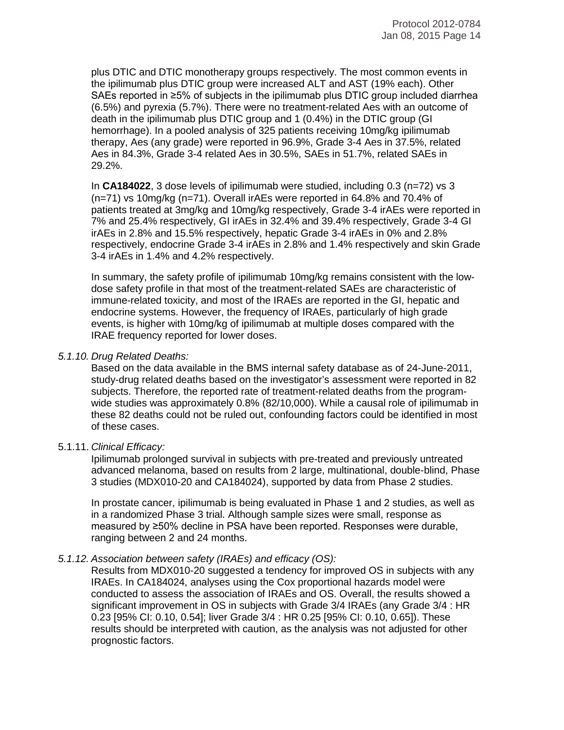plus DTIC and DTIC monotherapy groups respectively. The most common events in the ipilimumab plus DTIC group were increased ALT and AST (19% each). Other SAEs reported in ≥5% of subjects in the ipilimumab plus DTIC group included diarrhea (6.5%) and pyrexia (5.7%). There were no treatment-related Aes with an outcome of death in the ipilimumab plus DTIC group and 1 (0.4%) in the DTIC group (GI hemorrhage). In a pooled analysis of 325 patients receiving 10mg/kg ipilimumab therapy, Aes (any grade) were reported in 96.9%, Grade 3-4 Aes in 37.5%, related Aes in 84.3%, Grade 3-4 related Aes in 30.5%, SAEs in 51.7%, related SAEs in 29.2%.

In **CA184022**, 3 dose levels of ipilimumab were studied, including 0.3 (n=72) vs 3 (n=71) vs 10mg/kg (n=71). Overall irAEs were reported in 64.8% and 70.4% of patients treated at 3mg/kg and 10mg/kg respectively, Grade 3-4 irAEs were reported in 7% and 25.4% respectively, GI irAEs in 32.4% and 39.4% respectively, Grade 3-4 GI irAEs in 2.8% and 15.5% respectively, hepatic Grade 3-4 irAEs in 0% and 2.8% respectively, endocrine Grade 3-4 irAEs in 2.8% and 1.4% respectively and skin Grade 3-4 irAEs in 1.4% and 4.2% respectively.

In summary, the safety profile of ipilimumab 10mg/kg remains consistent with the low-dose safety profile in that most of the treatment-related SAEs are characteristic of immune-related toxicity, and most of the IRAEs are reported in the GI, hepatic and endocrine systems. However, the frequency of IRAEs, particularly of high grade events, is higher with 10mg/kg of ipilimumab at multiple doses compared with the IRAE frequency reported for lower doses.

*5.1.10. Drug Related Deaths:*

Based on the data available in the BMS internal safety database as of 24-June-2011, study-drug related deaths based on the investigator's assessment were reported in 82 subjects. Therefore, the reported rate of treatment-related deaths from the program-wide studies was approximately 0.8% (82/10,000). While a causal role of ipilimumab in these 82 deaths could not be ruled out, confounding factors could be identified in most of these cases.

5.1.11. *Clinical Efficacy:*

Ipilimumab prolonged survival in subjects with pre-treated and previously untreated advanced melanoma, based on results from 2 large, multinational, double-blind, Phase 3 studies (MDX010-20 and CA184024), supported by data from Phase 2 studies.

In prostate cancer, ipilimumab is being evaluated in Phase 1 and 2 studies, as well as in a randomized Phase 3 trial. Although sample sizes were small, response as measured by ≥50% decline in PSA have been reported. Responses were durable, ranging between 2 and 24 months.

*5.1.12. Association between safety (IRAEs) and efficacy (OS):*

Results from MDX010-20 suggested a tendency for improved OS in subjects with any IRAEs. In CA184024, analyses using the Cox proportional hazards model were conducted to assess the association of IRAEs and OS. Overall, the results showed a significant improvement in OS in subjects with Grade 3/4 IRAEs (any Grade 3/4 : HR 0.23 [95% CI: 0.10, 0.54]; liver Grade 3/4 : HR 0.25 [95% CI: 0.10, 0.65]). These results should be interpreted with caution, as the analysis was not adjusted for other prognostic factors.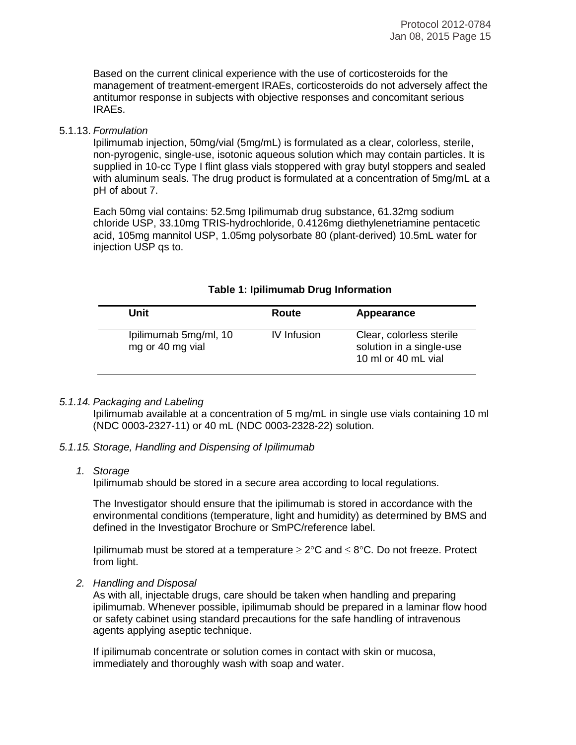Based on the current clinical experience with the use of corticosteroids for the management of treatment-emergent IRAEs, corticosteroids do not adversely affect the antitumor response in subjects with objective responses and concomitant serious IRAEs.

5.1.13. *Formulation*

Ipilimumab injection, 50mg/vial (5mg/mL) is formulated as a clear, colorless, sterile, non-pyrogenic, single-use, isotonic aqueous solution which may contain particles. It is supplied in 10-cc Type I flint glass vials stoppered with gray butyl stoppers and sealed with aluminum seals. The drug product is formulated at a concentration of 5mg/mL at a pH of about 7.

Each 50mg vial contains: 52.5mg Ipilimumab drug substance, 61.32mg sodium chloride USP, 33.10mg TRIS-hydrochloride, 0.4126mg diethylenetriamine pentacetic acid, 105mg mannitol USP, 1.05mg polysorbate 80 (plant-derived) 10.5mL water for injection USP qs to.

**Table 1: Ipilimumab Drug Information**

| Unit | Route | Appearance |
|---|---|---|
| Ipilimumab 5mg/ml, 10 mg or 40 mg vial | IV Infusion | Clear, colorless sterile solution in a single-use 10 ml or 40 mL vial |

*5.1.14. Packaging and Labeling*

Ipilimumab available at a concentration of 5 mg/mL in single use vials containing 10 ml (NDC 0003-2327-11) or 40 mL (NDC 0003-2328-22) solution.

*5.1.15. Storage, Handling and Dispensing of Ipilimumab*

1. *Storage*

   Ipilimumab should be stored in a secure area according to local regulations.

   The Investigator should ensure that the ipilimumab is stored in accordance with the environmental conditions (temperature, light and humidity) as determined by BMS and defined in the Investigator Brochure or SmPC/reference label.

   Ipilimumab must be stored at a temperature $\geq 2°C$ and $\leq 8°C$. Do not freeze. Protect from light.

2. *Handling and Disposal*

   As with all, injectable drugs, care should be taken when handling and preparing ipilimumab. Whenever possible, ipilimumab should be prepared in a laminar flow hood or safety cabinet using standard precautions for the safe handling of intravenous agents applying aseptic technique.

   If ipilimumab concentrate or solution comes in contact with skin or mucosa, immediately and thoroughly wash with soap and water.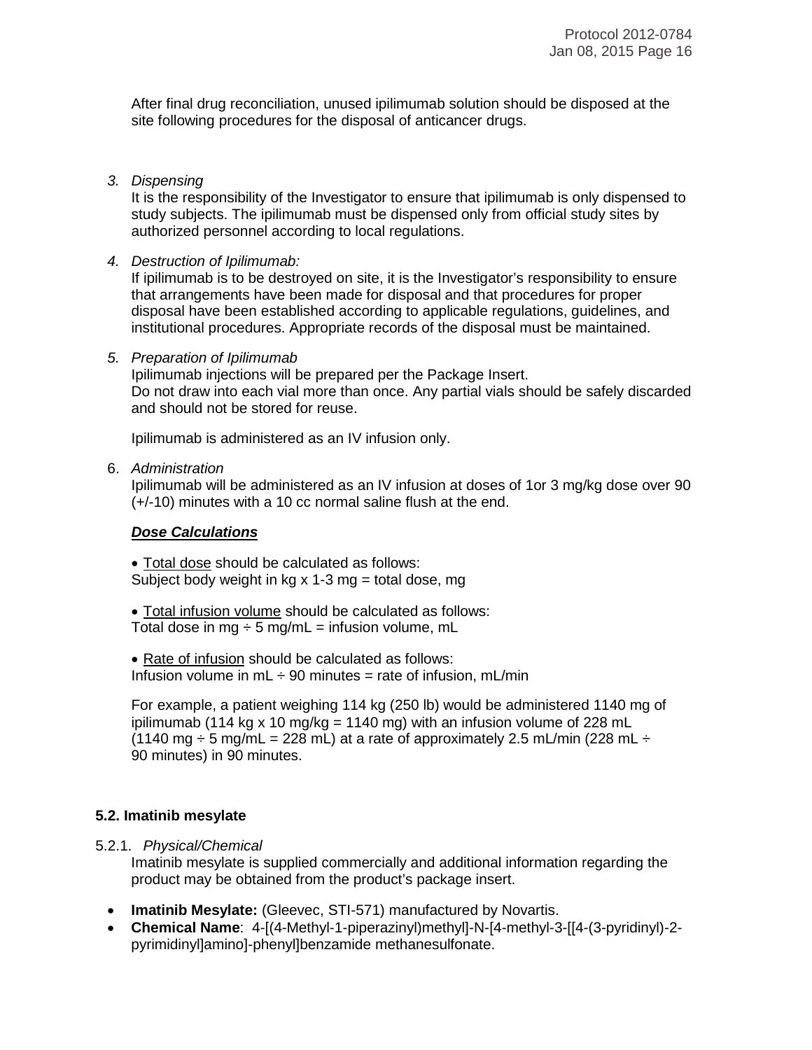After final drug reconciliation, unused ipilimumab solution should be disposed at the site following procedures for the disposal of anticancer drugs.

3. *Dispensing*
   It is the responsibility of the Investigator to ensure that ipilimumab is only dispensed to study subjects. The ipilimumab must be dispensed only from official study sites by authorized personnel according to local regulations.

4. *Destruction of Ipilimumab:*
   If ipilimumab is to be destroyed on site, it is the Investigator's responsibility to ensure that arrangements have been made for disposal and that procedures for proper disposal have been established according to applicable regulations, guidelines, and institutional procedures. Appropriate records of the disposal must be maintained.

5. *Preparation of Ipilimumab*
   Ipilimumab injections will be prepared per the Package Insert.
   Do not draw into each vial more than once. Any partial vials should be safely discarded and should not be stored for reuse.

   Ipilimumab is administered as an IV infusion only.

6. *Administration*
   Ipilimumab will be administered as an IV infusion at doses of 1or 3 mg/kg dose over 90 (+/-10) minutes with a 10 cc normal saline flush at the end.

   ***Dose Calculations***

   - Total dose should be calculated as follows:
     Subject body weight in kg x 1-3 mg = total dose, mg

   - Total infusion volume should be calculated as follows:
     Total dose in mg ÷ 5 mg/mL = infusion volume, mL

   - Rate of infusion should be calculated as follows:
     Infusion volume in mL ÷ 90 minutes = rate of infusion, mL/min

   For example, a patient weighing 114 kg (250 lb) would be administered 1140 mg of ipilimumab (114 kg x 10 mg/kg = 1140 mg) with an infusion volume of 228 mL (1140 mg ÷ 5 mg/mL = 228 mL) at a rate of approximately 2.5 mL/min (228 mL ÷ 90 minutes) in 90 minutes.

### 5.2. Imatinib mesylate

5.2.1. *Physical/Chemical*

Imatinib mesylate is supplied commercially and additional information regarding the product may be obtained from the product's package insert.

- **Imatinib Mesylate:** (Gleevec, STI-571) manufactured by Novartis.
- **Chemical Name**: 4-[(4-Methyl-1-piperazinyl)methyl]-N-[4-methyl-3-[[4-(3-pyridinyl)-2-pyrimidinyl]amino]-phenyl]benzamide methanesulfonate.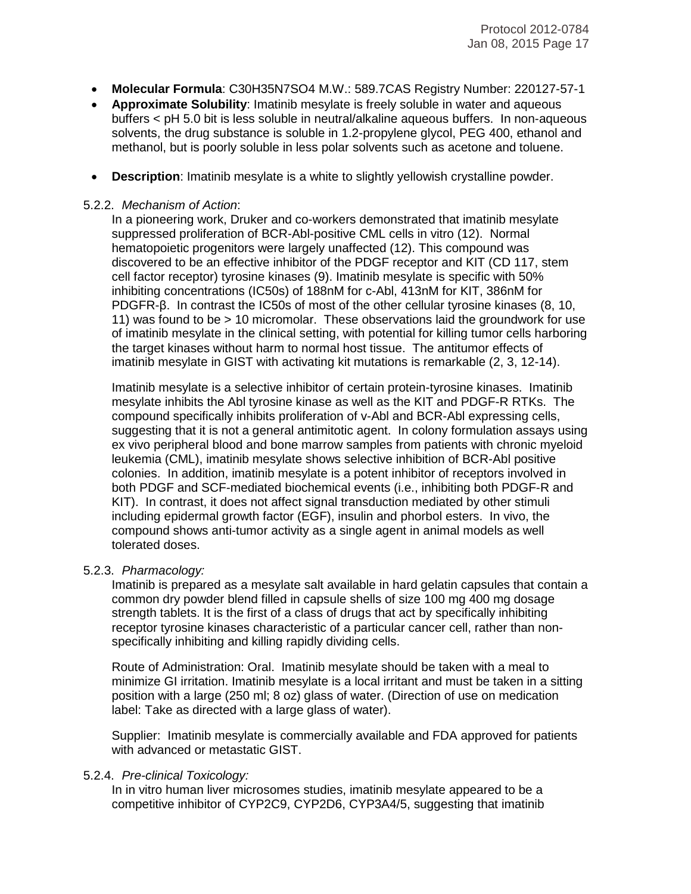- **Molecular Formula**: C30H35N7SO4 M.W.: 589.7CAS Registry Number: 220127-57-1
- **Approximate Solubility**: Imatinib mesylate is freely soluble in water and aqueous buffers < pH 5.0 bit is less soluble in neutral/alkaline aqueous buffers. In non-aqueous solvents, the drug substance is soluble in 1.2-propylene glycol, PEG 400, ethanol and methanol, but is poorly soluble in less polar solvents such as acetone and toluene.
- **Description**: Imatinib mesylate is a white to slightly yellowish crystalline powder.

5.2.2. *Mechanism of Action*:

In a pioneering work, Druker and co-workers demonstrated that imatinib mesylate suppressed proliferation of BCR-Abl-positive CML cells in vitro (12). Normal hematopoietic progenitors were largely unaffected (12). This compound was discovered to be an effective inhibitor of the PDGF receptor and KIT (CD 117, stem cell factor receptor) tyrosine kinases (9). Imatinib mesylate is specific with 50% inhibiting concentrations (IC50s) of 188nM for c-Abl, 413nM for KIT, 386nM for PDGFR-β. In contrast the IC50s of most of the other cellular tyrosine kinases (8, 10, 11) was found to be > 10 micromolar. These observations laid the groundwork for use of imatinib mesylate in the clinical setting, with potential for killing tumor cells harboring the target kinases without harm to normal host tissue. The antitumor effects of imatinib mesylate in GIST with activating kit mutations is remarkable (2, 3, 12-14).

Imatinib mesylate is a selective inhibitor of certain protein-tyrosine kinases. Imatinib mesylate inhibits the Abl tyrosine kinase as well as the KIT and PDGF-R RTKs. The compound specifically inhibits proliferation of v-Abl and BCR-Abl expressing cells, suggesting that it is not a general antimitotic agent. In colony formulation assays using ex vivo peripheral blood and bone marrow samples from patients with chronic myeloid leukemia (CML), imatinib mesylate shows selective inhibition of BCR-Abl positive colonies. In addition, imatinib mesylate is a potent inhibitor of receptors involved in both PDGF and SCF-mediated biochemical events (i.e., inhibiting both PDGF-R and KIT). In contrast, it does not affect signal transduction mediated by other stimuli including epidermal growth factor (EGF), insulin and phorbol esters. In vivo, the compound shows anti-tumor activity as a single agent in animal models as well tolerated doses.

5.2.3. *Pharmacology:*

Imatinib is prepared as a mesylate salt available in hard gelatin capsules that contain a common dry powder blend filled in capsule shells of size 100 mg 400 mg dosage strength tablets. It is the first of a class of drugs that act by specifically inhibiting receptor tyrosine kinases characteristic of a particular cancer cell, rather than non-specifically inhibiting and killing rapidly dividing cells.

Route of Administration: Oral. Imatinib mesylate should be taken with a meal to minimize GI irritation. Imatinib mesylate is a local irritant and must be taken in a sitting position with a large (250 ml; 8 oz) glass of water. (Direction of use on medication label: Take as directed with a large glass of water).

Supplier: Imatinib mesylate is commercially available and FDA approved for patients with advanced or metastatic GIST.

5.2.4. *Pre-clinical Toxicology:*

In in vitro human liver microsomes studies, imatinib mesylate appeared to be a competitive inhibitor of CYP2C9, CYP2D6, CYP3A4/5, suggesting that imatinib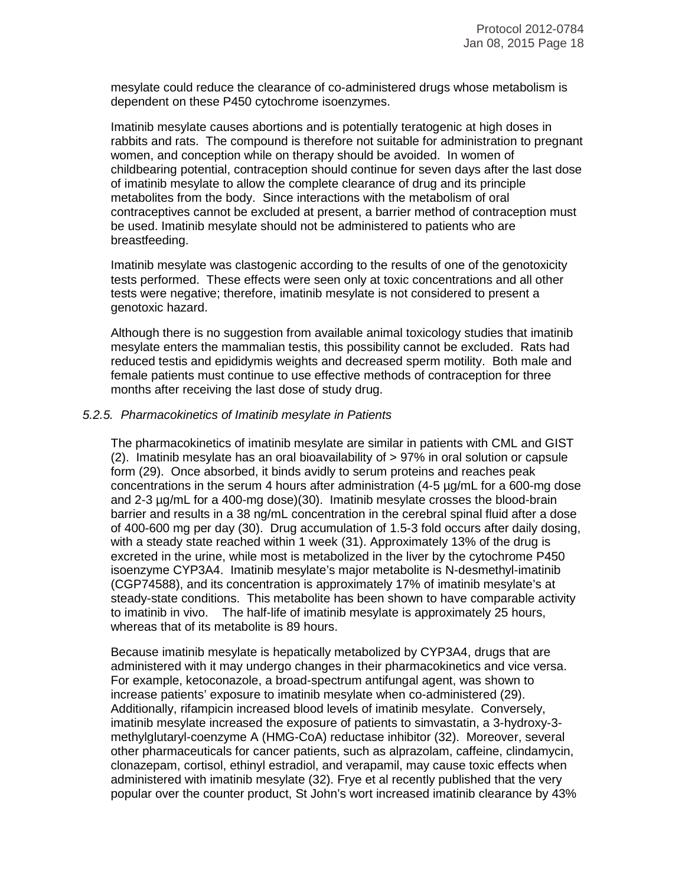mesylate could reduce the clearance of co-administered drugs whose metabolism is dependent on these P450 cytochrome isoenzymes.

Imatinib mesylate causes abortions and is potentially teratogenic at high doses in rabbits and rats. The compound is therefore not suitable for administration to pregnant women, and conception while on therapy should be avoided. In women of childbearing potential, contraception should continue for seven days after the last dose of imatinib mesylate to allow the complete clearance of drug and its principle metabolites from the body. Since interactions with the metabolism of oral contraceptives cannot be excluded at present, a barrier method of contraception must be used. Imatinib mesylate should not be administered to patients who are breastfeeding.

Imatinib mesylate was clastogenic according to the results of one of the genotoxicity tests performed. These effects were seen only at toxic concentrations and all other tests were negative; therefore, imatinib mesylate is not considered to present a genotoxic hazard.

Although there is no suggestion from available animal toxicology studies that imatinib mesylate enters the mammalian testis, this possibility cannot be excluded. Rats had reduced testis and epididymis weights and decreased sperm motility. Both male and female patients must continue to use effective methods of contraception for three months after receiving the last dose of study drug.

### *5.2.5. Pharmacokinetics of Imatinib mesylate in Patients*

The pharmacokinetics of imatinib mesylate are similar in patients with CML and GIST (2). Imatinib mesylate has an oral bioavailability of > 97% in oral solution or capsule form (29). Once absorbed, it binds avidly to serum proteins and reaches peak concentrations in the serum 4 hours after administration (4-5 µg/mL for a 600-mg dose and 2-3 µg/mL for a 400-mg dose)(30). Imatinib mesylate crosses the blood-brain barrier and results in a 38 ng/mL concentration in the cerebral spinal fluid after a dose of 400-600 mg per day (30). Drug accumulation of 1.5-3 fold occurs after daily dosing, with a steady state reached within 1 week (31). Approximately 13% of the drug is excreted in the urine, while most is metabolized in the liver by the cytochrome P450 isoenzyme CYP3A4. Imatinib mesylate's major metabolite is N-desmethyl-imatinib (CGP74588), and its concentration is approximately 17% of imatinib mesylate's at steady-state conditions. This metabolite has been shown to have comparable activity to imatinib in vivo. The half-life of imatinib mesylate is approximately 25 hours, whereas that of its metabolite is 89 hours.

Because imatinib mesylate is hepatically metabolized by CYP3A4, drugs that are administered with it may undergo changes in their pharmacokinetics and vice versa. For example, ketoconazole, a broad-spectrum antifungal agent, was shown to increase patients' exposure to imatinib mesylate when co-administered (29). Additionally, rifampicin increased blood levels of imatinib mesylate. Conversely, imatinib mesylate increased the exposure of patients to simvastatin, a 3-hydroxy-3-methylglutaryl-coenzyme A (HMG-CoA) reductase inhibitor (32). Moreover, several other pharmaceuticals for cancer patients, such as alprazolam, caffeine, clindamycin, clonazepam, cortisol, ethinyl estradiol, and verapamil, may cause toxic effects when administered with imatinib mesylate (32). Frye et al recently published that the very popular over the counter product, St John's wort increased imatinib clearance by 43%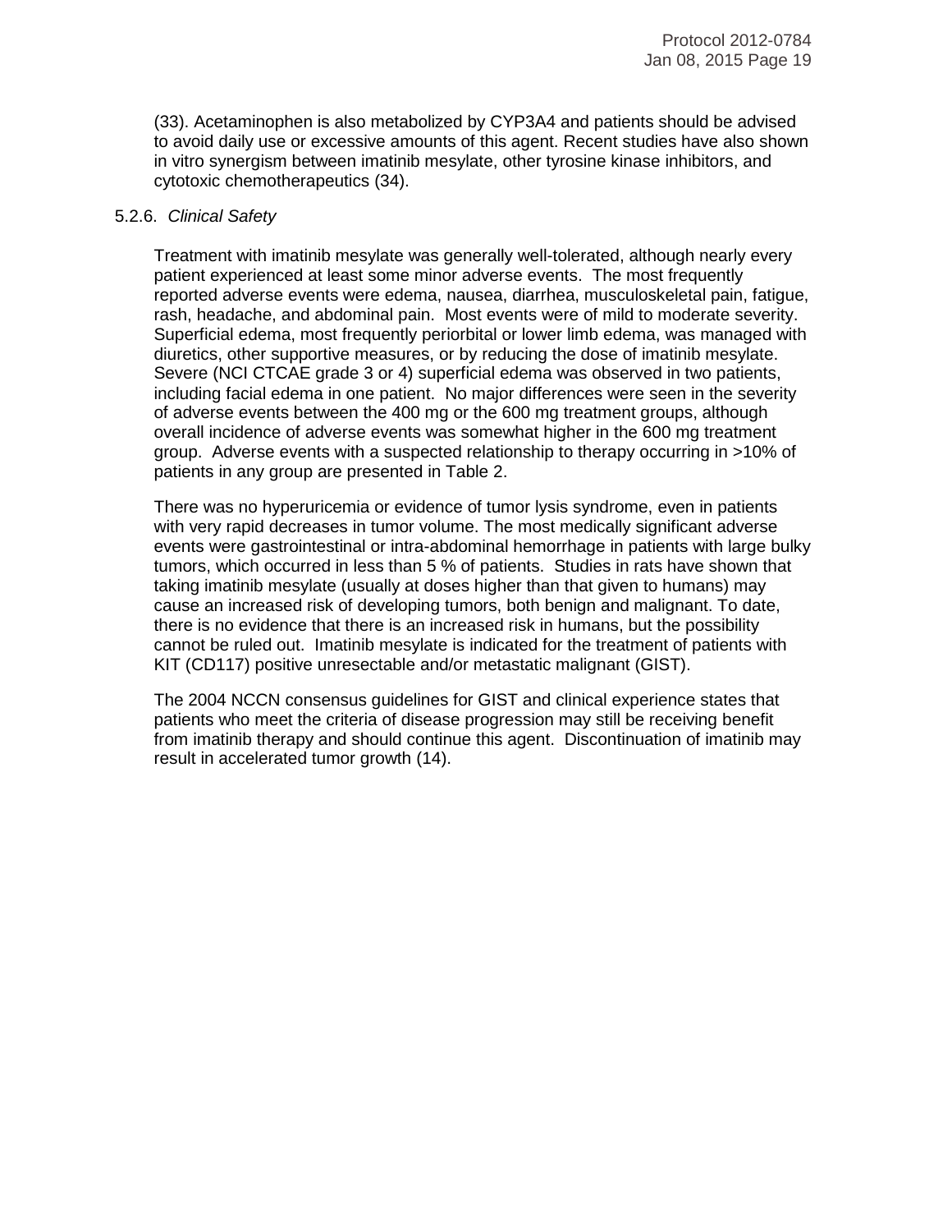(33). Acetaminophen is also metabolized by CYP3A4 and patients should be advised to avoid daily use or excessive amounts of this agent. Recent studies have also shown in vitro synergism between imatinib mesylate, other tyrosine kinase inhibitors, and cytotoxic chemotherapeutics (34).

### 5.2.6. *Clinical Safety*

Treatment with imatinib mesylate was generally well-tolerated, although nearly every patient experienced at least some minor adverse events. The most frequently reported adverse events were edema, nausea, diarrhea, musculoskeletal pain, fatigue, rash, headache, and abdominal pain. Most events were of mild to moderate severity. Superficial edema, most frequently periorbital or lower limb edema, was managed with diuretics, other supportive measures, or by reducing the dose of imatinib mesylate. Severe (NCI CTCAE grade 3 or 4) superficial edema was observed in two patients, including facial edema in one patient. No major differences were seen in the severity of adverse events between the 400 mg or the 600 mg treatment groups, although overall incidence of adverse events was somewhat higher in the 600 mg treatment group. Adverse events with a suspected relationship to therapy occurring in >10% of patients in any group are presented in Table 2.

There was no hyperuricemia or evidence of tumor lysis syndrome, even in patients with very rapid decreases in tumor volume. The most medically significant adverse events were gastrointestinal or intra-abdominal hemorrhage in patients with large bulky tumors, which occurred in less than 5 % of patients. Studies in rats have shown that taking imatinib mesylate (usually at doses higher than that given to humans) may cause an increased risk of developing tumors, both benign and malignant. To date, there is no evidence that there is an increased risk in humans, but the possibility cannot be ruled out. Imatinib mesylate is indicated for the treatment of patients with KIT (CD117) positive unresectable and/or metastatic malignant (GIST).

The 2004 NCCN consensus guidelines for GIST and clinical experience states that patients who meet the criteria of disease progression may still be receiving benefit from imatinib therapy and should continue this agent. Discontinuation of imatinib may result in accelerated tumor growth (14).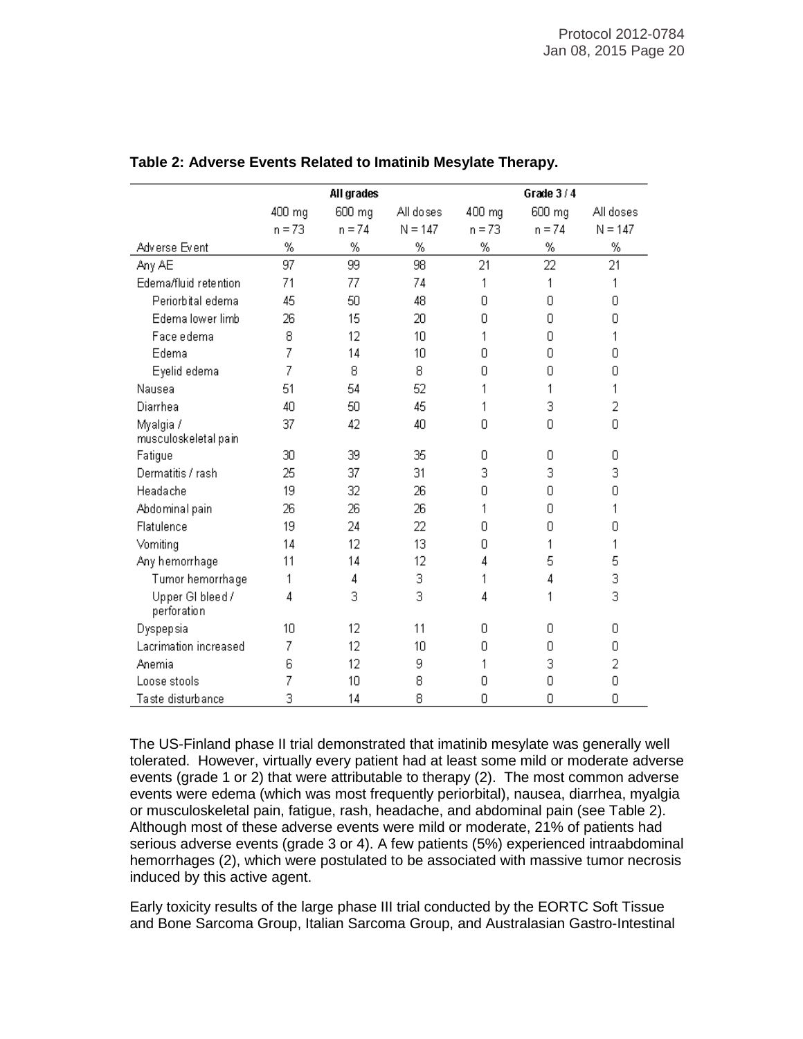**Table 2: Adverse Events Related to Imatinib Mesylate Therapy.**

| | All grades | | | Grade 3 / 4 | | |
|---|---|---|---|---|---|---|
| | 400 mg n = 73 | 600 mg n = 74 | All doses N = 147 | 400 mg n = 73 | 600 mg n = 74 | All doses N = 147 |
| Adverse Event | % | % | % | % | % | % |
| Any AE | 97 | 99 | 98 | 21 | 22 | 21 |
| Edema/fluid retention | 71 | 77 | 74 | 1 | 1 | 1 |
| Periorbital edema | 45 | 50 | 48 | 0 | 0 | 0 |
| Edema lower limb | 26 | 15 | 20 | 0 | 0 | 0 |
| Face edema | 8 | 12 | 10 | 1 | 0 | 1 |
| Edema | 7 | 14 | 10 | 0 | 0 | 0 |
| Eyelid edema | 7 | 8 | 8 | 0 | 0 | 0 |
| Nausea | 51 | 54 | 52 | 1 | 1 | 1 |
| Diarrhea | 40 | 50 | 45 | 1 | 3 | 2 |
| Myalgia / musculoskeletal pain | 37 | 42 | 40 | 0 | 0 | 0 |
| Fatigue | 30 | 39 | 35 | 0 | 0 | 0 |
| Dermatitis / rash | 25 | 37 | 31 | 3 | 3 | 3 |
| Headache | 19 | 32 | 26 | 0 | 0 | 0 |
| Abdominal pain | 26 | 26 | 26 | 1 | 0 | 1 |
| Flatulence | 19 | 24 | 22 | 0 | 0 | 0 |
| Vomiting | 14 | 12 | 13 | 0 | 1 | 1 |
| Any hemorrhage | 11 | 14 | 12 | 4 | 5 | 5 |
| Tumor hemorrhage | 1 | 4 | 3 | 1 | 4 | 3 |
| Upper GI bleed / perforation | 4 | 3 | 3 | 4 | 1 | 3 |
| Dyspepsia | 10 | 12 | 11 | 0 | 0 | 0 |
| Lacrimation increased | 7 | 12 | 10 | 0 | 0 | 0 |
| Anemia | 6 | 12 | 9 | 1 | 3 | 2 |
| Loose stools | 7 | 10 | 8 | 0 | 0 | 0 |
| Taste disturbance | 3 | 14 | 8 | 0 | 0 | 0 |

The US-Finland phase II trial demonstrated that imatinib mesylate was generally well tolerated. However, virtually every patient had at least some mild or moderate adverse events (grade 1 or 2) that were attributable to therapy (2). The most common adverse events were edema (which was most frequently periorbital), nausea, diarrhea, myalgia or musculoskeletal pain, fatigue, rash, headache, and abdominal pain (see Table 2). Although most of these adverse events were mild or moderate, 21% of patients had serious adverse events (grade 3 or 4). A few patients (5%) experienced intraabdominal hemorrhages (2), which were postulated to be associated with massive tumor necrosis induced by this active agent.

Early toxicity results of the large phase III trial conducted by the EORTC Soft Tissue and Bone Sarcoma Group, Italian Sarcoma Group, and Australasian Gastro-Intestinal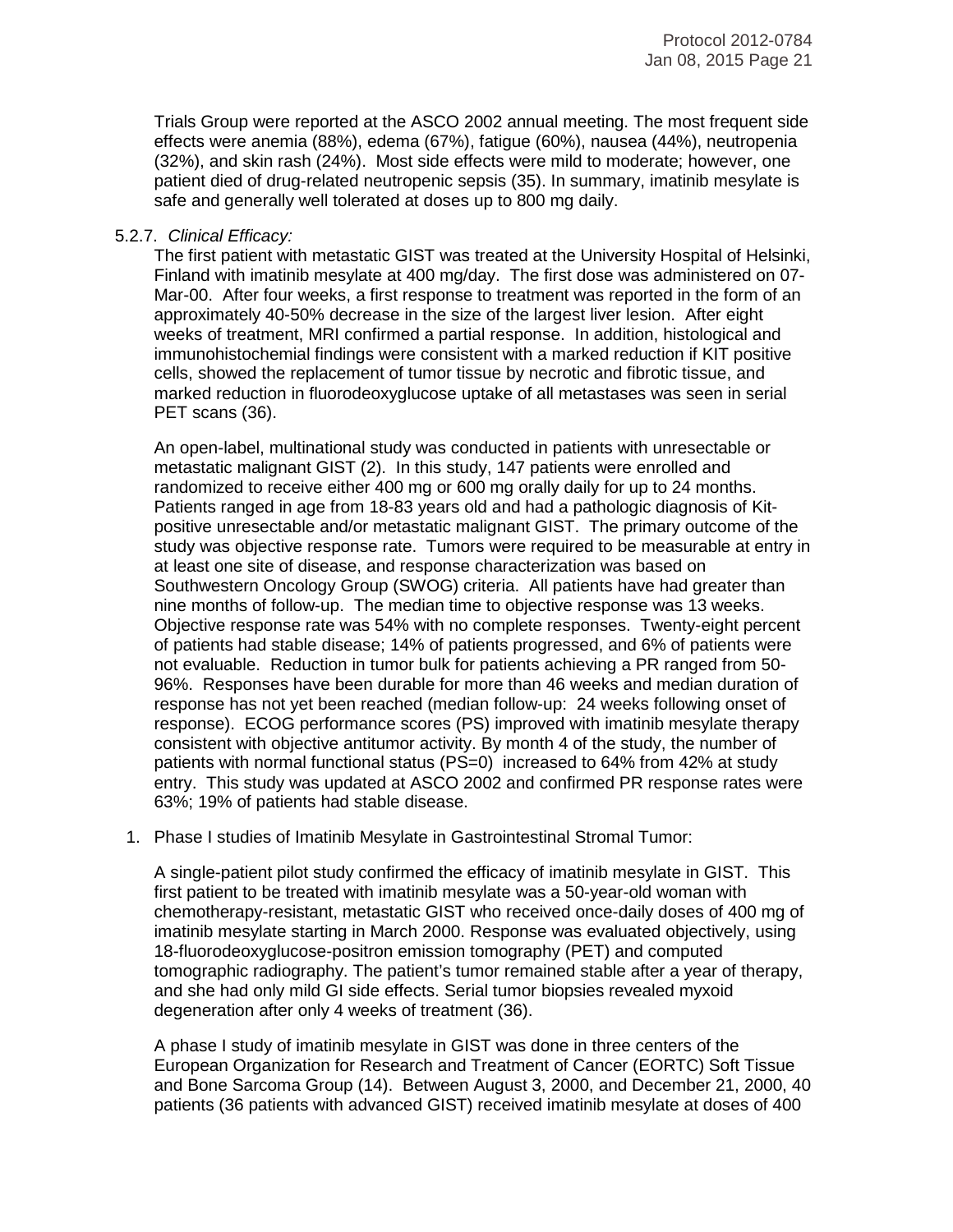Trials Group were reported at the ASCO 2002 annual meeting. The most frequent side effects were anemia (88%), edema (67%), fatigue (60%), nausea (44%), neutropenia (32%), and skin rash (24%). Most side effects were mild to moderate; however, one patient died of drug-related neutropenic sepsis (35). In summary, imatinib mesylate is safe and generally well tolerated at doses up to 800 mg daily.

5.2.7. *Clinical Efficacy:*

The first patient with metastatic GIST was treated at the University Hospital of Helsinki, Finland with imatinib mesylate at 400 mg/day. The first dose was administered on 07-Mar-00. After four weeks, a first response to treatment was reported in the form of an approximately 40-50% decrease in the size of the largest liver lesion. After eight weeks of treatment, MRI confirmed a partial response. In addition, histological and immunohistochemial findings were consistent with a marked reduction if KIT positive cells, showed the replacement of tumor tissue by necrotic and fibrotic tissue, and marked reduction in fluorodeoxyglucose uptake of all metastases was seen in serial PET scans (36).

An open-label, multinational study was conducted in patients with unresectable or metastatic malignant GIST (2). In this study, 147 patients were enrolled and randomized to receive either 400 mg or 600 mg orally daily for up to 24 months. Patients ranged in age from 18-83 years old and had a pathologic diagnosis of Kit-positive unresectable and/or metastatic malignant GIST. The primary outcome of the study was objective response rate. Tumors were required to be measurable at entry in at least one site of disease, and response characterization was based on Southwestern Oncology Group (SWOG) criteria. All patients have had greater than nine months of follow-up. The median time to objective response was 13 weeks. Objective response rate was 54% with no complete responses. Twenty-eight percent of patients had stable disease; 14% of patients progressed, and 6% of patients were not evaluable. Reduction in tumor bulk for patients achieving a PR ranged from 50-96%. Responses have been durable for more than 46 weeks and median duration of response has not yet been reached (median follow-up: 24 weeks following onset of response). ECOG performance scores (PS) improved with imatinib mesylate therapy consistent with objective antitumor activity. By month 4 of the study, the number of patients with normal functional status (PS=0) increased to 64% from 42% at study entry. This study was updated at ASCO 2002 and confirmed PR response rates were 63%; 19% of patients had stable disease.

1. Phase I studies of Imatinib Mesylate in Gastrointestinal Stromal Tumor:

A single-patient pilot study confirmed the efficacy of imatinib mesylate in GIST. This first patient to be treated with imatinib mesylate was a 50-year-old woman with chemotherapy-resistant, metastatic GIST who received once-daily doses of 400 mg of imatinib mesylate starting in March 2000. Response was evaluated objectively, using 18-fluorodeoxyglucose-positron emission tomography (PET) and computed tomographic radiography. The patient's tumor remained stable after a year of therapy, and she had only mild GI side effects. Serial tumor biopsies revealed myxoid degeneration after only 4 weeks of treatment (36).

A phase I study of imatinib mesylate in GIST was done in three centers of the European Organization for Research and Treatment of Cancer (EORTC) Soft Tissue and Bone Sarcoma Group (14). Between August 3, 2000, and December 21, 2000, 40 patients (36 patients with advanced GIST) received imatinib mesylate at doses of 400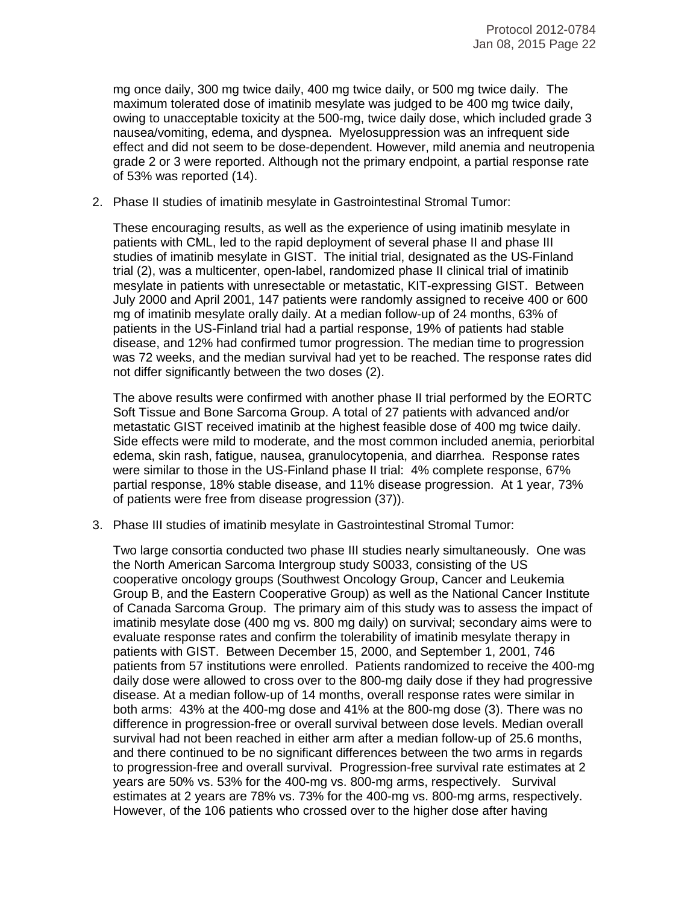mg once daily, 300 mg twice daily, 400 mg twice daily, or 500 mg twice daily. The maximum tolerated dose of imatinib mesylate was judged to be 400 mg twice daily, owing to unacceptable toxicity at the 500-mg, twice daily dose, which included grade 3 nausea/vomiting, edema, and dyspnea. Myelosuppression was an infrequent side effect and did not seem to be dose-dependent. However, mild anemia and neutropenia grade 2 or 3 were reported. Although not the primary endpoint, a partial response rate of 53% was reported (14).

2. Phase II studies of imatinib mesylate in Gastrointestinal Stromal Tumor:

   These encouraging results, as well as the experience of using imatinib mesylate in patients with CML, led to the rapid deployment of several phase II and phase III studies of imatinib mesylate in GIST. The initial trial, designated as the US-Finland trial (2), was a multicenter, open-label, randomized phase II clinical trial of imatinib mesylate in patients with unresectable or metastatic, KIT-expressing GIST. Between July 2000 and April 2001, 147 patients were randomly assigned to receive 400 or 600 mg of imatinib mesylate orally daily. At a median follow-up of 24 months, 63% of patients in the US-Finland trial had a partial response, 19% of patients had stable disease, and 12% had confirmed tumor progression. The median time to progression was 72 weeks, and the median survival had yet to be reached. The response rates did not differ significantly between the two doses (2).

   The above results were confirmed with another phase II trial performed by the EORTC Soft Tissue and Bone Sarcoma Group. A total of 27 patients with advanced and/or metastatic GIST received imatinib at the highest feasible dose of 400 mg twice daily. Side effects were mild to moderate, and the most common included anemia, periorbital edema, skin rash, fatigue, nausea, granulocytopenia, and diarrhea. Response rates were similar to those in the US-Finland phase II trial: 4% complete response, 67% partial response, 18% stable disease, and 11% disease progression. At 1 year, 73% of patients were free from disease progression (37)).

3. Phase III studies of imatinib mesylate in Gastrointestinal Stromal Tumor:

   Two large consortia conducted two phase III studies nearly simultaneously. One was the North American Sarcoma Intergroup study S0033, consisting of the US cooperative oncology groups (Southwest Oncology Group, Cancer and Leukemia Group B, and the Eastern Cooperative Group) as well as the National Cancer Institute of Canada Sarcoma Group. The primary aim of this study was to assess the impact of imatinib mesylate dose (400 mg vs. 800 mg daily) on survival; secondary aims were to evaluate response rates and confirm the tolerability of imatinib mesylate therapy in patients with GIST. Between December 15, 2000, and September 1, 2001, 746 patients from 57 institutions were enrolled. Patients randomized to receive the 400-mg daily dose were allowed to cross over to the 800-mg daily dose if they had progressive disease. At a median follow-up of 14 months, overall response rates were similar in both arms: 43% at the 400-mg dose and 41% at the 800-mg dose (3). There was no difference in progression-free or overall survival between dose levels. Median overall survival had not been reached in either arm after a median follow-up of 25.6 months, and there continued to be no significant differences between the two arms in regards to progression-free and overall survival. Progression-free survival rate estimates at 2 years are 50% vs. 53% for the 400-mg vs. 800-mg arms, respectively. Survival estimates at 2 years are 78% vs. 73% for the 400-mg vs. 800-mg arms, respectively. However, of the 106 patients who crossed over to the higher dose after having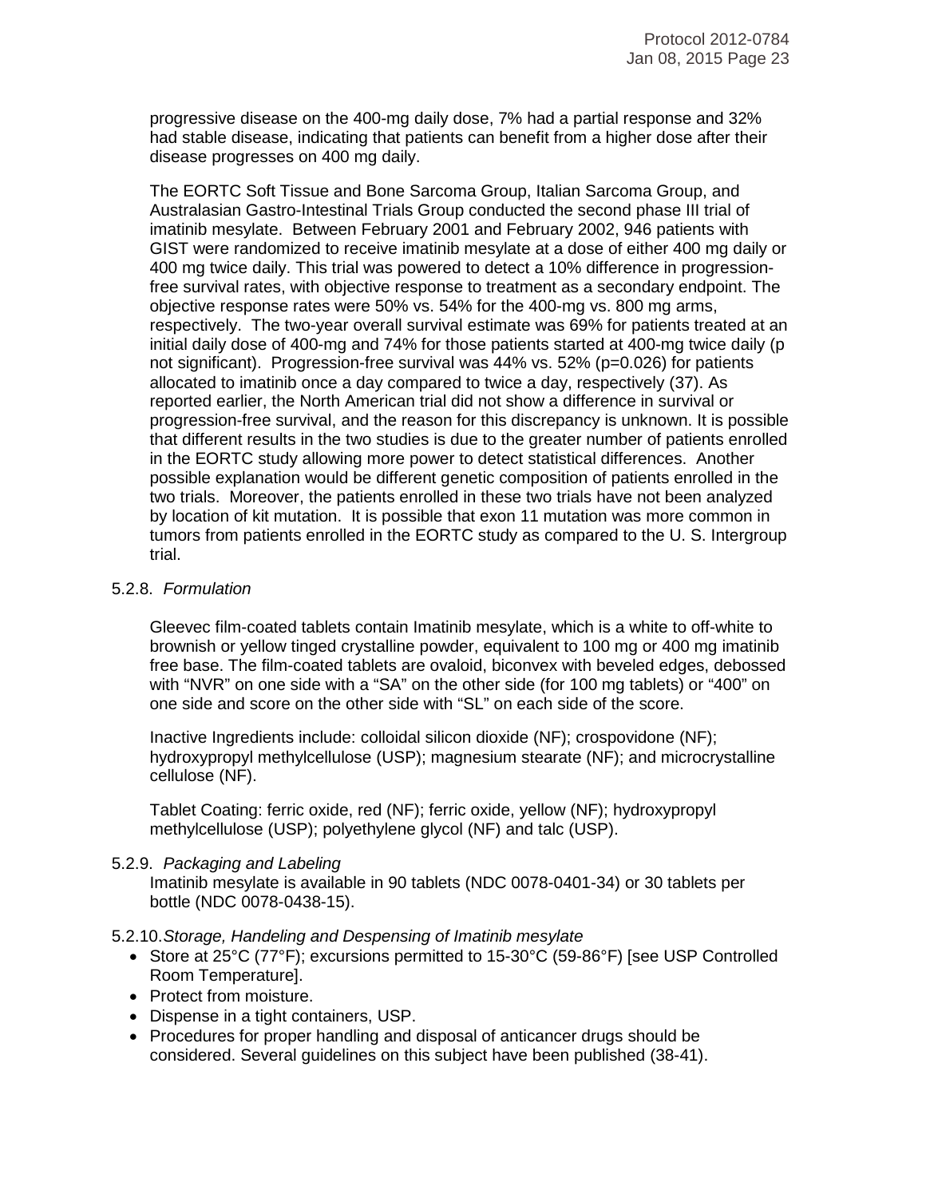progressive disease on the 400-mg daily dose, 7% had a partial response and 32% had stable disease, indicating that patients can benefit from a higher dose after their disease progresses on 400 mg daily.

The EORTC Soft Tissue and Bone Sarcoma Group, Italian Sarcoma Group, and Australasian Gastro-Intestinal Trials Group conducted the second phase III trial of imatinib mesylate. Between February 2001 and February 2002, 946 patients with GIST were randomized to receive imatinib mesylate at a dose of either 400 mg daily or 400 mg twice daily. This trial was powered to detect a 10% difference in progression-free survival rates, with objective response to treatment as a secondary endpoint. The objective response rates were 50% vs. 54% for the 400-mg vs. 800 mg arms, respectively. The two-year overall survival estimate was 69% for patients treated at an initial daily dose of 400-mg and 74% for those patients started at 400-mg twice daily (p not significant). Progression-free survival was 44% vs. 52% (p=0.026) for patients allocated to imatinib once a day compared to twice a day, respectively (37). As reported earlier, the North American trial did not show a difference in survival or progression-free survival, and the reason for this discrepancy is unknown. It is possible that different results in the two studies is due to the greater number of patients enrolled in the EORTC study allowing more power to detect statistical differences. Another possible explanation would be different genetic composition of patients enrolled in the two trials. Moreover, the patients enrolled in these two trials have not been analyzed by location of kit mutation. It is possible that exon 11 mutation was more common in tumors from patients enrolled in the EORTC study as compared to the U. S. Intergroup trial.

5.2.8. *Formulation*

Gleevec film-coated tablets contain Imatinib mesylate, which is a white to off-white to brownish or yellow tinged crystalline powder, equivalent to 100 mg or 400 mg imatinib free base. The film-coated tablets are ovaloid, biconvex with beveled edges, debossed with "NVR" on one side with a "SA" on the other side (for 100 mg tablets) or "400" on one side and score on the other side with "SL" on each side of the score.

Inactive Ingredients include: colloidal silicon dioxide (NF); crospovidone (NF); hydroxypropyl methylcellulose (USP); magnesium stearate (NF); and microcrystalline cellulose (NF).

Tablet Coating: ferric oxide, red (NF); ferric oxide, yellow (NF); hydroxypropyl methylcellulose (USP); polyethylene glycol (NF) and talc (USP).

5.2.9. *Packaging and Labeling*

Imatinib mesylate is available in 90 tablets (NDC 0078-0401-34) or 30 tablets per bottle (NDC 0078-0438-15).

5.2.10. *Storage, Handeling and Despensing of Imatinib mesylate*

- Store at 25°C (77°F); excursions permitted to 15-30°C (59-86°F) [see USP Controlled Room Temperature].
- Protect from moisture.
- Dispense in a tight containers, USP.
- Procedures for proper handling and disposal of anticancer drugs should be considered. Several guidelines on this subject have been published (38-41).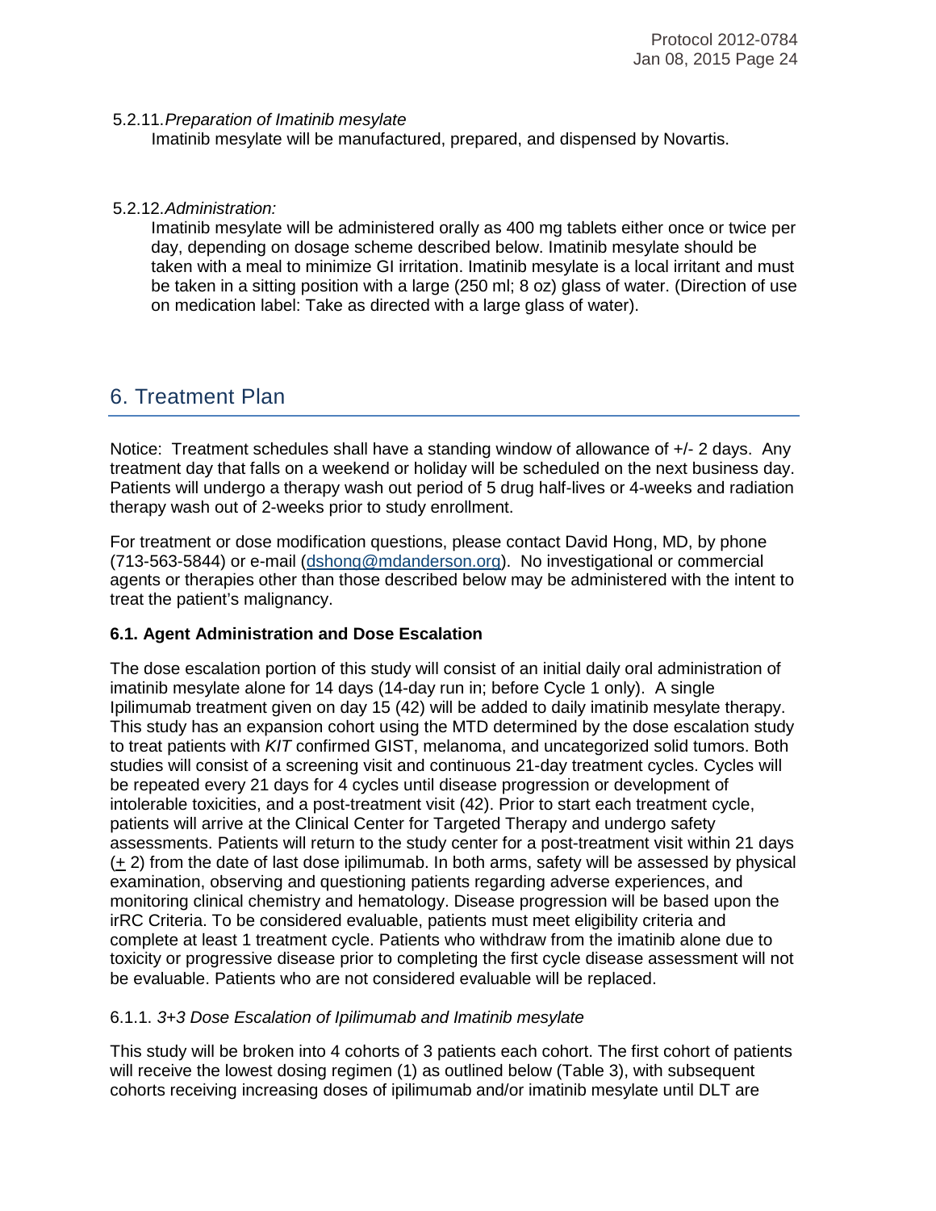5.2.11. *Preparation of Imatinib mesylate*

Imatinib mesylate will be manufactured, prepared, and dispensed by Novartis.

5.2.12. *Administration:*

Imatinib mesylate will be administered orally as 400 mg tablets either once or twice per day, depending on dosage scheme described below. Imatinib mesylate should be taken with a meal to minimize GI irritation. Imatinib mesylate is a local irritant and must be taken in a sitting position with a large (250 ml; 8 oz) glass of water. (Direction of use on medication label: Take as directed with a large glass of water).

# 6. Treatment Plan

Notice: Treatment schedules shall have a standing window of allowance of +/- 2 days. Any treatment day that falls on a weekend or holiday will be scheduled on the next business day. Patients will undergo a therapy wash out period of 5 drug half-lives or 4-weeks and radiation therapy wash out of 2-weeks prior to study enrollment.

For treatment or dose modification questions, please contact David Hong, MD, by phone (713-563-5844) or e-mail (dshong@mdanderson.org). No investigational or commercial agents or therapies other than those described below may be administered with the intent to treat the patient's malignancy.

## 6.1. Agent Administration and Dose Escalation

The dose escalation portion of this study will consist of an initial daily oral administration of imatinib mesylate alone for 14 days (14-day run in; before Cycle 1 only). A single Ipilimumab treatment given on day 15 (42) will be added to daily imatinib mesylate therapy. This study has an expansion cohort using the MTD determined by the dose escalation study to treat patients with *KIT* confirmed GIST, melanoma, and uncategorized solid tumors. Both studies will consist of a screening visit and continuous 21-day treatment cycles. Cycles will be repeated every 21 days for 4 cycles until disease progression or development of intolerable toxicities, and a post-treatment visit (42). Prior to start each treatment cycle, patients will arrive at the Clinical Center for Targeted Therapy and undergo safety assessments. Patients will return to the study center for a post-treatment visit within 21 days (± 2) from the date of last dose ipilimumab. In both arms, safety will be assessed by physical examination, observing and questioning patients regarding adverse experiences, and monitoring clinical chemistry and hematology. Disease progression will be based upon the irRC Criteria. To be considered evaluable, patients must meet eligibility criteria and complete at least 1 treatment cycle. Patients who withdraw from the imatinib alone due to toxicity or progressive disease prior to completing the first cycle disease assessment will not be evaluable. Patients who are not considered evaluable will be replaced.

### 6.1.1. *3+3 Dose Escalation of Ipilimumab and Imatinib mesylate*

This study will be broken into 4 cohorts of 3 patients each cohort. The first cohort of patients will receive the lowest dosing regimen (1) as outlined below (Table 3), with subsequent cohorts receiving increasing doses of ipilimumab and/or imatinib mesylate until DLT are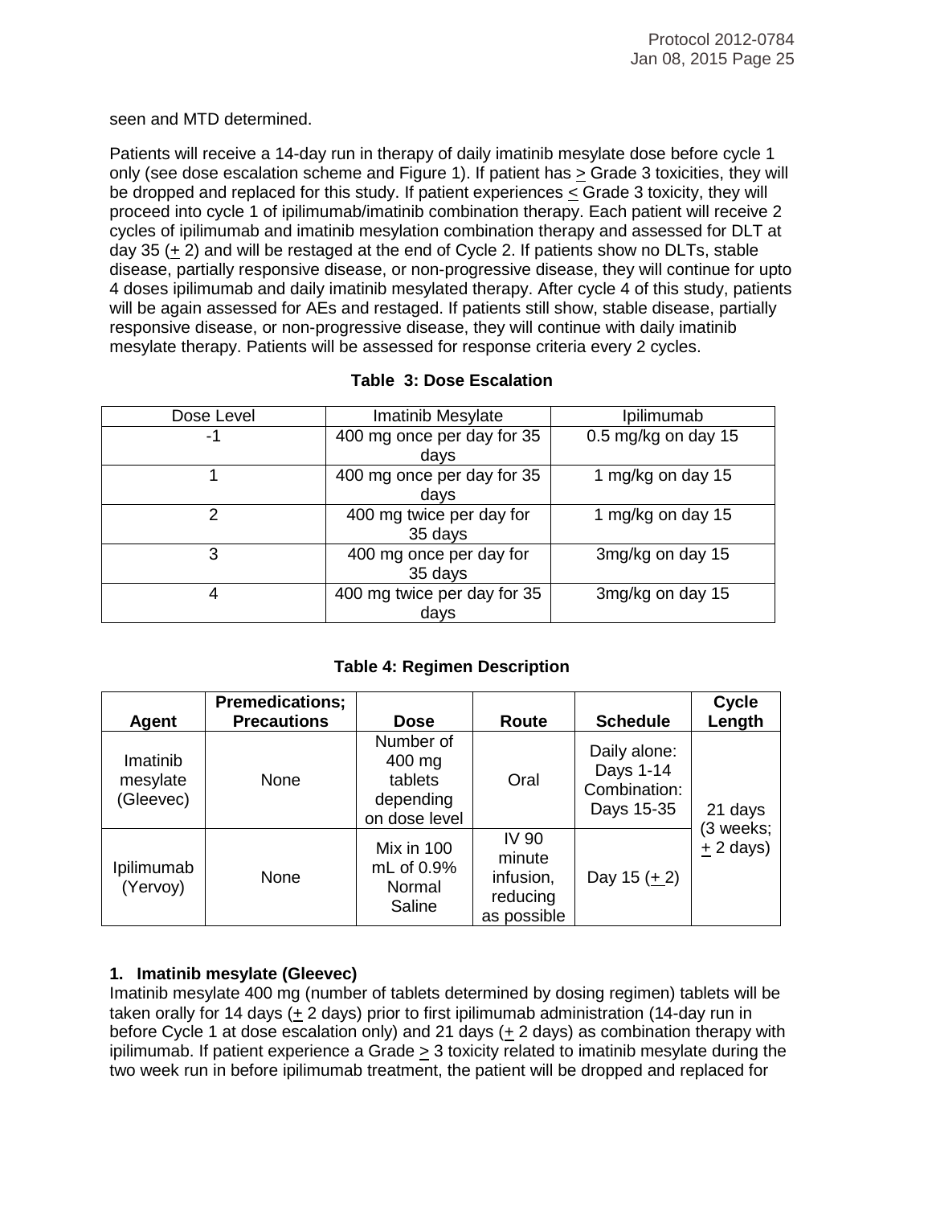seen and MTD determined.

Patients will receive a 14-day run in therapy of daily imatinib mesylate dose before cycle 1 only (see dose escalation scheme and Figure 1). If patient has $\geq$ Grade 3 toxicities, they will be dropped and replaced for this study. If patient experiences $\leq$ Grade 3 toxicity, they will proceed into cycle 1 of ipilimumab/imatinib combination therapy. Each patient will receive 2 cycles of ipilimumab and imatinib mesylation combination therapy and assessed for DLT at day 35 ($\pm$ 2) and will be restaged at the end of Cycle 2. If patients show no DLTs, stable disease, partially responsive disease, or non-progressive disease, they will continue for upto 4 doses ipilimumab and daily imatinib mesylated therapy. After cycle 4 of this study, patients will be again assessed for AEs and restaged. If patients still show, stable disease, partially responsive disease, or non-progressive disease, they will continue with daily imatinib mesylate therapy. Patients will be assessed for response criteria every 2 cycles.

**Table 3: Dose Escalation**

| Dose Level | Imatinib Mesylate | Ipilimumab |
|---|---|---|
| -1 | 400 mg once per day for 35 days | 0.5 mg/kg on day 15 |
| 1 | 400 mg once per day for 35 days | 1 mg/kg on day 15 |
| 2 | 400 mg twice per day for 35 days | 1 mg/kg on day 15 |
| 3 | 400 mg once per day for 35 days | 3mg/kg on day 15 |
| 4 | 400 mg twice per day for 35 days | 3mg/kg on day 15 |

**Table 4: Regimen Description**

| Agent | Premedications; Precautions | Dose | Route | Schedule | Cycle Length |
|---|---|---|---|---|---|
| Imatinib mesylate (Gleevec) | None | Number of 400 mg tablets depending on dose level | Oral | Daily alone: Days 1-14 Combination: Days 15-35 | 21 days (3 weeks; $\pm$ 2 days) |
| Ipilimumab (Yervoy) | None | Mix in 100 mL of 0.9% Normal Saline | IV 90 minute infusion, reducing as possible | Day 15 ($\pm$ 2) | |

**1. Imatinib mesylate (Gleevec)**

Imatinib mesylate 400 mg (number of tablets determined by dosing regimen) tablets will be taken orally for 14 days ($\pm$ 2 days) prior to first ipilimumab administration (14-day run in before Cycle 1 at dose escalation only) and 21 days ($\pm$ 2 days) as combination therapy with ipilimumab. If patient experience a Grade $\geq$ 3 toxicity related to imatinib mesylate during the two week run in before ipilimumab treatment, the patient will be dropped and replaced for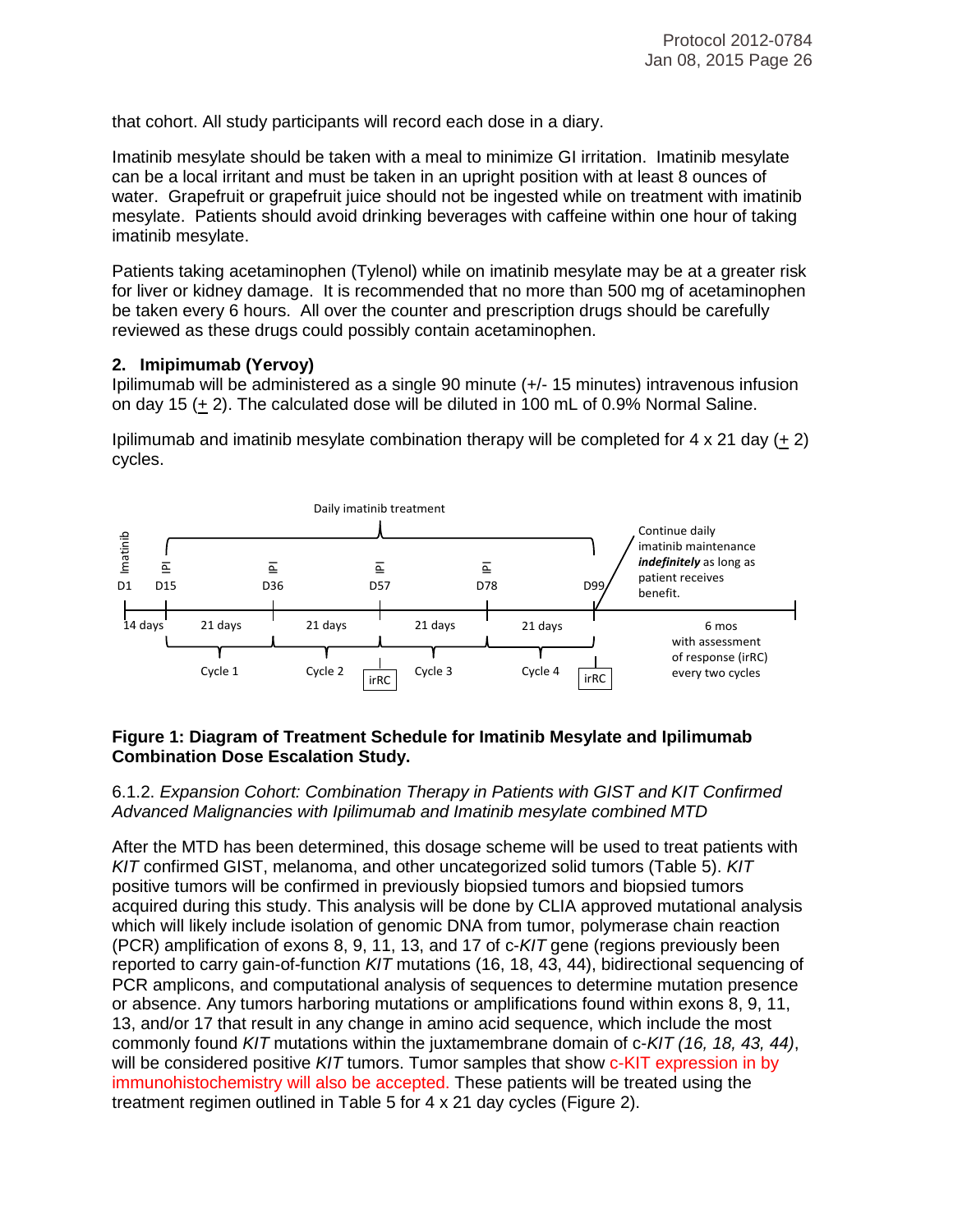that cohort. All study participants will record each dose in a diary.

Imatinib mesylate should be taken with a meal to minimize GI irritation. Imatinib mesylate can be a local irritant and must be taken in an upright position with at least 8 ounces of water. Grapefruit or grapefruit juice should not be ingested while on treatment with imatinib mesylate. Patients should avoid drinking beverages with caffeine within one hour of taking imatinib mesylate.

Patients taking acetaminophen (Tylenol) while on imatinib mesylate may be at a greater risk for liver or kidney damage. It is recommended that no more than 500 mg of acetaminophen be taken every 6 hours. All over the counter and prescription drugs should be carefully reviewed as these drugs could possibly contain acetaminophen.

**2. Imipimumab (Yervoy)**

Ipilimumab will be administered as a single 90 minute (+/- 15 minutes) intravenous infusion on day 15 (± 2). The calculated dose will be diluted in 100 mL of 0.9% Normal Saline.

Ipilimumab and imatinib mesylate combination therapy will be completed for 4 x 21 day (± 2) cycles.

**Figure 1: Diagram of Treatment Schedule for Imatinib Mesylate and Ipilimumab Combination Dose Escalation Study.**

6.1.2. *Expansion Cohort: Combination Therapy in Patients with GIST and KIT Confirmed Advanced Malignancies with Ipilimumab and Imatinib mesylate combined MTD*

After the MTD has been determined, this dosage scheme will be used to treat patients with *KIT* confirmed GIST, melanoma, and other uncategorized solid tumors (Table 5). *KIT* positive tumors will be confirmed in previously biopsied tumors and biopsied tumors acquired during this study. This analysis will be done by CLIA approved mutational analysis which will likely include isolation of genomic DNA from tumor, polymerase chain reaction (PCR) amplification of exons 8, 9, 11, 13, and 17 of c-*KIT* gene (regions previously been reported to carry gain-of-function *KIT* mutations (16, 18, 43, 44), bidirectional sequencing of PCR amplicons, and computational analysis of sequences to determine mutation presence or absence. Any tumors harboring mutations or amplifications found within exons 8, 9, 11, 13, and/or 17 that result in any change in amino acid sequence, which include the most commonly found *KIT* mutations within the juxtamembrane domain of c-*KIT (16, 18, 43, 44)*, will be considered positive *KIT* tumors. Tumor samples that show c-KIT expression in by immunohistochemistry will also be accepted. These patients will be treated using the treatment regimen outlined in Table 5 for 4 x 21 day cycles (Figure 2).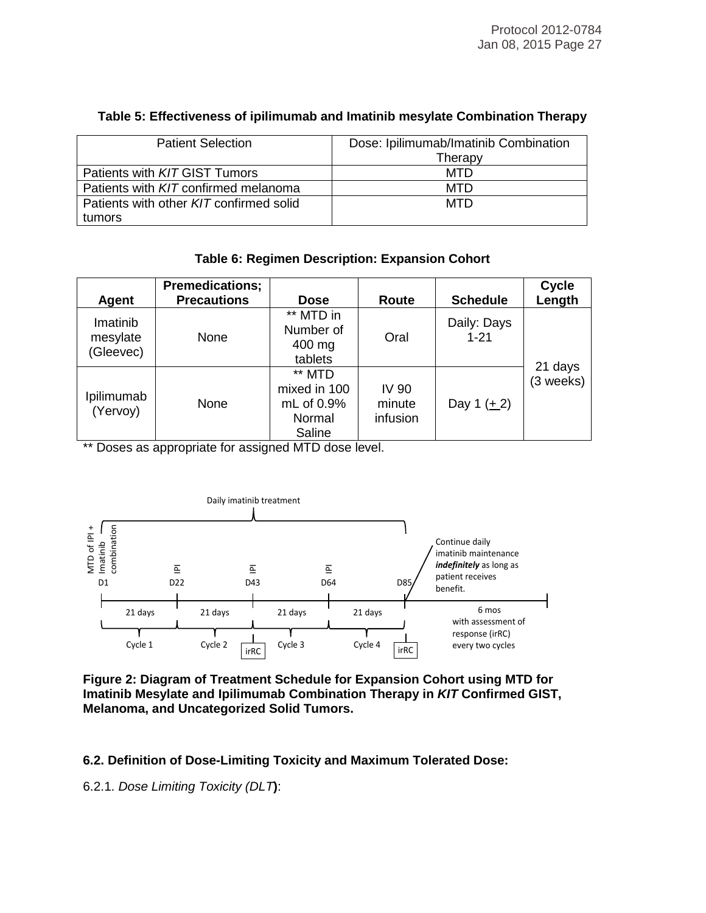**Table 5: Effectiveness of ipilimumab and Imatinib mesylate Combination Therapy**

| Patient Selection | Dose: Ipilimumab/Imatinib Combination Therapy |
|---|---|
| Patients with *KIT* GIST Tumors | MTD |
| Patients with *KIT* confirmed melanoma | MTD |
| Patients with other *KIT* confirmed solid tumors | MTD |

**Table 6: Regimen Description: Expansion Cohort**

| Agent | Premedications; Precautions | Dose | Route | Schedule | Cycle Length |
|---|---|---|---|---|---|
| Imatinib mesylate (Gleevec) | None | ** MTD in Number of 400 mg tablets | Oral | Daily: Days 1-21 | 21 days (3 weeks) |
| Ipilimumab (Yervoy) | None | ** MTD mixed in 100 mL of 0.9% Normal Saline | IV 90 minute infusion | Day 1 (± 2) | |

** Doses as appropriate for assigned MTD dose level.

Daily imatinib treatment

MTD of IPI + Imatinib combination — D1; IPI D22; IPI D43; IPI D64; D85

Continue daily imatinib maintenance ***indefinitely*** as long as patient receives benefit.

21 days — Cycle 1; 21 days — Cycle 2; irRC; 21 days — Cycle 3; 21 days — Cycle 4; irRC

6 mos with assessment of response (irRC) every two cycles

**Figure 2: Diagram of Treatment Schedule for Expansion Cohort using MTD for Imatinib Mesylate and Ipilimumab Combination Therapy in *KIT* Confirmed GIST, Melanoma, and Uncategorized Solid Tumors.**

### 6.2. Definition of Dose-Limiting Toxicity and Maximum Tolerated Dose:

6.2.1. *Dose Limiting Toxicity (DLT)*: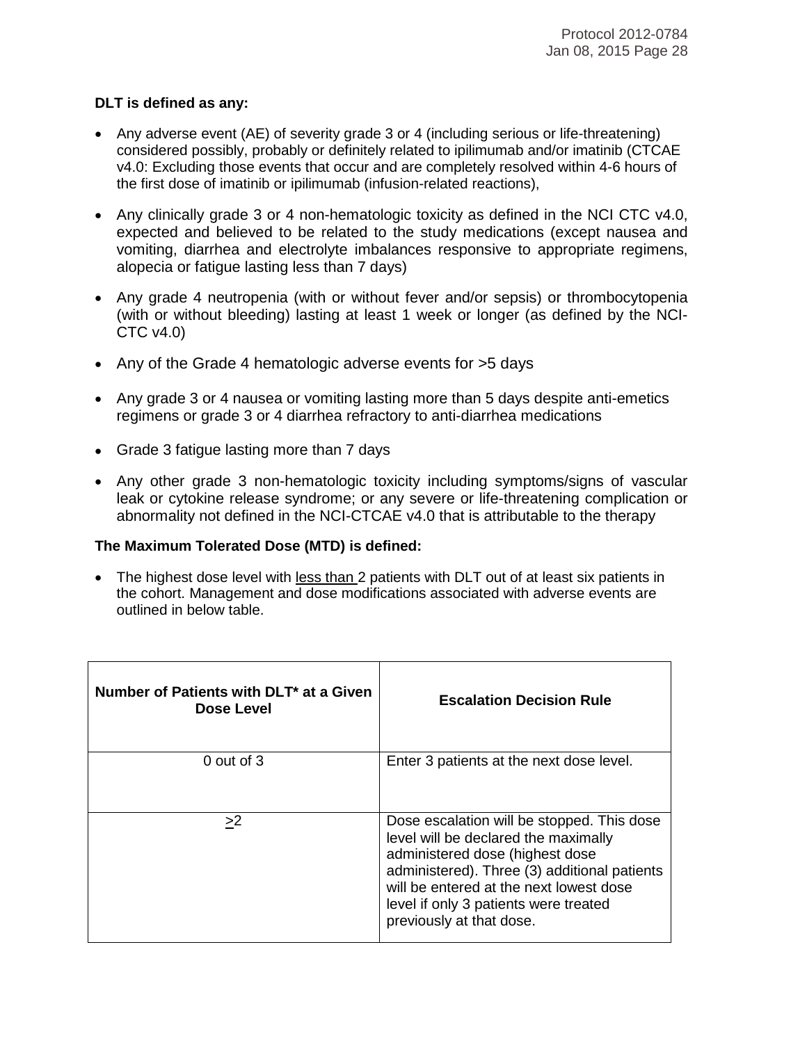**DLT is defined as any:**

- Any adverse event (AE) of severity grade 3 or 4 (including serious or life-threatening) considered possibly, probably or definitely related to ipilimumab and/or imatinib (CTCAE v4.0: Excluding those events that occur and are completely resolved within 4-6 hours of the first dose of imatinib or ipilimumab (infusion-related reactions),
- Any clinically grade 3 or 4 non-hematologic toxicity as defined in the NCI CTC v4.0, expected and believed to be related to the study medications (except nausea and vomiting, diarrhea and electrolyte imbalances responsive to appropriate regimens, alopecia or fatigue lasting less than 7 days)
- Any grade 4 neutropenia (with or without fever and/or sepsis) or thrombocytopenia (with or without bleeding) lasting at least 1 week or longer (as defined by the NCI-CTC v4.0)
- Any of the Grade 4 hematologic adverse events for >5 days
- Any grade 3 or 4 nausea or vomiting lasting more than 5 days despite anti-emetics regimens or grade 3 or 4 diarrhea refractory to anti-diarrhea medications
- Grade 3 fatigue lasting more than 7 days
- Any other grade 3 non-hematologic toxicity including symptoms/signs of vascular leak or cytokine release syndrome; or any severe or life-threatening complication or abnormality not defined in the NCI-CTCAE v4.0 that is attributable to the therapy

**The Maximum Tolerated Dose (MTD) is defined:**

- The highest dose level with less than 2 patients with DLT out of at least six patients in the cohort. Management and dose modifications associated with adverse events are outlined in below table.

| Number of Patients with DLT* at a Given Dose Level | Escalation Decision Rule |
|---|---|
| 0 out of 3 | Enter 3 patients at the next dose level. |
| ≥2 | Dose escalation will be stopped. This dose level will be declared the maximally administered dose (highest dose administered). Three (3) additional patients will be entered at the next lowest dose level if only 3 patients were treated previously at that dose. |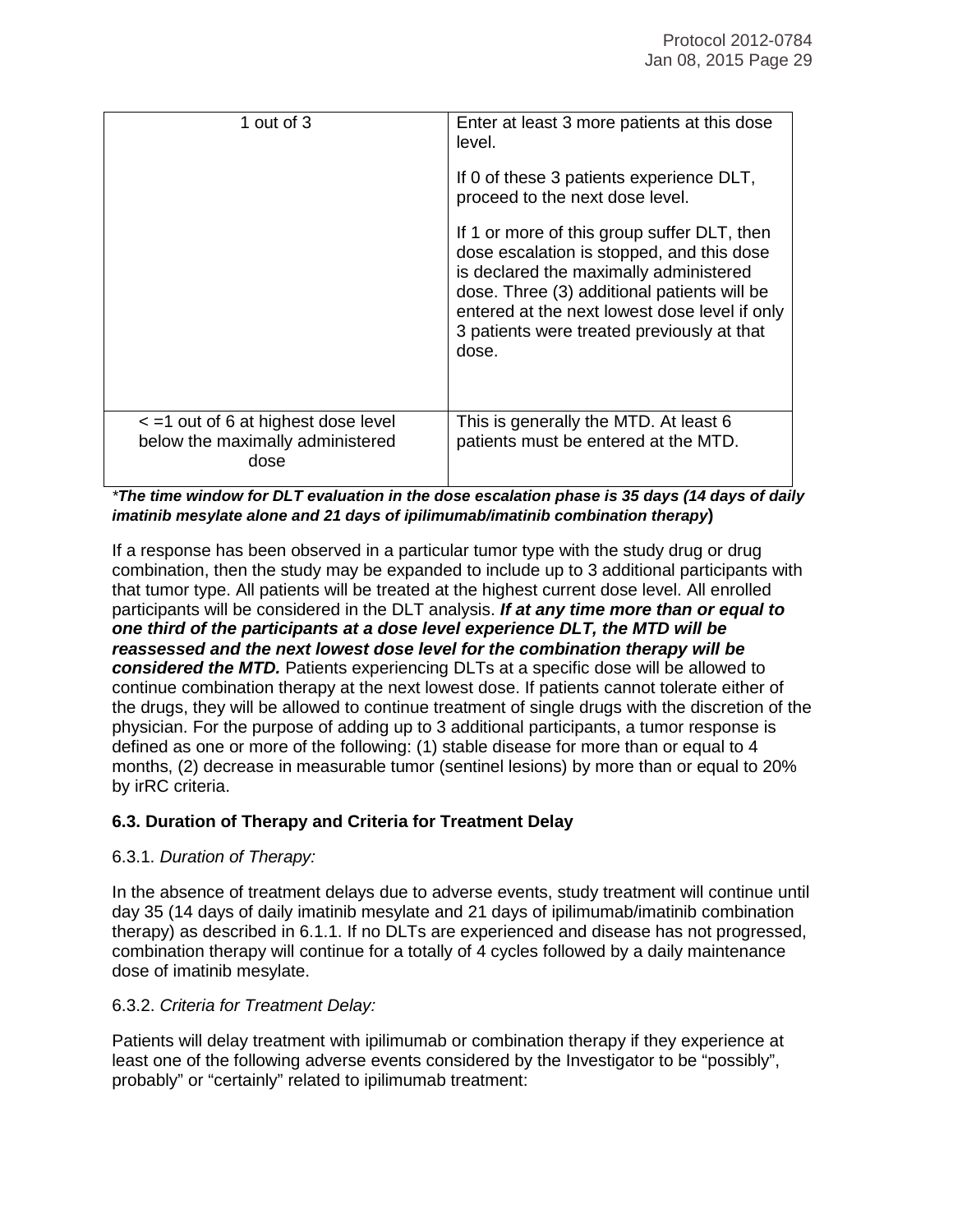| | |
|---|---|
| 1 out of 3 | Enter at least 3 more patients at this dose level.<br><br>If 0 of these 3 patients experience DLT, proceed to the next dose level.<br><br>If 1 or more of this group suffer DLT, then dose escalation is stopped, and this dose is declared the maximally administered dose. Three (3) additional patients will be entered at the next lowest dose level if only 3 patients were treated previously at that dose. |
| < =1 out of 6 at highest dose level below the maximally administered dose | This is generally the MTD. At least 6 patients must be entered at the MTD. |

**\*The time window for DLT evaluation in the dose escalation phase is 35 days (14 days of daily imatinib mesylate alone and 21 days of ipilimumab/imatinib combination therapy)**

If a response has been observed in a particular tumor type with the study drug or drug combination, then the study may be expanded to include up to 3 additional participants with that tumor type. All patients will be treated at the highest current dose level. All enrolled participants will be considered in the DLT analysis. ***If at any time more than or equal to one third of the participants at a dose level experience DLT, the MTD will be reassessed and the next lowest dose level for the combination therapy will be considered the MTD.*** Patients experiencing DLTs at a specific dose will be allowed to continue combination therapy at the next lowest dose. If patients cannot tolerate either of the drugs, they will be allowed to continue treatment of single drugs with the discretion of the physician. For the purpose of adding up to 3 additional participants, a tumor response is defined as one or more of the following: (1) stable disease for more than or equal to 4 months, (2) decrease in measurable tumor (sentinel lesions) by more than or equal to 20% by irRC criteria.

### 6.3. Duration of Therapy and Criteria for Treatment Delay

6.3.1. *Duration of Therapy:*

In the absence of treatment delays due to adverse events, study treatment will continue until day 35 (14 days of daily imatinib mesylate and 21 days of ipilimumab/imatinib combination therapy) as described in 6.1.1. If no DLTs are experienced and disease has not progressed, combination therapy will continue for a totally of 4 cycles followed by a daily maintenance dose of imatinib mesylate.

6.3.2. *Criteria for Treatment Delay:*

Patients will delay treatment with ipilimumab or combination therapy if they experience at least one of the following adverse events considered by the Investigator to be "possibly", probably" or "certainly" related to ipilimumab treatment: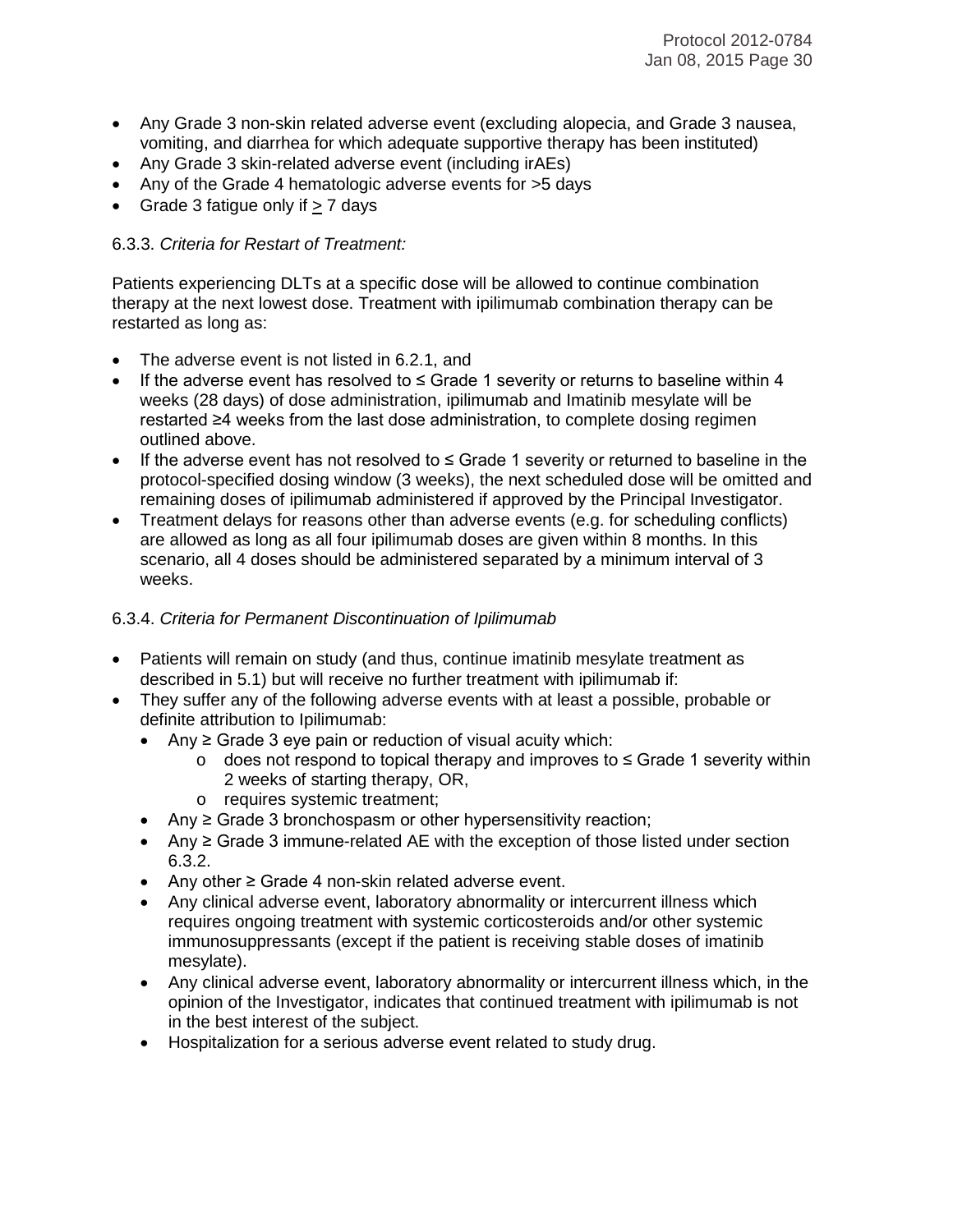- Any Grade 3 non-skin related adverse event (excluding alopecia, and Grade 3 nausea, vomiting, and diarrhea for which adequate supportive therapy has been instituted)
- Any Grade 3 skin-related adverse event (including irAEs)
- Any of the Grade 4 hematologic adverse events for >5 days
- Grade 3 fatigue only if ≥ 7 days

6.3.3. *Criteria for Restart of Treatment:*

Patients experiencing DLTs at a specific dose will be allowed to continue combination therapy at the next lowest dose. Treatment with ipilimumab combination therapy can be restarted as long as:

- The adverse event is not listed in 6.2.1, and
- If the adverse event has resolved to ≤ Grade 1 severity or returns to baseline within 4 weeks (28 days) of dose administration, ipilimumab and Imatinib mesylate will be restarted ≥4 weeks from the last dose administration, to complete dosing regimen outlined above.
- If the adverse event has not resolved to ≤ Grade 1 severity or returned to baseline in the protocol-specified dosing window (3 weeks), the next scheduled dose will be omitted and remaining doses of ipilimumab administered if approved by the Principal Investigator.
- Treatment delays for reasons other than adverse events (e.g. for scheduling conflicts) are allowed as long as all four ipilimumab doses are given within 8 months. In this scenario, all 4 doses should be administered separated by a minimum interval of 3 weeks.

6.3.4. *Criteria for Permanent Discontinuation of Ipilimumab*

- Patients will remain on study (and thus, continue imatinib mesylate treatment as described in 5.1) but will receive no further treatment with ipilimumab if:
- They suffer any of the following adverse events with at least a possible, probable or definite attribution to Ipilimumab:
  - Any ≥ Grade 3 eye pain or reduction of visual acuity which:
    - does not respond to topical therapy and improves to ≤ Grade 1 severity within 2 weeks of starting therapy, OR,
    - requires systemic treatment;
  - Any ≥ Grade 3 bronchospasm or other hypersensitivity reaction;
  - Any ≥ Grade 3 immune-related AE with the exception of those listed under section 6.3.2.
  - Any other ≥ Grade 4 non-skin related adverse event.
  - Any clinical adverse event, laboratory abnormality or intercurrent illness which requires ongoing treatment with systemic corticosteroids and/or other systemic immunosuppressants (except if the patient is receiving stable doses of imatinib mesylate).
  - Any clinical adverse event, laboratory abnormality or intercurrent illness which, in the opinion of the Investigator, indicates that continued treatment with ipilimumab is not in the best interest of the subject.
  - Hospitalization for a serious adverse event related to study drug.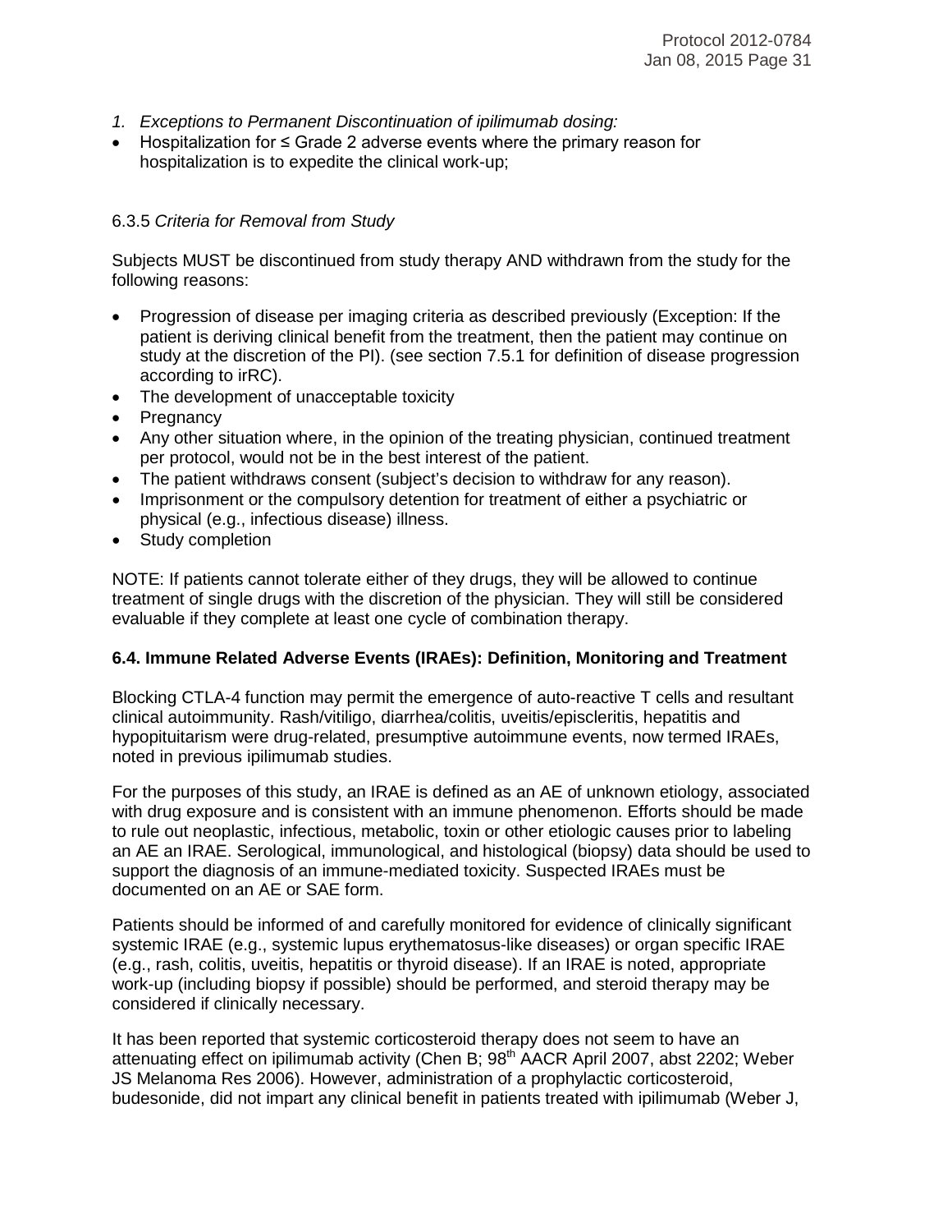1. *Exceptions to Permanent Discontinuation of ipilimumab dosing:*

- Hospitalization for ≤ Grade 2 adverse events where the primary reason for hospitalization is to expedite the clinical work-up;

6.3.5 *Criteria for Removal from Study*

Subjects MUST be discontinued from study therapy AND withdrawn from the study for the following reasons:

- Progression of disease per imaging criteria as described previously (Exception: If the patient is deriving clinical benefit from the treatment, then the patient may continue on study at the discretion of the PI). (see section 7.5.1 for definition of disease progression according to irRC).
- The development of unacceptable toxicity
- Pregnancy
- Any other situation where, in the opinion of the treating physician, continued treatment per protocol, would not be in the best interest of the patient.
- The patient withdraws consent (subject's decision to withdraw for any reason).
- Imprisonment or the compulsory detention for treatment of either a psychiatric or physical (e.g., infectious disease) illness.
- Study completion

NOTE: If patients cannot tolerate either of they drugs, they will be allowed to continue treatment of single drugs with the discretion of the physician. They will still be considered evaluable if they complete at least one cycle of combination therapy.

### 6.4. Immune Related Adverse Events (IRAEs): Definition, Monitoring and Treatment

Blocking CTLA-4 function may permit the emergence of auto-reactive T cells and resultant clinical autoimmunity. Rash/vitiligo, diarrhea/colitis, uveitis/episcleritis, hepatitis and hypopituitarism were drug-related, presumptive autoimmune events, now termed IRAEs, noted in previous ipilimumab studies.

For the purposes of this study, an IRAE is defined as an AE of unknown etiology, associated with drug exposure and is consistent with an immune phenomenon. Efforts should be made to rule out neoplastic, infectious, metabolic, toxin or other etiologic causes prior to labeling an AE an IRAE. Serological, immunological, and histological (biopsy) data should be used to support the diagnosis of an immune-mediated toxicity. Suspected IRAEs must be documented on an AE or SAE form.

Patients should be informed of and carefully monitored for evidence of clinically significant systemic IRAE (e.g., systemic lupus erythematosus-like diseases) or organ specific IRAE (e.g., rash, colitis, uveitis, hepatitis or thyroid disease). If an IRAE is noted, appropriate work-up (including biopsy if possible) should be performed, and steroid therapy may be considered if clinically necessary.

It has been reported that systemic corticosteroid therapy does not seem to have an attenuating effect on ipilimumab activity (Chen B; 98th AACR April 2007, abst 2202; Weber JS Melanoma Res 2006). However, administration of a prophylactic corticosteroid, budesonide, did not impart any clinical benefit in patients treated with ipilimumab (Weber J,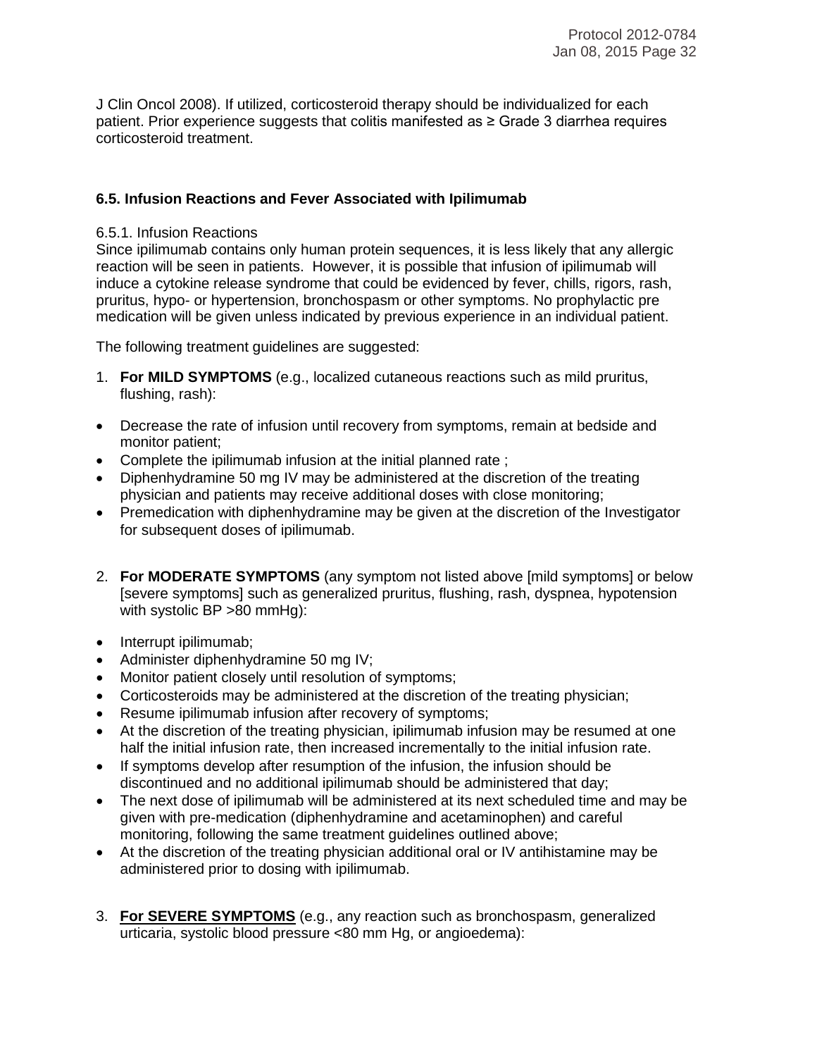J Clin Oncol 2008). If utilized, corticosteroid therapy should be individualized for each patient. Prior experience suggests that colitis manifested as ≥ Grade 3 diarrhea requires corticosteroid treatment.

### 6.5. Infusion Reactions and Fever Associated with Ipilimumab

6.5.1. Infusion Reactions

Since ipilimumab contains only human protein sequences, it is less likely that any allergic reaction will be seen in patients. However, it is possible that infusion of ipilimumab will induce a cytokine release syndrome that could be evidenced by fever, chills, rigors, rash, pruritus, hypo- or hypertension, bronchospasm or other symptoms. No prophylactic pre medication will be given unless indicated by previous experience in an individual patient.

The following treatment guidelines are suggested:

1. **For MILD SYMPTOMS** (e.g., localized cutaneous reactions such as mild pruritus, flushing, rash):

- Decrease the rate of infusion until recovery from symptoms, remain at bedside and monitor patient;
- Complete the ipilimumab infusion at the initial planned rate ;
- Diphenhydramine 50 mg IV may be administered at the discretion of the treating physician and patients may receive additional doses with close monitoring;
- Premedication with diphenhydramine may be given at the discretion of the Investigator for subsequent doses of ipilimumab.

2. **For MODERATE SYMPTOMS** (any symptom not listed above [mild symptoms] or below [severe symptoms] such as generalized pruritus, flushing, rash, dyspnea, hypotension with systolic BP >80 mmHg):

- Interrupt ipilimumab;
- Administer diphenhydramine 50 mg IV;
- Monitor patient closely until resolution of symptoms;
- Corticosteroids may be administered at the discretion of the treating physician;
- Resume ipilimumab infusion after recovery of symptoms;
- At the discretion of the treating physician, ipilimumab infusion may be resumed at one half the initial infusion rate, then increased incrementally to the initial infusion rate.
- If symptoms develop after resumption of the infusion, the infusion should be discontinued and no additional ipilimumab should be administered that day;
- The next dose of ipilimumab will be administered at its next scheduled time and may be given with pre-medication (diphenhydramine and acetaminophen) and careful monitoring, following the same treatment guidelines outlined above;
- At the discretion of the treating physician additional oral or IV antihistamine may be administered prior to dosing with ipilimumab.

3. **For SEVERE SYMPTOMS** (e.g., any reaction such as bronchospasm, generalized urticaria, systolic blood pressure <80 mm Hg, or angioedema):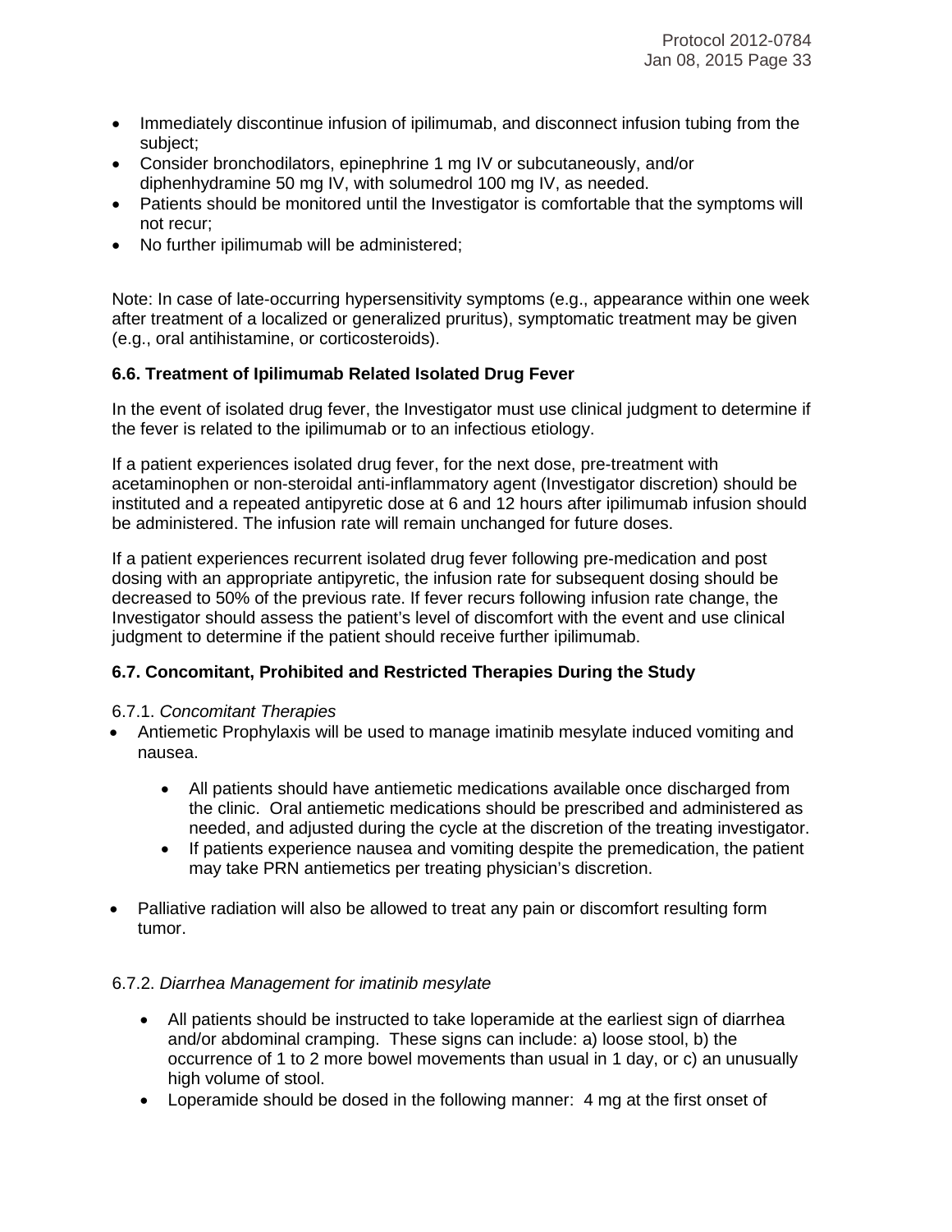- Immediately discontinue infusion of ipilimumab, and disconnect infusion tubing from the subject;
- Consider bronchodilators, epinephrine 1 mg IV or subcutaneously, and/or diphenhydramine 50 mg IV, with solumedrol 100 mg IV, as needed.
- Patients should be monitored until the Investigator is comfortable that the symptoms will not recur;
- No further ipilimumab will be administered;

Note: In case of late-occurring hypersensitivity symptoms (e.g., appearance within one week after treatment of a localized or generalized pruritus), symptomatic treatment may be given (e.g., oral antihistamine, or corticosteroids).

### 6.6. Treatment of Ipilimumab Related Isolated Drug Fever

In the event of isolated drug fever, the Investigator must use clinical judgment to determine if the fever is related to the ipilimumab or to an infectious etiology.

If a patient experiences isolated drug fever, for the next dose, pre-treatment with acetaminophen or non-steroidal anti-inflammatory agent (Investigator discretion) should be instituted and a repeated antipyretic dose at 6 and 12 hours after ipilimumab infusion should be administered. The infusion rate will remain unchanged for future doses.

If a patient experiences recurrent isolated drug fever following pre-medication and post dosing with an appropriate antipyretic, the infusion rate for subsequent dosing should be decreased to 50% of the previous rate. If fever recurs following infusion rate change, the Investigator should assess the patient's level of discomfort with the event and use clinical judgment to determine if the patient should receive further ipilimumab.

### 6.7. Concomitant, Prohibited and Restricted Therapies During the Study

6.7.1. *Concomitant Therapies*

- Antiemetic Prophylaxis will be used to manage imatinib mesylate induced vomiting and nausea.
  - All patients should have antiemetic medications available once discharged from the clinic. Oral antiemetic medications should be prescribed and administered as needed, and adjusted during the cycle at the discretion of the treating investigator.
  - If patients experience nausea and vomiting despite the premedication, the patient may take PRN antiemetics per treating physician's discretion.
- Palliative radiation will also be allowed to treat any pain or discomfort resulting form tumor.

6.7.2. *Diarrhea Management for imatinib mesylate*

- All patients should be instructed to take loperamide at the earliest sign of diarrhea and/or abdominal cramping. These signs can include: a) loose stool, b) the occurrence of 1 to 2 more bowel movements than usual in 1 day, or c) an unusually high volume of stool.
- Loperamide should be dosed in the following manner: 4 mg at the first onset of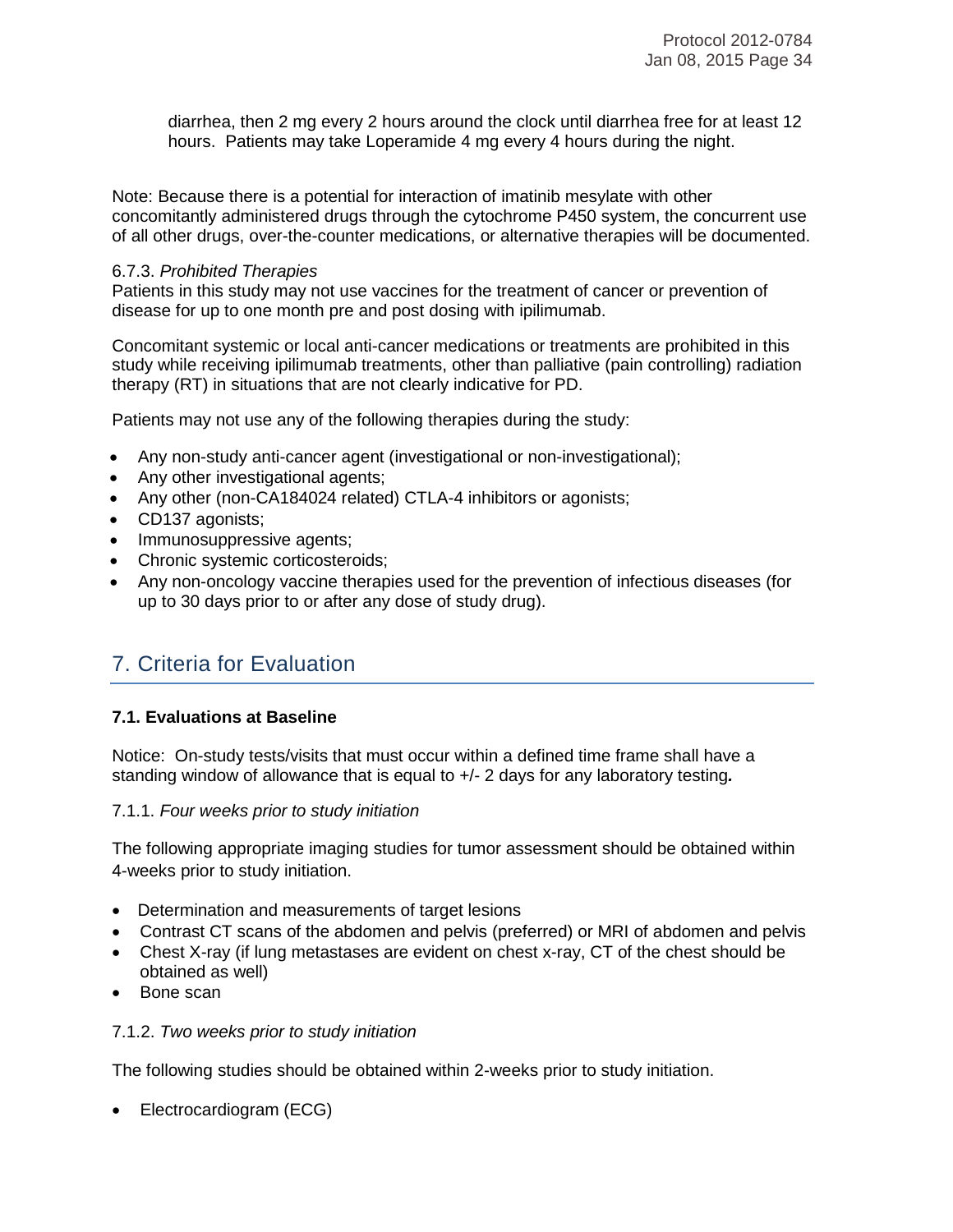diarrhea, then 2 mg every 2 hours around the clock until diarrhea free for at least 12 hours. Patients may take Loperamide 4 mg every 4 hours during the night.

Note: Because there is a potential for interaction of imatinib mesylate with other concomitantly administered drugs through the cytochrome P450 system, the concurrent use of all other drugs, over-the-counter medications, or alternative therapies will be documented.

6.7.3. *Prohibited Therapies*

Patients in this study may not use vaccines for the treatment of cancer or prevention of disease for up to one month pre and post dosing with ipilimumab.

Concomitant systemic or local anti-cancer medications or treatments are prohibited in this study while receiving ipilimumab treatments, other than palliative (pain controlling) radiation therapy (RT) in situations that are not clearly indicative for PD.

Patients may not use any of the following therapies during the study:

- Any non-study anti-cancer agent (investigational or non-investigational);
- Any other investigational agents;
- Any other (non-CA184024 related) CTLA-4 inhibitors or agonists;
- CD137 agonists;
- Immunosuppressive agents;
- Chronic systemic corticosteroids;
- Any non-oncology vaccine therapies used for the prevention of infectious diseases (for up to 30 days prior to or after any dose of study drug).

# 7. Criteria for Evaluation

### 7.1. Evaluations at Baseline

Notice: On-study tests/visits that must occur within a defined time frame shall have a standing window of allowance that is equal to +/- 2 days for any laboratory testing**.**

7.1.1. *Four weeks prior to study initiation*

The following appropriate imaging studies for tumor assessment should be obtained within 4-weeks prior to study initiation.

- Determination and measurements of target lesions
- Contrast CT scans of the abdomen and pelvis (preferred) or MRI of abdomen and pelvis
- Chest X-ray (if lung metastases are evident on chest x-ray, CT of the chest should be obtained as well)
- Bone scan

7.1.2. *Two weeks prior to study initiation*

The following studies should be obtained within 2-weeks prior to study initiation.

- Electrocardiogram (ECG)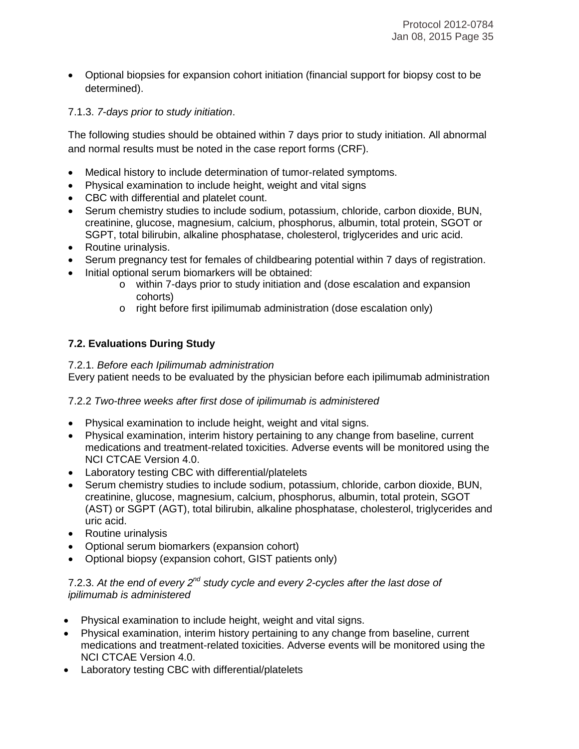- Optional biopsies for expansion cohort initiation (financial support for biopsy cost to be determined).

7.1.3. *7-days prior to study initiation*.

The following studies should be obtained within 7 days prior to study initiation. All abnormal and normal results must be noted in the case report forms (CRF).

- Medical history to include determination of tumor-related symptoms.
- Physical examination to include height, weight and vital signs
- CBC with differential and platelet count.
- Serum chemistry studies to include sodium, potassium, chloride, carbon dioxide, BUN, creatinine, glucose, magnesium, calcium, phosphorus, albumin, total protein, SGOT or SGPT, total bilirubin, alkaline phosphatase, cholesterol, triglycerides and uric acid.
- Routine urinalysis.
- Serum pregnancy test for females of childbearing potential within 7 days of registration.
- Initial optional serum biomarkers will be obtained:
  - within 7-days prior to study initiation and (dose escalation and expansion cohorts)
  - right before first ipilimumab administration (dose escalation only)

### 7.2. Evaluations During Study

7.2.1. *Before each Ipilimumab administration*
Every patient needs to be evaluated by the physician before each ipilimumab administration

7.2.2 *Two-three weeks after first dose of ipilimumab is administered*

- Physical examination to include height, weight and vital signs.
- Physical examination, interim history pertaining to any change from baseline, current medications and treatment-related toxicities. Adverse events will be monitored using the NCI CTCAE Version 4.0.
- Laboratory testing CBC with differential/platelets
- Serum chemistry studies to include sodium, potassium, chloride, carbon dioxide, BUN, creatinine, glucose, magnesium, calcium, phosphorus, albumin, total protein, SGOT (AST) or SGPT (AGT), total bilirubin, alkaline phosphatase, cholesterol, triglycerides and uric acid.
- Routine urinalysis
- Optional serum biomarkers (expansion cohort)
- Optional biopsy (expansion cohort, GIST patients only)

7.2.3. *At the end of every 2nd study cycle and every 2-cycles after the last dose of ipilimumab is administered*

- Physical examination to include height, weight and vital signs.
- Physical examination, interim history pertaining to any change from baseline, current medications and treatment-related toxicities. Adverse events will be monitored using the NCI CTCAE Version 4.0.
- Laboratory testing CBC with differential/platelets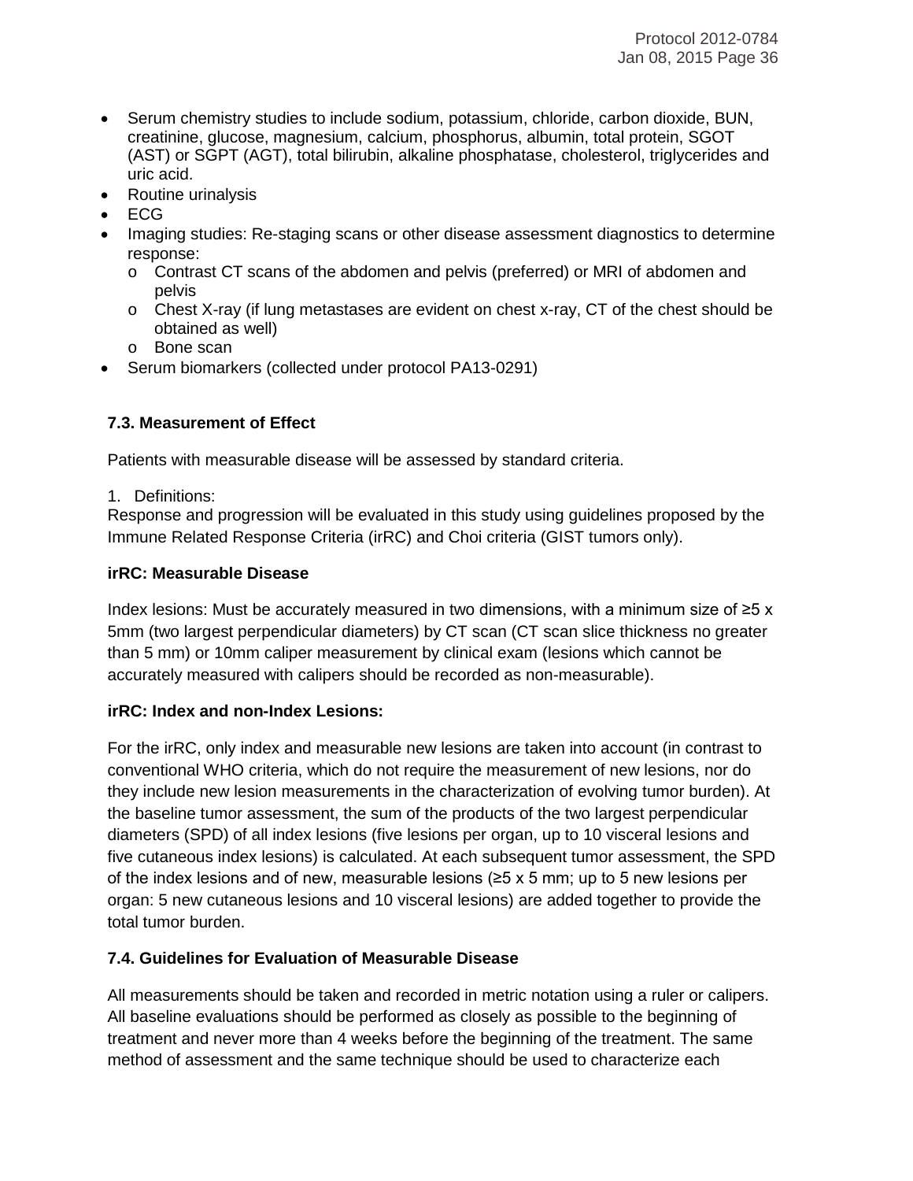- Serum chemistry studies to include sodium, potassium, chloride, carbon dioxide, BUN, creatinine, glucose, magnesium, calcium, phosphorus, albumin, total protein, SGOT (AST) or SGPT (AGT), total bilirubin, alkaline phosphatase, cholesterol, triglycerides and uric acid.
- Routine urinalysis
- ECG
- Imaging studies: Re-staging scans or other disease assessment diagnostics to determine response:
  - Contrast CT scans of the abdomen and pelvis (preferred) or MRI of abdomen and pelvis
  - Chest X-ray (if lung metastases are evident on chest x-ray, CT of the chest should be obtained as well)
  - Bone scan
- Serum biomarkers (collected under protocol PA13-0291)

### 7.3. Measurement of Effect

Patients with measurable disease will be assessed by standard criteria.

1. Definitions:

Response and progression will be evaluated in this study using guidelines proposed by the Immune Related Response Criteria (irRC) and Choi criteria (GIST tumors only).

**irRC: Measurable Disease**

Index lesions: Must be accurately measured in two dimensions, with a minimum size of ≥5 x 5mm (two largest perpendicular diameters) by CT scan (CT scan slice thickness no greater than 5 mm) or 10mm caliper measurement by clinical exam (lesions which cannot be accurately measured with calipers should be recorded as non-measurable).

**irRC: Index and non-Index Lesions:**

For the irRC, only index and measurable new lesions are taken into account (in contrast to conventional WHO criteria, which do not require the measurement of new lesions, nor do they include new lesion measurements in the characterization of evolving tumor burden). At the baseline tumor assessment, the sum of the products of the two largest perpendicular diameters (SPD) of all index lesions (five lesions per organ, up to 10 visceral lesions and five cutaneous index lesions) is calculated. At each subsequent tumor assessment, the SPD of the index lesions and of new, measurable lesions (≥5 x 5 mm; up to 5 new lesions per organ: 5 new cutaneous lesions and 10 visceral lesions) are added together to provide the total tumor burden.

### 7.4. Guidelines for Evaluation of Measurable Disease

All measurements should be taken and recorded in metric notation using a ruler or calipers. All baseline evaluations should be performed as closely as possible to the beginning of treatment and never more than 4 weeks before the beginning of the treatment. The same method of assessment and the same technique should be used to characterize each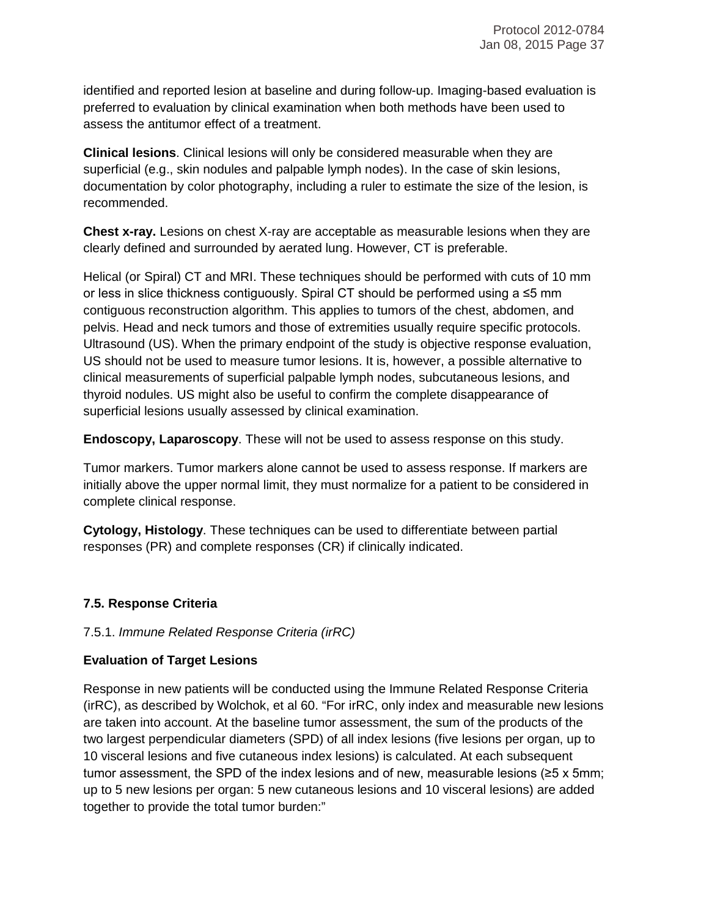identified and reported lesion at baseline and during follow-up. Imaging-based evaluation is preferred to evaluation by clinical examination when both methods have been used to assess the antitumor effect of a treatment.

**Clinical lesions**. Clinical lesions will only be considered measurable when they are superficial (e.g., skin nodules and palpable lymph nodes). In the case of skin lesions, documentation by color photography, including a ruler to estimate the size of the lesion, is recommended.

**Chest x-ray.** Lesions on chest X-ray are acceptable as measurable lesions when they are clearly defined and surrounded by aerated lung. However, CT is preferable.

Helical (or Spiral) CT and MRI. These techniques should be performed with cuts of 10 mm or less in slice thickness contiguously. Spiral CT should be performed using a ≤5 mm contiguous reconstruction algorithm. This applies to tumors of the chest, abdomen, and pelvis. Head and neck tumors and those of extremities usually require specific protocols. Ultrasound (US). When the primary endpoint of the study is objective response evaluation, US should not be used to measure tumor lesions. It is, however, a possible alternative to clinical measurements of superficial palpable lymph nodes, subcutaneous lesions, and thyroid nodules. US might also be useful to confirm the complete disappearance of superficial lesions usually assessed by clinical examination.

**Endoscopy, Laparoscopy**. These will not be used to assess response on this study.

Tumor markers. Tumor markers alone cannot be used to assess response. If markers are initially above the upper normal limit, they must normalize for a patient to be considered in complete clinical response.

**Cytology, Histology**. These techniques can be used to differentiate between partial responses (PR) and complete responses (CR) if clinically indicated.

### 7.5. Response Criteria

#### 7.5.1. *Immune Related Response Criteria (irRC)*

**Evaluation of Target Lesions**

Response in new patients will be conducted using the Immune Related Response Criteria (irRC), as described by Wolchok, et al 60. "For irRC, only index and measurable new lesions are taken into account. At the baseline tumor assessment, the sum of the products of the two largest perpendicular diameters (SPD) of all index lesions (five lesions per organ, up to 10 visceral lesions and five cutaneous index lesions) is calculated. At each subsequent tumor assessment, the SPD of the index lesions and of new, measurable lesions (≥5 x 5mm; up to 5 new lesions per organ: 5 new cutaneous lesions and 10 visceral lesions) are added together to provide the total tumor burden:"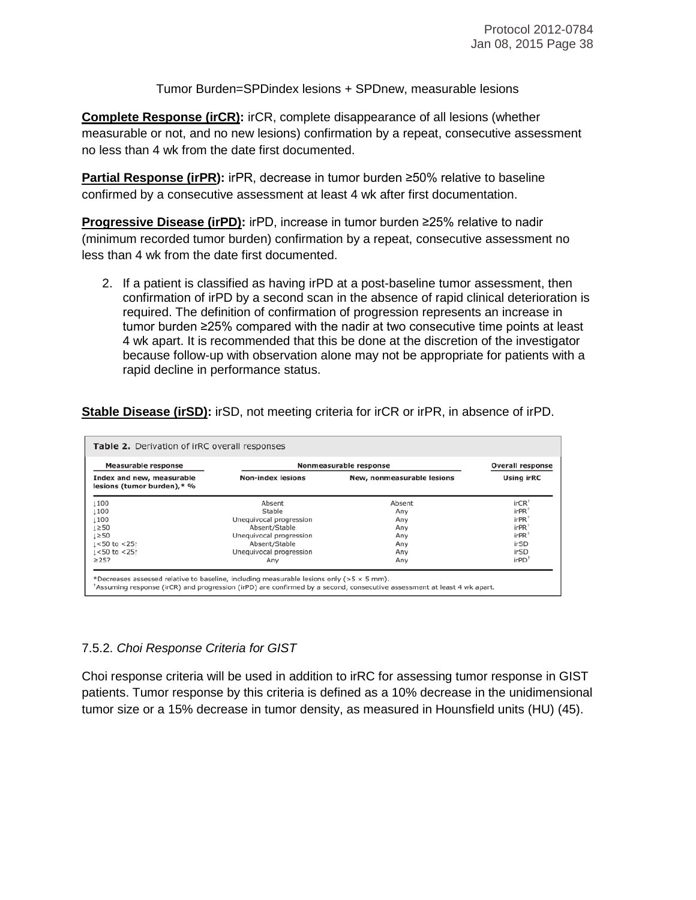Tumor Burden=SPDindex lesions + SPDnew, measurable lesions

**Complete Response (irCR):** irCR, complete disappearance of all lesions (whether measurable or not, and no new lesions) confirmation by a repeat, consecutive assessment no less than 4 wk from the date first documented.

**Partial Response (irPR):** irPR, decrease in tumor burden ≥50% relative to baseline confirmed by a consecutive assessment at least 4 wk after first documentation.

**Progressive Disease (irPD):** irPD, increase in tumor burden ≥25% relative to nadir (minimum recorded tumor burden) confirmation by a repeat, consecutive assessment no less than 4 wk from the date first documented.

2. If a patient is classified as having irPD at a post-baseline tumor assessment, then confirmation of irPD by a second scan in the absence of rapid clinical deterioration is required. The definition of confirmation of progression represents an increase in tumor burden ≥25% compared with the nadir at two consecutive time points at least 4 wk apart. It is recommended that this be done at the discretion of the investigator because follow-up with observation alone may not be appropriate for patients with a rapid decline in performance status.

**Stable Disease (irSD):** irSD, not meeting criteria for irCR or irPR, in absence of irPD.

**Table 2.** Derivation of irRC overall responses

| Measurable response | Nonmeasurable response | | Overall response |
|---|---|---|---|
| Index and new, measurable lesions (tumor burden),* % | Non-index lesions | New, nonmeasurable lesions | Using irRC |
| ↓100 | Absent | Absent | irCR† |
| ↓100 | Stable | Any | irPR† |
| ↓100 | Unequivocal progression | Any | irPR† |
| ↓≥50 | Absent/Stable | Any | irPR† |
| ↓≥50 | Unequivocal progression | Any | irPR† |
| ↓<50 to <25↑ | Absent/Stable | Any | irSD |
| ↓<50 to <25↑ | Unequivocal progression | Any | irSD |
| ≥25? | Any | Any | irPD† |

*Decreases assessed relative to baseline, including measurable lesions only (>5 × 5 mm).
†Assuming response (irCR) and progression (irPD) are confirmed by a second, consecutive assessment at least 4 wk apart.

7.5.2. *Choi Response Criteria for GIST*

Choi response criteria will be used in addition to irRC for assessing tumor response in GIST patients. Tumor response by this criteria is defined as a 10% decrease in the unidimensional tumor size or a 15% decrease in tumor density, as measured in Hounsfield units (HU) (45).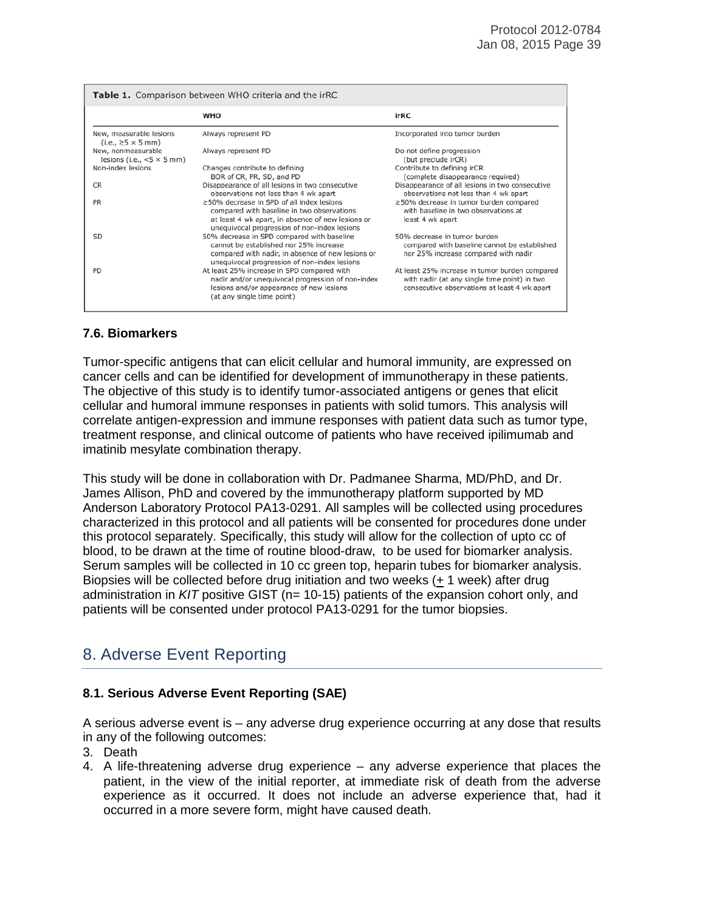**Table 1.** Comparison between WHO criteria and the irRC

| | WHO | irRC |
|---|---|---|
| New, measurable lesions (i.e., ≥5 × 5 mm) | Always represent PD | Incorporated into tumor burden |
| New, nonmeasurable lesions (i.e., <5 × 5 mm) | Always represent PD | Do not define progression (but preclude irCR) |
| Non-index lesions | Changes contribute to defining BOR of CR, PR, SD, and PD | Contribute to defining irCR (complete disappearance required) |
| CR | Disappearance of all lesions in two consecutive observations not less than 4 wk apart | Disappearance of all lesions in two consecutive observations not less than 4 wk apart |
| PR | ≥50% decrease in SPD of all index lesions compared with baseline in two observations at least 4 wk apart, in absence of new lesions or unequivocal progression of non-index lesions | ≥50% decrease in tumor burden compared with baseline in two observations at least 4 wk apart |
| SD | 50% decrease in SPD compared with baseline cannot be established nor 25% increase compared with nadir, in absence of new lesions or unequivocal progression of non-index lesions | 50% decrease in tumor burden compared with baseline cannot be established nor 25% increase compared with nadir |
| PD | At least 25% increase in SPD compared with nadir and/or unequivocal progression of non-index lesions and/or appearance of new lesions (at any single time point) | At least 25% increase in tumor burden compared with nadir (at any single time point) in two consecutive observations at least 4 wk apart |

### 7.6. Biomarkers

Tumor-specific antigens that can elicit cellular and humoral immunity, are expressed on cancer cells and can be identified for development of immunotherapy in these patients. The objective of this study is to identify tumor-associated antigens or genes that elicit cellular and humoral immune responses in patients with solid tumors. This analysis will correlate antigen-expression and immune responses with patient data such as tumor type, treatment response, and clinical outcome of patients who have received ipilimumab and imatinib mesylate combination therapy.

This study will be done in collaboration with Dr. Padmanee Sharma, MD/PhD, and Dr. James Allison, PhD and covered by the immunotherapy platform supported by MD Anderson Laboratory Protocol PA13-0291. All samples will be collected using procedures characterized in this protocol and all patients will be consented for procedures done under this protocol separately. Specifically, this study will allow for the collection of upto cc of blood, to be drawn at the time of routine blood-draw, to be used for biomarker analysis. Serum samples will be collected in 10 cc green top, heparin tubes for biomarker analysis. Biopsies will be collected before drug initiation and two weeks (+ 1 week) after drug administration in *KIT* positive GIST (n= 10-15) patients of the expansion cohort only, and patients will be consented under protocol PA13-0291 for the tumor biopsies.

## 8. Adverse Event Reporting

### 8.1. Serious Adverse Event Reporting (SAE)

A serious adverse event is – any adverse drug experience occurring at any dose that results in any of the following outcomes:

3. Death
4. A life-threatening adverse drug experience – any adverse experience that places the patient, in the view of the initial reporter, at immediate risk of death from the adverse experience as it occurred. It does not include an adverse experience that, had it occurred in a more severe form, might have caused death.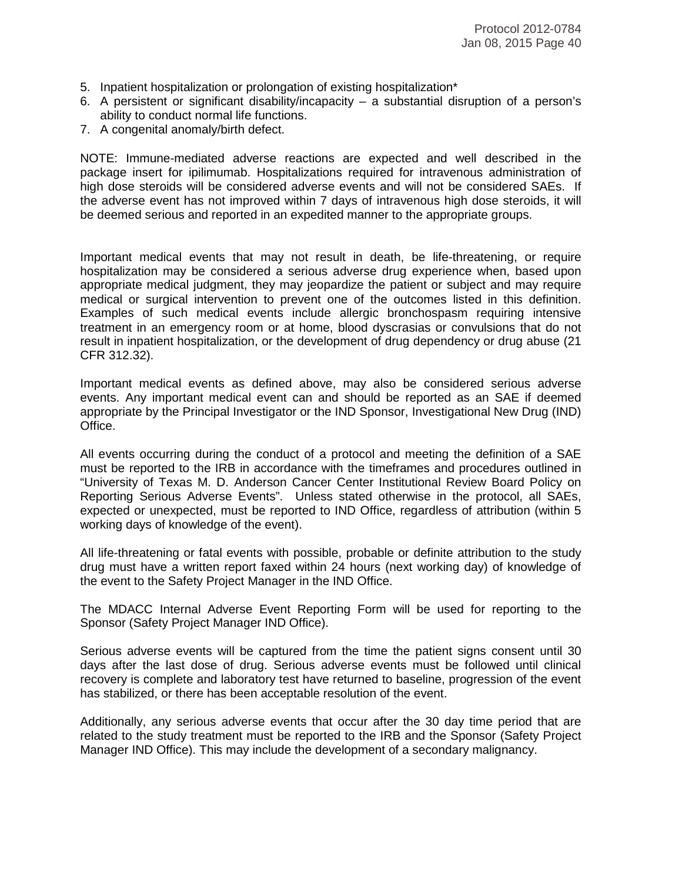5. Inpatient hospitalization or prolongation of existing hospitalization*
6. A persistent or significant disability/incapacity – a substantial disruption of a person's ability to conduct normal life functions.
7. A congenital anomaly/birth defect.

NOTE: Immune-mediated adverse reactions are expected and well described in the package insert for ipilimumab. Hospitalizations required for intravenous administration of high dose steroids will be considered adverse events and will not be considered SAEs. If the adverse event has not improved within 7 days of intravenous high dose steroids, it will be deemed serious and reported in an expedited manner to the appropriate groups.

Important medical events that may not result in death, be life-threatening, or require hospitalization may be considered a serious adverse drug experience when, based upon appropriate medical judgment, they may jeopardize the patient or subject and may require medical or surgical intervention to prevent one of the outcomes listed in this definition. Examples of such medical events include allergic bronchospasm requiring intensive treatment in an emergency room or at home, blood dyscrasias or convulsions that do not result in inpatient hospitalization, or the development of drug dependency or drug abuse (21 CFR 312.32).

Important medical events as defined above, may also be considered serious adverse events. Any important medical event can and should be reported as an SAE if deemed appropriate by the Principal Investigator or the IND Sponsor, Investigational New Drug (IND) Office.

All events occurring during the conduct of a protocol and meeting the definition of a SAE must be reported to the IRB in accordance with the timeframes and procedures outlined in "University of Texas M. D. Anderson Cancer Center Institutional Review Board Policy on Reporting Serious Adverse Events". Unless stated otherwise in the protocol, all SAEs, expected or unexpected, must be reported to IND Office, regardless of attribution (within 5 working days of knowledge of the event).

All life-threatening or fatal events with possible, probable or definite attribution to the study drug must have a written report faxed within 24 hours (next working day) of knowledge of the event to the Safety Project Manager in the IND Office.

The MDACC Internal Adverse Event Reporting Form will be used for reporting to the Sponsor (Safety Project Manager IND Office).

Serious adverse events will be captured from the time the patient signs consent until 30 days after the last dose of drug. Serious adverse events must be followed until clinical recovery is complete and laboratory test have returned to baseline, progression of the event has stabilized, or there has been acceptable resolution of the event.

Additionally, any serious adverse events that occur after the 30 day time period that are related to the study treatment must be reported to the IRB and the Sponsor (Safety Project Manager IND Office). This may include the development of a secondary malignancy.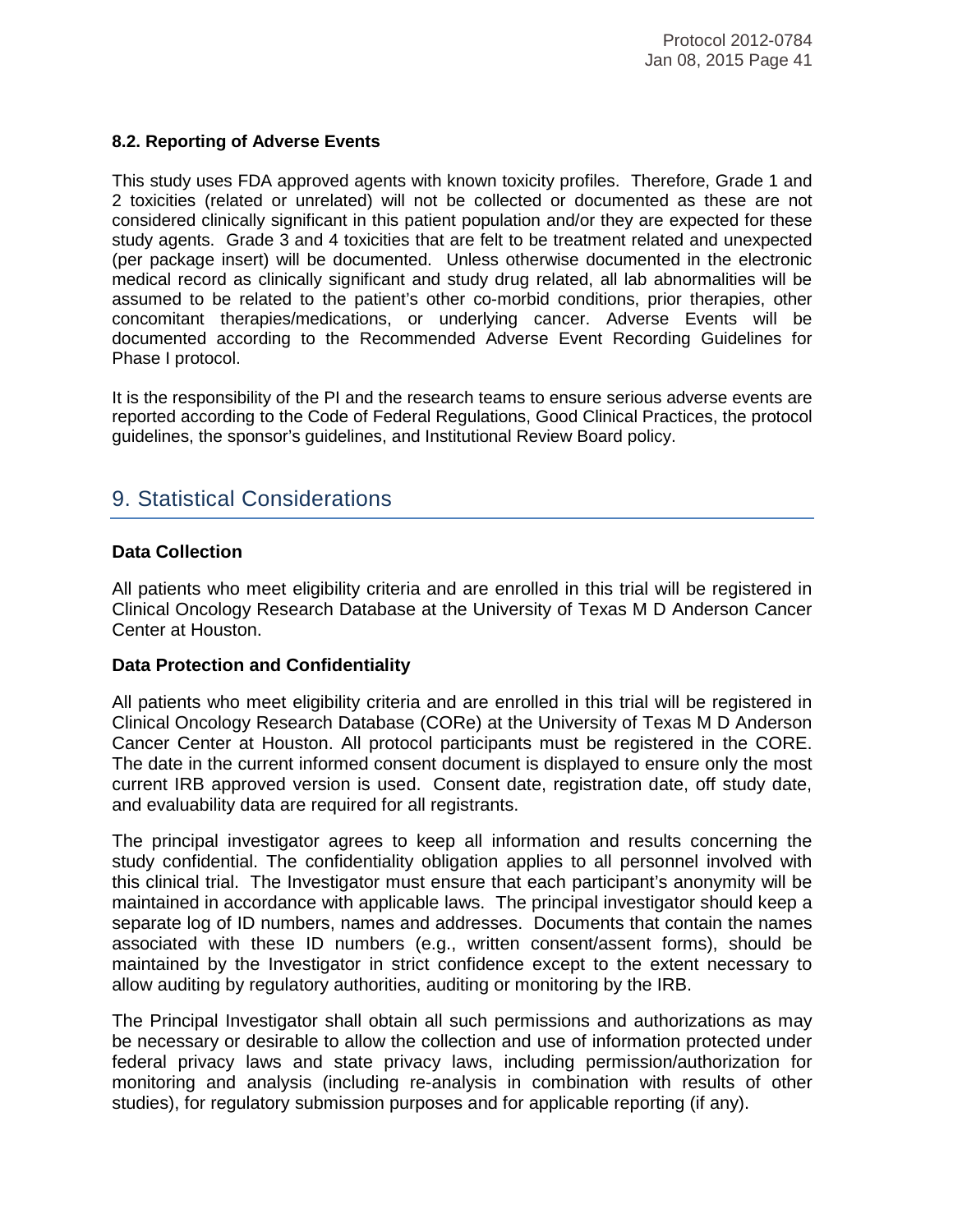### 8.2. Reporting of Adverse Events

This study uses FDA approved agents with known toxicity profiles. Therefore, Grade 1 and 2 toxicities (related or unrelated) will not be collected or documented as these are not considered clinically significant in this patient population and/or they are expected for these study agents. Grade 3 and 4 toxicities that are felt to be treatment related and unexpected (per package insert) will be documented. Unless otherwise documented in the electronic medical record as clinically significant and study drug related, all lab abnormalities will be assumed to be related to the patient's other co-morbid conditions, prior therapies, other concomitant therapies/medications, or underlying cancer. Adverse Events will be documented according to the Recommended Adverse Event Recording Guidelines for Phase I protocol.

It is the responsibility of the PI and the research teams to ensure serious adverse events are reported according to the Code of Federal Regulations, Good Clinical Practices, the protocol guidelines, the sponsor's guidelines, and Institutional Review Board policy.

# 9. Statistical Considerations

**Data Collection**

All patients who meet eligibility criteria and are enrolled in this trial will be registered in Clinical Oncology Research Database at the University of Texas M D Anderson Cancer Center at Houston.

**Data Protection and Confidentiality**

All patients who meet eligibility criteria and are enrolled in this trial will be registered in Clinical Oncology Research Database (CORe) at the University of Texas M D Anderson Cancer Center at Houston. All protocol participants must be registered in the CORE. The date in the current informed consent document is displayed to ensure only the most current IRB approved version is used. Consent date, registration date, off study date, and evaluability data are required for all registrants.

The principal investigator agrees to keep all information and results concerning the study confidential. The confidentiality obligation applies to all personnel involved with this clinical trial. The Investigator must ensure that each participant's anonymity will be maintained in accordance with applicable laws. The principal investigator should keep a separate log of ID numbers, names and addresses. Documents that contain the names associated with these ID numbers (e.g., written consent/assent forms), should be maintained by the Investigator in strict confidence except to the extent necessary to allow auditing by regulatory authorities, auditing or monitoring by the IRB.

The Principal Investigator shall obtain all such permissions and authorizations as may be necessary or desirable to allow the collection and use of information protected under federal privacy laws and state privacy laws, including permission/authorization for monitoring and analysis (including re-analysis in combination with results of other studies), for regulatory submission purposes and for applicable reporting (if any).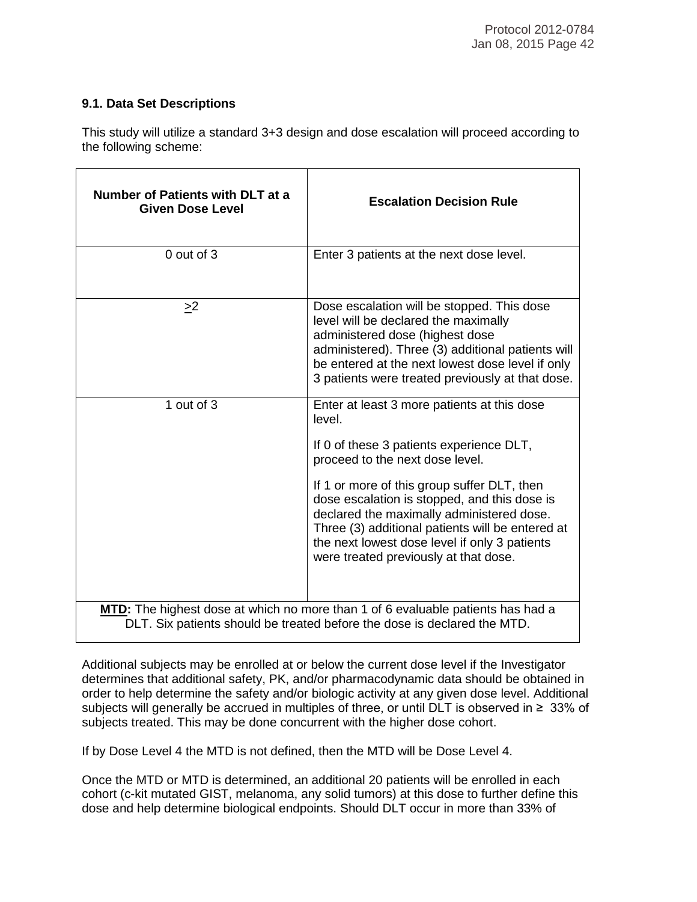### 9.1. Data Set Descriptions

This study will utilize a standard 3+3 design and dose escalation will proceed according to the following scheme:

| Number of Patients with DLT at a Given Dose Level | Escalation Decision Rule |
|---|---|
| 0 out of 3 | Enter 3 patients at the next dose level. |
| ≥2 | Dose escalation will be stopped. This dose level will be declared the maximally administered dose (highest dose administered). Three (3) additional patients will be entered at the next lowest dose level if only 3 patients were treated previously at that dose. |
| 1 out of 3 | Enter at least 3 more patients at this dose level.<br><br>If 0 of these 3 patients experience DLT, proceed to the next dose level.<br><br>If 1 or more of this group suffer DLT, then dose escalation is stopped, and this dose is declared the maximally administered dose. Three (3) additional patients will be entered at the next lowest dose level if only 3 patients were treated previously at that dose. |
| **MTD:** The highest dose at which no more than 1 of 6 evaluable patients has had a DLT. Six patients should be treated before the dose is declared the MTD. | |

Additional subjects may be enrolled at or below the current dose level if the Investigator determines that additional safety, PK, and/or pharmacodynamic data should be obtained in order to help determine the safety and/or biologic activity at any given dose level. Additional subjects will generally be accrued in multiples of three, or until DLT is observed in ≥ 33% of subjects treated. This may be done concurrent with the higher dose cohort.

If by Dose Level 4 the MTD is not defined, then the MTD will be Dose Level 4.

Once the MTD or MTD is determined, an additional 20 patients will be enrolled in each cohort (c-kit mutated GIST, melanoma, any solid tumors) at this dose to further define this dose and help determine biological endpoints. Should DLT occur in more than 33% of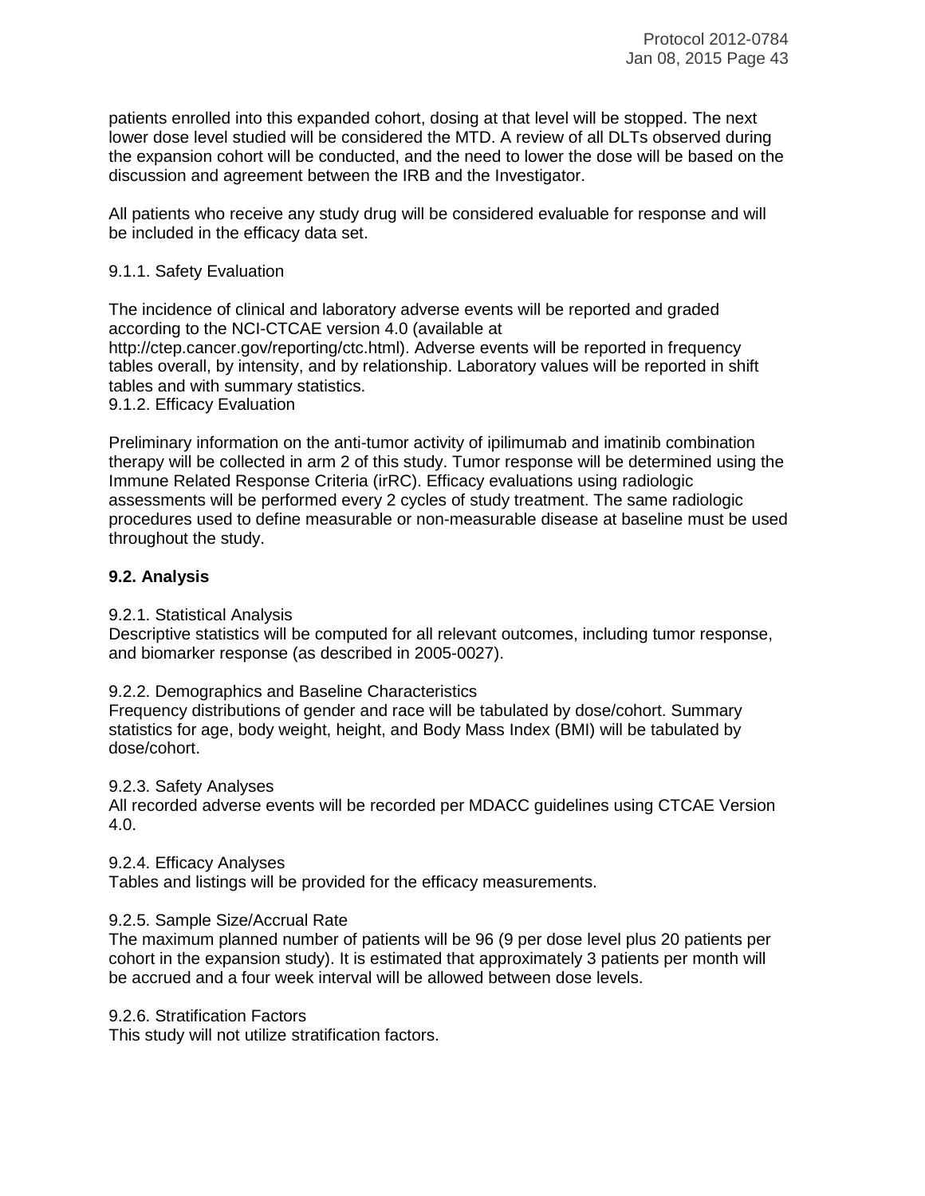patients enrolled into this expanded cohort, dosing at that level will be stopped. The next lower dose level studied will be considered the MTD. A review of all DLTs observed during the expansion cohort will be conducted, and the need to lower the dose will be based on the discussion and agreement between the IRB and the Investigator.

All patients who receive any study drug will be considered evaluable for response and will be included in the efficacy data set.

9.1.1. Safety Evaluation

The incidence of clinical and laboratory adverse events will be reported and graded according to the NCI-CTCAE version 4.0 (available at http://ctep.cancer.gov/reporting/ctc.html). Adverse events will be reported in frequency tables overall, by intensity, and by relationship. Laboratory values will be reported in shift tables and with summary statistics.

9.1.2. Efficacy Evaluation

Preliminary information on the anti-tumor activity of ipilimumab and imatinib combination therapy will be collected in arm 2 of this study. Tumor response will be determined using the Immune Related Response Criteria (irRC). Efficacy evaluations using radiologic assessments will be performed every 2 cycles of study treatment. The same radiologic procedures used to define measurable or non-measurable disease at baseline must be used throughout the study.

## 9.2. Analysis

9.2.1. Statistical Analysis
Descriptive statistics will be computed for all relevant outcomes, including tumor response, and biomarker response (as described in 2005-0027).

9.2.2. Demographics and Baseline Characteristics
Frequency distributions of gender and race will be tabulated by dose/cohort. Summary statistics for age, body weight, height, and Body Mass Index (BMI) will be tabulated by dose/cohort.

9.2.3. Safety Analyses
All recorded adverse events will be recorded per MDACC guidelines using CTCAE Version 4.0.

9.2.4. Efficacy Analyses
Tables and listings will be provided for the efficacy measurements.

9.2.5. Sample Size/Accrual Rate
The maximum planned number of patients will be 96 (9 per dose level plus 20 patients per cohort in the expansion study). It is estimated that approximately 3 patients per month will be accrued and a four week interval will be allowed between dose levels.

9.2.6. Stratification Factors
This study will not utilize stratification factors.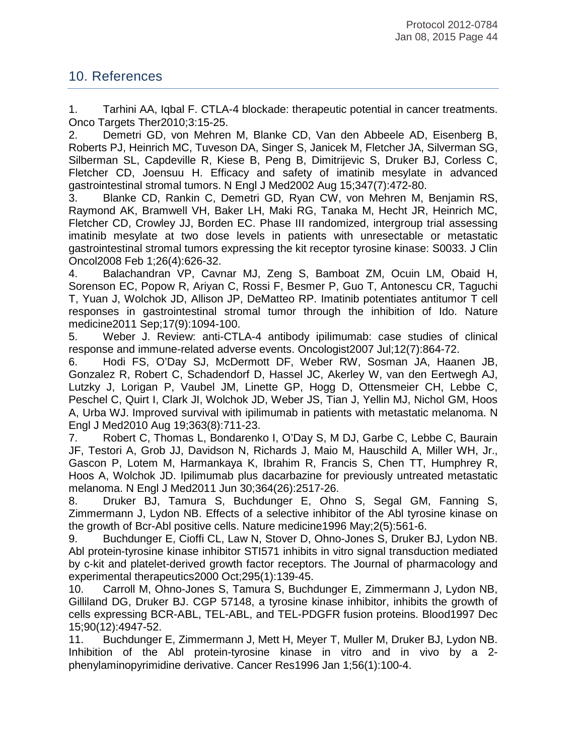## 10. References

1. Tarhini AA, Iqbal F. CTLA-4 blockade: therapeutic potential in cancer treatments. Onco Targets Ther2010;3:15-25.
2. Demetri GD, von Mehren M, Blanke CD, Van den Abbeele AD, Eisenberg B, Roberts PJ, Heinrich MC, Tuveson DA, Singer S, Janicek M, Fletcher JA, Silverman SG, Silberman SL, Capdeville R, Kiese B, Peng B, Dimitrijevic S, Druker BJ, Corless C, Fletcher CD, Joensuu H. Efficacy and safety of imatinib mesylate in advanced gastrointestinal stromal tumors. N Engl J Med2002 Aug 15;347(7):472-80.
3. Blanke CD, Rankin C, Demetri GD, Ryan CW, von Mehren M, Benjamin RS, Raymond AK, Bramwell VH, Baker LH, Maki RG, Tanaka M, Hecht JR, Heinrich MC, Fletcher CD, Crowley JJ, Borden EC. Phase III randomized, intergroup trial assessing imatinib mesylate at two dose levels in patients with unresectable or metastatic gastrointestinal stromal tumors expressing the kit receptor tyrosine kinase: S0033. J Clin Oncol2008 Feb 1;26(4):626-32.
4. Balachandran VP, Cavnar MJ, Zeng S, Bamboat ZM, Ocuin LM, Obaid H, Sorenson EC, Popow R, Ariyan C, Rossi F, Besmer P, Guo T, Antonescu CR, Taguchi T, Yuan J, Wolchok JD, Allison JP, DeMatteo RP. Imatinib potentiates antitumor T cell responses in gastrointestinal stromal tumor through the inhibition of Ido. Nature medicine2011 Sep;17(9):1094-100.
5. Weber J. Review: anti-CTLA-4 antibody ipilimumab: case studies of clinical response and immune-related adverse events. Oncologist2007 Jul;12(7):864-72.
6. Hodi FS, O'Day SJ, McDermott DF, Weber RW, Sosman JA, Haanen JB, Gonzalez R, Robert C, Schadendorf D, Hassel JC, Akerley W, van den Eertwegh AJ, Lutzky J, Lorigan P, Vaubel JM, Linette GP, Hogg D, Ottensmeier CH, Lebbe C, Peschel C, Quirt I, Clark JI, Wolchok JD, Weber JS, Tian J, Yellin MJ, Nichol GM, Hoos A, Urba WJ. Improved survival with ipilimumab in patients with metastatic melanoma. N Engl J Med2010 Aug 19;363(8):711-23.
7. Robert C, Thomas L, Bondarenko I, O'Day S, M DJ, Garbe C, Lebbe C, Baurain JF, Testori A, Grob JJ, Davidson N, Richards J, Maio M, Hauschild A, Miller WH, Jr., Gascon P, Lotem M, Harmankaya K, Ibrahim R, Francis S, Chen TT, Humphrey R, Hoos A, Wolchok JD. Ipilimumab plus dacarbazine for previously untreated metastatic melanoma. N Engl J Med2011 Jun 30;364(26):2517-26.
8. Druker BJ, Tamura S, Buchdunger E, Ohno S, Segal GM, Fanning S, Zimmermann J, Lydon NB. Effects of a selective inhibitor of the Abl tyrosine kinase on the growth of Bcr-Abl positive cells. Nature medicine1996 May;2(5):561-6.
9. Buchdunger E, Cioffi CL, Law N, Stover D, Ohno-Jones S, Druker BJ, Lydon NB. Abl protein-tyrosine kinase inhibitor STI571 inhibits in vitro signal transduction mediated by c-kit and platelet-derived growth factor receptors. The Journal of pharmacology and experimental therapeutics2000 Oct;295(1):139-45.
10. Carroll M, Ohno-Jones S, Tamura S, Buchdunger E, Zimmermann J, Lydon NB, Gilliland DG, Druker BJ. CGP 57148, a tyrosine kinase inhibitor, inhibits the growth of cells expressing BCR-ABL, TEL-ABL, and TEL-PDGFR fusion proteins. Blood1997 Dec 15;90(12):4947-52.
11. Buchdunger E, Zimmermann J, Mett H, Meyer T, Muller M, Druker BJ, Lydon NB. Inhibition of the Abl protein-tyrosine kinase in vitro and in vivo by a 2-phenylaminopyrimidine derivative. Cancer Res1996 Jan 1;56(1):100-4.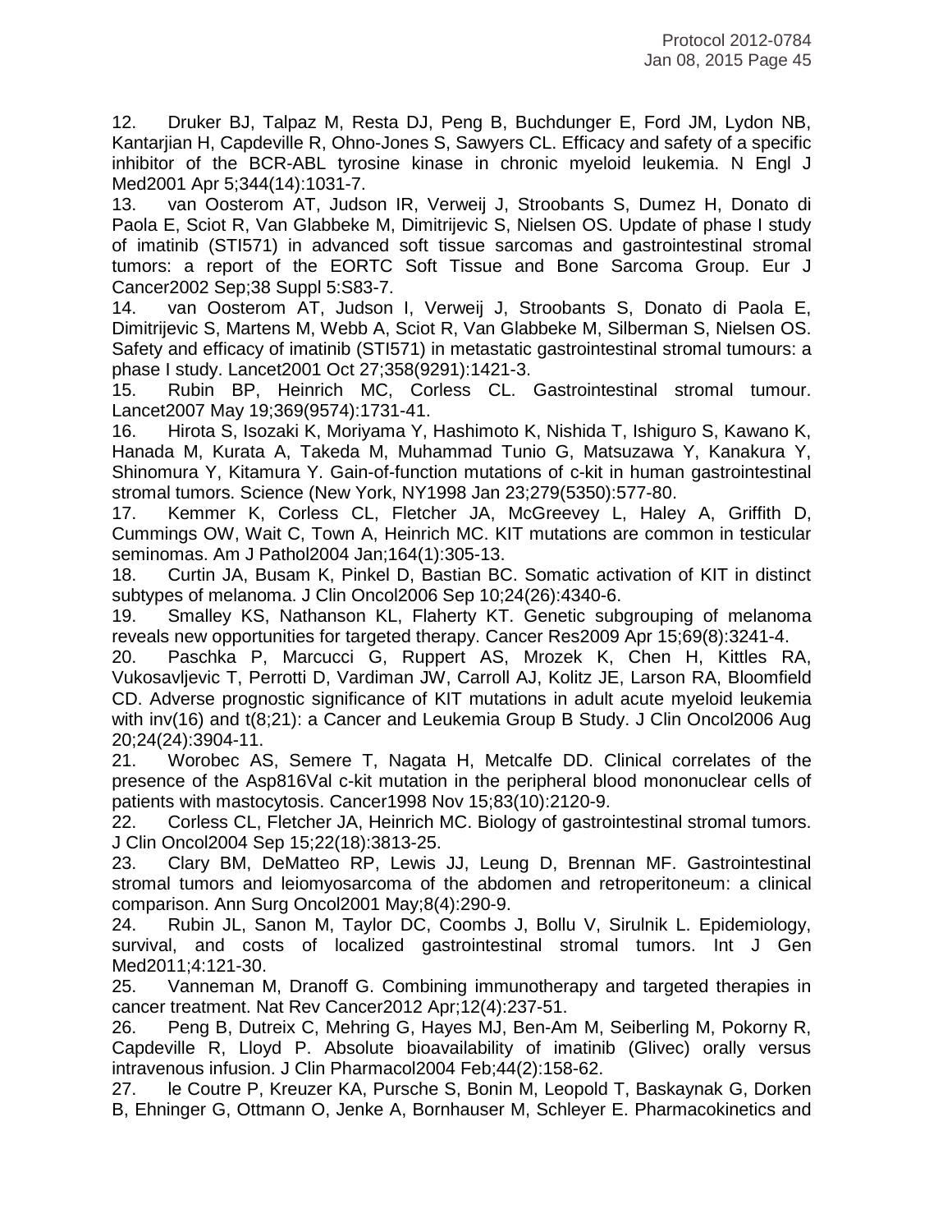12. Druker BJ, Talpaz M, Resta DJ, Peng B, Buchdunger E, Ford JM, Lydon NB, Kantarjian H, Capdeville R, Ohno-Jones S, Sawyers CL. Efficacy and safety of a specific inhibitor of the BCR-ABL tyrosine kinase in chronic myeloid leukemia. N Engl J Med2001 Apr 5;344(14):1031-7.
13. van Oosterom AT, Judson IR, Verweij J, Stroobants S, Dumez H, Donato di Paola E, Sciot R, Van Glabbeke M, Dimitrijevic S, Nielsen OS. Update of phase I study of imatinib (STI571) in advanced soft tissue sarcomas and gastrointestinal stromal tumors: a report of the EORTC Soft Tissue and Bone Sarcoma Group. Eur J Cancer2002 Sep;38 Suppl 5:S83-7.
14. van Oosterom AT, Judson I, Verweij J, Stroobants S, Donato di Paola E, Dimitrijevic S, Martens M, Webb A, Sciot R, Van Glabbeke M, Silberman S, Nielsen OS. Safety and efficacy of imatinib (STI571) in metastatic gastrointestinal stromal tumours: a phase I study. Lancet2001 Oct 27;358(9291):1421-3.
15. Rubin BP, Heinrich MC, Corless CL. Gastrointestinal stromal tumour. Lancet2007 May 19;369(9574):1731-41.
16. Hirota S, Isozaki K, Moriyama Y, Hashimoto K, Nishida T, Ishiguro S, Kawano K, Hanada M, Kurata A, Takeda M, Muhammad Tunio G, Matsuzawa Y, Kanakura Y, Shinomura Y, Kitamura Y. Gain-of-function mutations of c-kit in human gastrointestinal stromal tumors. Science (New York, NY1998 Jan 23;279(5350):577-80.
17. Kemmer K, Corless CL, Fletcher JA, McGreevey L, Haley A, Griffith D, Cummings OW, Wait C, Town A, Heinrich MC. KIT mutations are common in testicular seminomas. Am J Pathol2004 Jan;164(1):305-13.
18. Curtin JA, Busam K, Pinkel D, Bastian BC. Somatic activation of KIT in distinct subtypes of melanoma. J Clin Oncol2006 Sep 10;24(26):4340-6.
19. Smalley KS, Nathanson KL, Flaherty KT. Genetic subgrouping of melanoma reveals new opportunities for targeted therapy. Cancer Res2009 Apr 15;69(8):3241-4.
20. Paschka P, Marcucci G, Ruppert AS, Mrozek K, Chen H, Kittles RA, Vukosavljevic T, Perrotti D, Vardiman JW, Carroll AJ, Kolitz JE, Larson RA, Bloomfield CD. Adverse prognostic significance of KIT mutations in adult acute myeloid leukemia with inv(16) and t(8;21): a Cancer and Leukemia Group B Study. J Clin Oncol2006 Aug 20;24(24):3904-11.
21. Worobec AS, Semere T, Nagata H, Metcalfe DD. Clinical correlates of the presence of the Asp816Val c-kit mutation in the peripheral blood mononuclear cells of patients with mastocytosis. Cancer1998 Nov 15;83(10):2120-9.
22. Corless CL, Fletcher JA, Heinrich MC. Biology of gastrointestinal stromal tumors. J Clin Oncol2004 Sep 15;22(18):3813-25.
23. Clary BM, DeMatteo RP, Lewis JJ, Leung D, Brennan MF. Gastrointestinal stromal tumors and leiomyosarcoma of the abdomen and retroperitoneum: a clinical comparison. Ann Surg Oncol2001 May;8(4):290-9.
24. Rubin JL, Sanon M, Taylor DC, Coombs J, Bollu V, Sirulnik L. Epidemiology, survival, and costs of localized gastrointestinal stromal tumors. Int J Gen Med2011;4:121-30.
25. Vanneman M, Dranoff G. Combining immunotherapy and targeted therapies in cancer treatment. Nat Rev Cancer2012 Apr;12(4):237-51.
26. Peng B, Dutreix C, Mehring G, Hayes MJ, Ben-Am M, Seiberling M, Pokorny R, Capdeville R, Lloyd P. Absolute bioavailability of imatinib (Glivec) orally versus intravenous infusion. J Clin Pharmacol2004 Feb;44(2):158-62.
27. le Coutre P, Kreuzer KA, Pursche S, Bonin M, Leopold T, Baskaynak G, Dorken B, Ehninger G, Ottmann O, Jenke A, Bornhauser M, Schleyer E. Pharmacokinetics and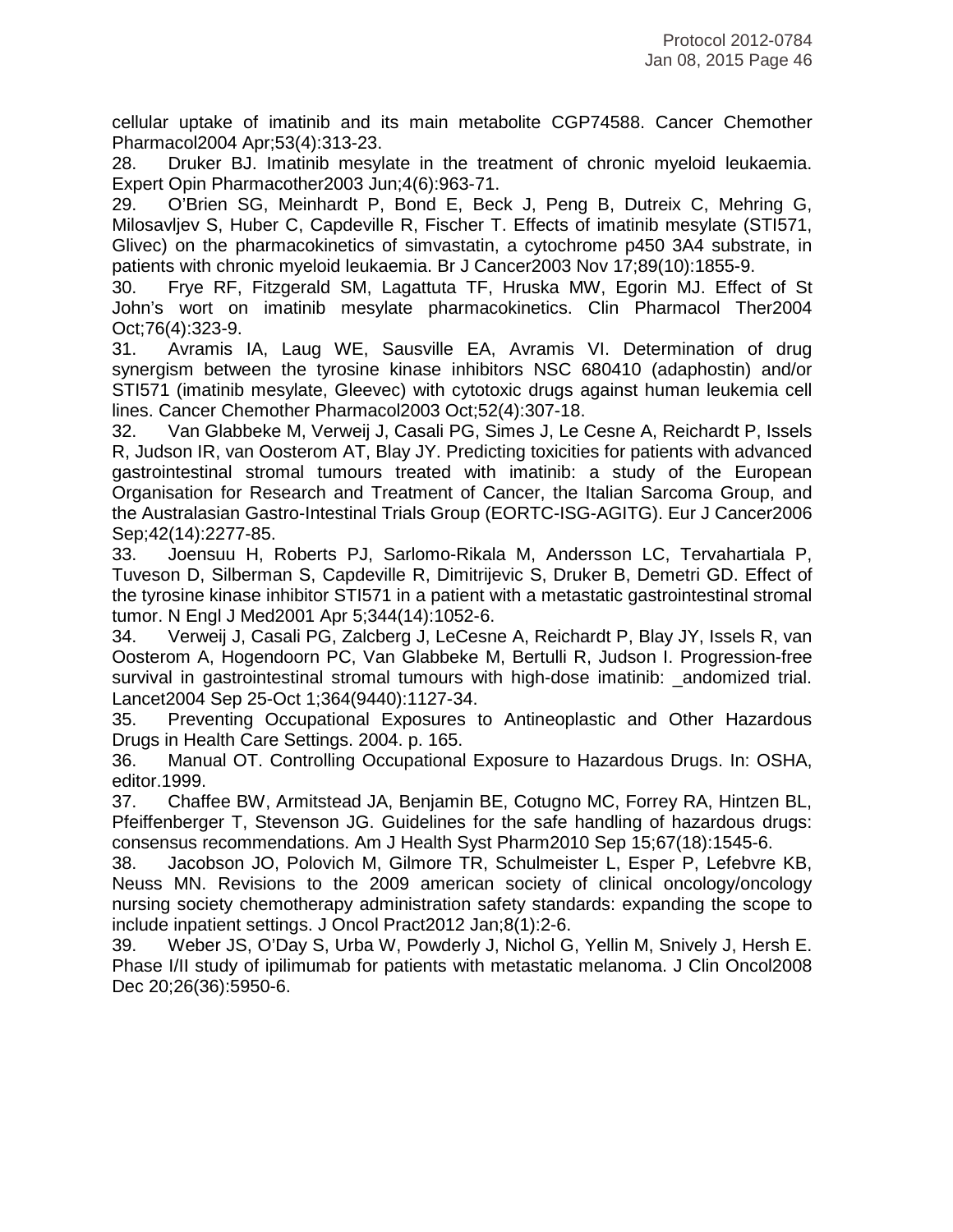cellular uptake of imatinib and its main metabolite CGP74588. Cancer Chemother Pharmacol2004 Apr;53(4):313-23.

28. Druker BJ. Imatinib mesylate in the treatment of chronic myeloid leukaemia. Expert Opin Pharmacother2003 Jun;4(6):963-71.

29. O'Brien SG, Meinhardt P, Bond E, Beck J, Peng B, Dutreix C, Mehring G, Milosavljev S, Huber C, Capdeville R, Fischer T. Effects of imatinib mesylate (STI571, Glivec) on the pharmacokinetics of simvastatin, a cytochrome p450 3A4 substrate, in patients with chronic myeloid leukaemia. Br J Cancer2003 Nov 17;89(10):1855-9.

30. Frye RF, Fitzgerald SM, Lagattuta TF, Hruska MW, Egorin MJ. Effect of St John's wort on imatinib mesylate pharmacokinetics. Clin Pharmacol Ther2004 Oct;76(4):323-9.

31. Avramis IA, Laug WE, Sausville EA, Avramis VI. Determination of drug synergism between the tyrosine kinase inhibitors NSC 680410 (adaphostin) and/or STI571 (imatinib mesylate, Gleevec) with cytotoxic drugs against human leukemia cell lines. Cancer Chemother Pharmacol2003 Oct;52(4):307-18.

32. Van Glabbeke M, Verweij J, Casali PG, Simes J, Le Cesne A, Reichardt P, Issels R, Judson IR, van Oosterom AT, Blay JY. Predicting toxicities for patients with advanced gastrointestinal stromal tumours treated with imatinib: a study of the European Organisation for Research and Treatment of Cancer, the Italian Sarcoma Group, and the Australasian Gastro-Intestinal Trials Group (EORTC-ISG-AGITG). Eur J Cancer2006 Sep;42(14):2277-85.

33. Joensuu H, Roberts PJ, Sarlomo-Rikala M, Andersson LC, Tervahartiala P, Tuveson D, Silberman S, Capdeville R, Dimitrijevic S, Druker B, Demetri GD. Effect of the tyrosine kinase inhibitor STI571 in a patient with a metastatic gastrointestinal stromal tumor. N Engl J Med2001 Apr 5;344(14):1052-6.

34. Verweij J, Casali PG, Zalcberg J, LeCesne A, Reichardt P, Blay JY, Issels R, van Oosterom A, Hogendoorn PC, Van Glabbeke M, Bertulli R, Judson I. Progression-free survival in gastrointestinal stromal tumours with high-dose imatinib: _andomized trial. Lancet2004 Sep 25-Oct 1;364(9440):1127-34.

35. Preventing Occupational Exposures to Antineoplastic and Other Hazardous Drugs in Health Care Settings. 2004. p. 165.

36. Manual OT. Controlling Occupational Exposure to Hazardous Drugs. In: OSHA, editor.1999.

37. Chaffee BW, Armitstead JA, Benjamin BE, Cotugno MC, Forrey RA, Hintzen BL, Pfeiffenberger T, Stevenson JG. Guidelines for the safe handling of hazardous drugs: consensus recommendations. Am J Health Syst Pharm2010 Sep 15;67(18):1545-6.

38. Jacobson JO, Polovich M, Gilmore TR, Schulmeister L, Esper P, Lefebvre KB, Neuss MN. Revisions to the 2009 american society of clinical oncology/oncology nursing society chemotherapy administration safety standards: expanding the scope to include inpatient settings. J Oncol Pract2012 Jan;8(1):2-6.

39. Weber JS, O'Day S, Urba W, Powderly J, Nichol G, Yellin M, Snively J, Hersh E. Phase I/II study of ipilimumab for patients with metastatic melanoma. J Clin Oncol2008 Dec 20;26(36):5950-6.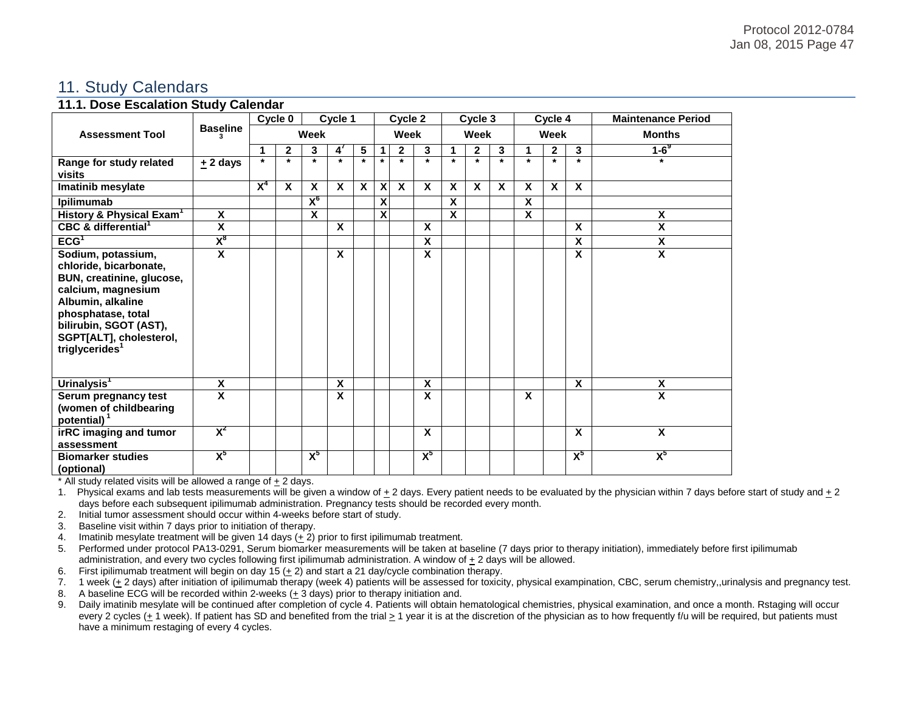# 11. Study Calendars

## 11.1. Dose Escalation Study Calendar

| Assessment Tool | Baseline[3] | Cycle 0 | | Cycle 1 | | | Cycle 2 | | | Cycle 3 | | | Cycle 4 | | | Maintenance Period |
|---|---|---|---|---|---|---|---|---|---|---|---|---|---|---|---|---|
| | | Week | | | | | Week | | | Week | | | Week | | | Months |
| | | 1 | 2 | 3 | 4[7] | 5 | 1 | 2 | 3 | 1 | 2 | 3 | 1 | 2 | 3 | 1-6[9] |
| Range for study related visits | ± 2 days | * | * | * | * | * | * | * | * | * | * | * | * | * | * | * |
| Imatinib mesylate | | X[4] | X | X | X | X | X | X | X | X | X | X | X | X | X | |
| Ipilimumab | | | | X[6] | | | X | | | X | | | X | | | |
| History & Physical Exam[1] | X | | | X | | | X | | | X | | | X | | | X |
| CBC & differential[1] | X | | | | X | | | | X | | | | | | X | X |
| ECG[1] | X[8] | | | | | | | | X | | | | | | X | X |
| Sodium, potassium, chloride, bicarbonate, BUN, creatinine, glucose, calcium, magnesium Albumin, alkaline phosphatase, total bilirubin, SGOT (AST), SGPT[ALT], cholesterol, triglycerides[1] | X | | | | X | | | | X | | | | | | X | X |
| Urinalysis[1] | X | | | | X | | | | X | | | | | | X | X |
| Serum pregnancy test (women of childbearing potential)[1] | X | | | | X | | | | X | | | | X | | | X |
| irRC imaging and tumor assessment | X[2] | | | | | | | | X | | | | | | X | X |
| Biomarker studies (optional) | X[5] | | | X[5] | | | | | X[5] | | | | | | X[5] | X[5] |

\* All study related visits will be allowed a range of ± 2 days.

1. Physical exams and lab tests measurements will be given a window of ± 2 days. Every patient needs to be evaluated by the physician within 7 days before start of study and ± 2 days before each subsequent ipilimumab administration. Pregnancy tests should be recorded every month.
2. Initial tumor assessment should occur within 4-weeks before start of study.
3. Baseline visit within 7 days prior to initiation of therapy.
4. Imatinib mesylate treatment will be given 14 days (± 2) prior to first ipilimumab treatment.
5. Performed under protocol PA13-0291, Serum biomarker measurements will be taken at baseline (7 days prior to therapy initiation), immediately before first ipilimumab administration, and every two cycles following first ipilimumab administration. A window of ± 2 days will be allowed.
6. First ipilimumab treatment will begin on day 15 (± 2) and start a 21 day/cycle combination therapy.
7. 1 week (± 2 days) after initiation of ipilimumab therapy (week 4) patients will be assessed for toxicity, physical exampination, CBC, serum chemistry,,urinalysis and pregnancy test.
8. A baseline ECG will be recorded within 2-weeks (± 3 days) prior to therapy initiation and.
9. Daily imatinib mesylate will be continued after completion of cycle 4. Patients will obtain hematological chemistries, physical examination, and once a month. Rstaging will occur every 2 cycles (± 1 week). If patient has SD and benefited from the trial ≥ 1 year it is at the discretion of the physician as to how frequently f/u will be required, but patients must have a minimum restaging of every 4 cycles.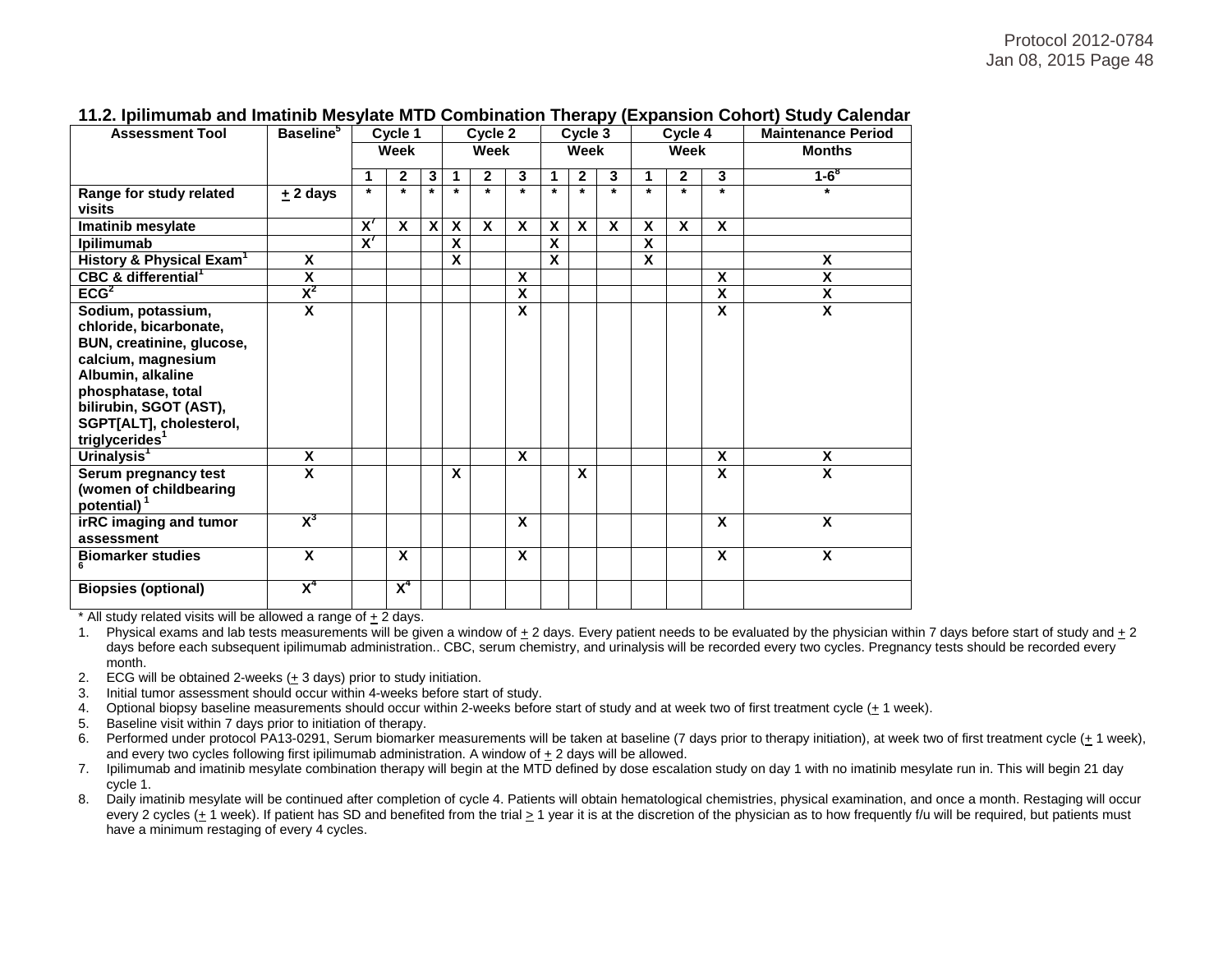### 11.2. Ipilimumab and Imatinib Mesylate MTD Combination Therapy (Expansion Cohort) Study Calendar

| Assessment Tool | Baseline[5] | Cycle 1 | | | Cycle 2 | | | Cycle 3 | | | Cycle 4 | | | Maintenance Period |
|---|---|---|---|---|---|---|---|---|---|---|---|---|---|---|
| | | Week | | | Week | | | Week | | | Week | | | Months |
| | | 1 | 2 | 3 | 1 | 2 | 3 | 1 | 2 | 3 | 1 | 2 | 3 | 1-6[8] |
| Range for study related visits | + 2 days | * | * | * | * | * | * | * | * | * | * | * | * | * |
| Imatinib mesylate | | X[7] | X | X | X | X | X | X | X | X | X | X | X | |
| Ipilimumab | | X[7] | | | X | | | X | | | X | | | |
| History & Physical Exam[1] | X | | | | X | | | X | | | X | | | X |
| CBC & differential[1] | X | | | | | | X | | | | | | X | X |
| ECG[2] | X[2] | | | | | | X | | | | | | X | X |
| Sodium, potassium, chloride, bicarbonate, BUN, creatinine, glucose, calcium, magnesium Albumin, alkaline phosphatase, total bilirubin, SGOT (AST), SGPT[ALT], cholesterol, triglycerides[1] | X | | | | | | X | | | | | | X | X |
| Urinalysis[1] | X | | | | | | X | | | | | | X | X |
| Serum pregnancy test (women of childbearing potential)[1] | X | | | | X | | | | X | | | | X | X |
| irRC imaging and tumor assessment | X[3] | | | | | | X | | | | | | X | X |
| Biomarker studies[6] | X | | X | | | | X | | | | | | X | X |
| Biopsies (optional) | X[4] | | X[4] | | | | | | | | | | | |

* All study related visits will be allowed a range of + 2 days.

1. Physical exams and lab tests measurements will be given a window of + 2 days. Every patient needs to be evaluated by the physician within 7 days before start of study and + 2 days before each subsequent ipilimumab administration.. CBC, serum chemistry, and urinalysis will be recorded every two cycles. Pregnancy tests should be recorded every month.
2. ECG will be obtained 2-weeks (+ 3 days) prior to study initiation.
3. Initial tumor assessment should occur within 4-weeks before start of study.
4. Optional biopsy baseline measurements should occur within 2-weeks before start of study and at week two of first treatment cycle (+ 1 week).
5. Baseline visit within 7 days prior to initiation of therapy.
6. Performed under protocol PA13-0291, Serum biomarker measurements will be taken at baseline (7 days prior to therapy initiation), at week two of first treatment cycle (+ 1 week), and every two cycles following first ipilimumab administration. A window of + 2 days will be allowed.
7. Ipilimumab and imatinib mesylate combination therapy will begin at the MTD defined by dose escalation study on day 1 with no imatinib mesylate run in. This will begin 21 day cycle 1.
8. Daily imatinib mesylate will be continued after completion of cycle 4. Patients will obtain hematological chemistries, physical examination, and once a month. Restaging will occur every 2 cycles (+ 1 week). If patient has SD and benefited from the trial > 1 year it is at the discretion of the physician as to how frequently f/u will be required, but patients must have a minimum restaging of every 4 cycles.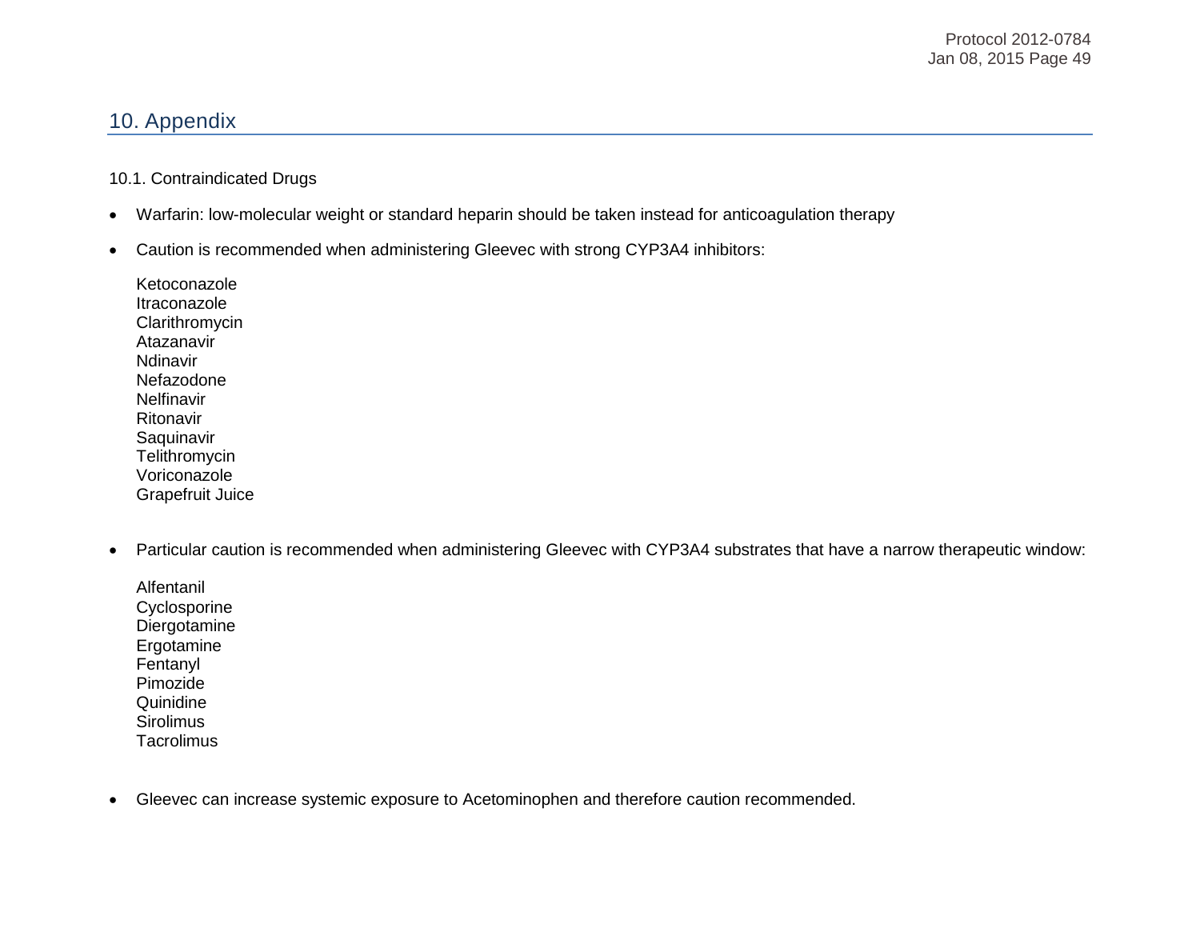# 10. Appendix

10.1. Contraindicated Drugs

- Warfarin: low-molecular weight or standard heparin should be taken instead for anticoagulation therapy
- Caution is recommended when administering Gleevec with strong CYP3A4 inhibitors:

  Ketoconazole
  Itraconazole
  Clarithromycin
  Atazanavir
  Ndinavir
  Nefazodone
  Nelfinavir
  Ritonavir
  Saquinavir
  Telithromycin
  Voriconazole
  Grapefruit Juice

- Particular caution is recommended when administering Gleevec with CYP3A4 substrates that have a narrow therapeutic window:

  Alfentanil
  Cyclosporine
  Diergotamine
  Ergotamine
  Fentanyl
  Pimozide
  Quinidine
  Sirolimus
  Tacrolimus

- Gleevec can increase systemic exposure to Acetominophen and therefore caution recommended.